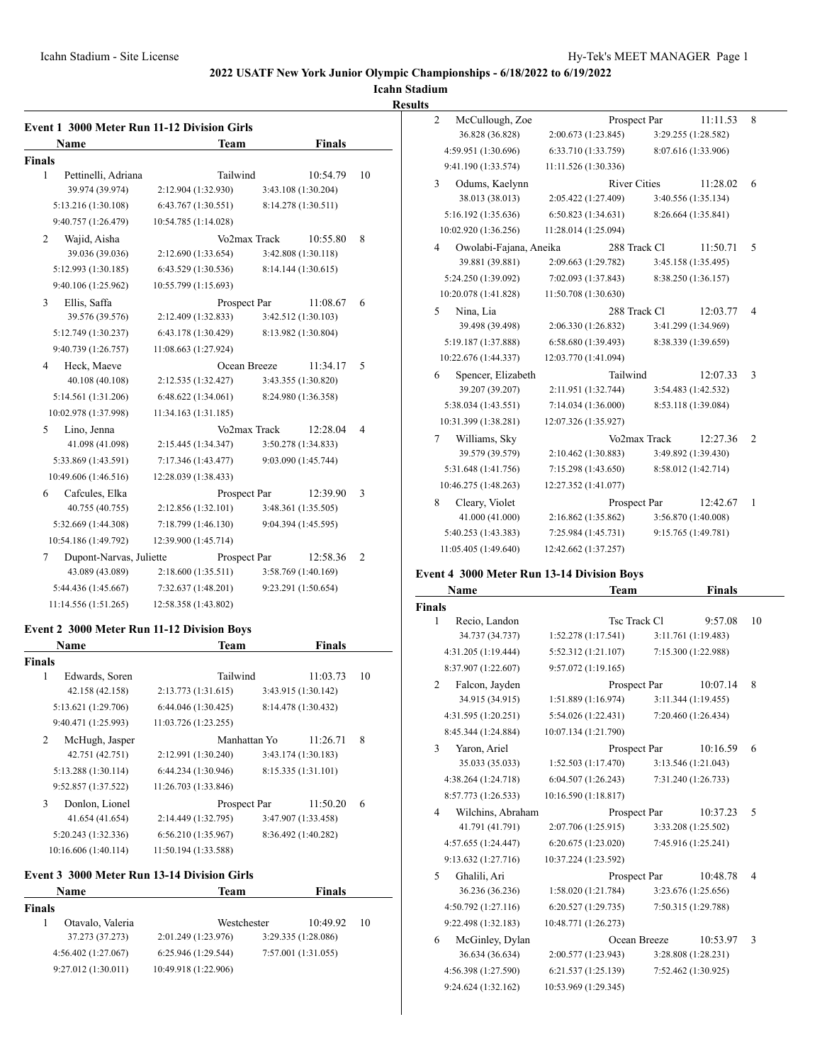# 2022 USATF New York Junior Olympic Championships - 6/18/2022 to 6/19/2022

**Icahn Stadium**

**Results**

## Event 1 3000 Meter Run 11-12 Division Girls

| | Name | Team | Finals | |
|---|---|---|---|---|
| **Finals** | | | | |
| 1 | Pettinelli, Adriana | Tailwind | 10:54.79 | 10 |
| | 39.974 (39.974) | 2:12.904 (1:32.930) | 3:43.108 (1:30.204) | |
| | 5:13.216 (1:30.108) | 6:43.767 (1:30.551) | 8:14.278 (1:30.511) | |
| | 9:40.757 (1:26.479) | 10:54.785 (1:14.028) | | |
| 2 | Wajid, Aisha | Vo2max Track | 10:55.80 | 8 |
| | 39.036 (39.036) | 2:12.690 (1:33.654) | 3:42.808 (1:30.118) | |
| | 5:12.993 (1:30.185) | 6:43.529 (1:30.536) | 8:14.144 (1:30.615) | |
| | 9:40.106 (1:25.962) | 10:55.799 (1:15.693) | | |
| 3 | Ellis, Saffa | Prospect Par | 11:08.67 | 6 |
| | 39.576 (39.576) | 2:12.409 (1:32.833) | 3:42.512 (1:30.103) | |
| | 5:12.749 (1:30.237) | 6:43.178 (1:30.429) | 8:13.982 (1:30.804) | |
| | 9:40.739 (1:26.757) | 11:08.663 (1:27.924) | | |
| 4 | Heck, Maeve | Ocean Breeze | 11:34.17 | 5 |
| | 40.108 (40.108) | 2:12.535 (1:32.427) | 3:43.355 (1:30.820) | |
| | 5:14.561 (1:31.206) | 6:48.622 (1:34.061) | 8:24.980 (1:36.358) | |
| | 10:02.978 (1:37.998) | 11:34.163 (1:31.185) | | |
| 5 | Lino, Jenna | Vo2max Track | 12:28.04 | 4 |
| | 41.098 (41.098) | 2:15.445 (1:34.347) | 3:50.278 (1:34.833) | |
| | 5:33.869 (1:43.591) | 7:17.346 (1:43.477) | 9:03.090 (1:45.744) | |
| | 10:49.606 (1:46.516) | 12:28.039 (1:38.433) | | |
| 6 | Cafcules, Elka | Prospect Par | 12:39.90 | 3 |
| | 40.755 (40.755) | 2:12.856 (1:32.101) | 3:48.361 (1:35.505) | |
| | 5:32.669 (1:44.308) | 7:18.799 (1:46.130) | 9:04.394 (1:45.595) | |
| | 10:54.186 (1:49.792) | 12:39.900 (1:45.714) | | |
| 7 | Dupont-Narvas, Juliette | Prospect Par | 12:58.36 | 2 |
| | 43.089 (43.089) | 2:18.600 (1:35.511) | 3:58.769 (1:40.169) | |
| | 5:44.436 (1:45.667) | 7:32.637 (1:48.201) | 9:23.291 (1:50.654) | |
| | 11:14.556 (1:51.265) | 12:58.358 (1:43.802) | | |

## Event 2 3000 Meter Run 11-12 Division Boys

| | Name | Team | Finals | |
|---|---|---|---|---|
| **Finals** | | | | |
| 1 | Edwards, Soren | Tailwind | 11:03.73 | 10 |
| | 42.158 (42.158) | 2:13.773 (1:31.615) | 3:43.915 (1:30.142) | |
| | 5:13.621 (1:29.706) | 6:44.046 (1:30.425) | 8:14.478 (1:30.432) | |
| | 9:40.471 (1:25.993) | 11:03.726 (1:23.255) | | |
| 2 | McHugh, Jasper | Manhattan Yo | 11:26.71 | 8 |
| | 42.751 (42.751) | 2:12.991 (1:30.240) | 3:43.174 (1:30.183) | |
| | 5:13.288 (1:30.114) | 6:44.234 (1:30.946) | 8:15.335 (1:31.101) | |
| | 9:52.857 (1:37.522) | 11:26.703 (1:33.846) | | |
| 3 | Donlon, Lionel | Prospect Par | 11:50.20 | 6 |
| | 41.654 (41.654) | 2:14.449 (1:32.795) | 3:47.907 (1:33.458) | |
| | 5:20.243 (1:32.336) | 6:56.210 (1:35.967) | 8:36.492 (1:40.282) | |
| | 10:16.606 (1:40.114) | 11:50.194 (1:33.588) | | |

## Event 3 3000 Meter Run 13-14 Division Girls

| | Name | Team | Finals | |
|---|---|---|---|---|
| **Finals** | | | | |
| 1 | Otavalo, Valeria | Westchester | 10:49.92 | 10 |
| | 37.273 (37.273) | 2:01.249 (1:23.976) | 3:29.335 (1:28.086) | |
| | 4:56.402 (1:27.067) | 6:25.946 (1:29.544) | 7:57.001 (1:31.055) | |
| | 9:27.012 (1:30.011) | 10:49.918 (1:22.906) | | |
| 2 | McCullough, Zoe | Prospect Par | 11:11.53 | 8 |
| | 36.828 (36.828) | 2:00.673 (1:23.845) | 3:29.255 (1:28.582) | |
| | 4:59.951 (1:30.696) | 6:33.710 (1:33.759) | 8:07.616 (1:33.906) | |
| | 9:41.190 (1:33.574) | 11:11.526 (1:30.336) | | |
| 3 | Odums, Kaelynn | River Cities | 11:28.02 | 6 |
| | 38.013 (38.013) | 2:05.422 (1:27.409) | 3:40.556 (1:35.134) | |
| | 5:16.192 (1:35.636) | 6:50.823 (1:34.631) | 8:26.664 (1:35.841) | |
| | 10:02.920 (1:36.256) | 11:28.014 (1:25.094) | | |
| 4 | Owolabi-Fajana, Aneika | 288 Track Cl | 11:50.71 | 5 |
| | 39.881 (39.881) | 2:09.663 (1:29.782) | 3:45.158 (1:35.495) | |
| | 5:24.250 (1:39.092) | 7:02.093 (1:37.843) | 8:38.250 (1:36.157) | |
| | 10:20.078 (1:41.828) | 11:50.708 (1:30.630) | | |
| 5 | Nina, Lia | 288 Track Cl | 12:03.77 | 4 |
| | 39.498 (39.498) | 2:06.330 (1:26.832) | 3:41.299 (1:34.969) | |
| | 5:19.187 (1:37.888) | 6:58.680 (1:39.493) | 8:38.339 (1:39.659) | |
| | 10:22.676 (1:44.337) | 12:03.770 (1:41.094) | | |
| 6 | Spencer, Elizabeth | Tailwind | 12:07.33 | 3 |
| | 39.207 (39.207) | 2:11.951 (1:32.744) | 3:54.483 (1:42.532) | |
| | 5:38.034 (1:43.551) | 7:14.034 (1:36.000) | 8:53.118 (1:39.084) | |
| | 10:31.399 (1:38.281) | 12:07.326 (1:35.927) | | |
| 7 | Williams, Sky | Vo2max Track | 12:27.36 | 2 |
| | 39.579 (39.579) | 2:10.462 (1:30.883) | 3:49.892 (1:39.430) | |
| | 5:31.648 (1:41.756) | 7:15.298 (1:43.650) | 8:58.012 (1:42.714) | |
| | 10:46.275 (1:48.263) | 12:27.352 (1:41.077) | | |
| 8 | Cleary, Violet | Prospect Par | 12:42.67 | 1 |
| | 41.000 (41.000) | 2:16.862 (1:35.862) | 3:56.870 (1:40.008) | |
| | 5:40.253 (1:43.383) | 7:25.984 (1:45.731) | 9:15.765 (1:49.781) | |
| | 11:05.405 (1:49.640) | 12:42.662 (1:37.257) | | |

## Event 4 3000 Meter Run 13-14 Division Boys

| | Name | Team | Finals | |
|---|---|---|---|---|
| **Finals** | | | | |
| 1 | Recio, Landon | Tsc Track Cl | 9:57.08 | 10 |
| | 34.737 (34.737) | 1:52.278 (1:17.541) | 3:11.761 (1:19.483) | |
| | 4:31.205 (1:19.444) | 5:52.312 (1:21.107) | 7:15.300 (1:22.988) | |
| | 8:37.907 (1:22.607) | 9:57.072 (1:19.165) | | |
| 2 | Falcon, Jayden | Prospect Par | 10:07.14 | 8 |
| | 34.915 (34.915) | 1:51.889 (1:16.974) | 3:11.344 (1:19.455) | |
| | 4:31.595 (1:20.251) | 5:54.026 (1:22.431) | 7:20.460 (1:26.434) | |
| | 8:45.344 (1:24.884) | 10:07.134 (1:21.790) | | |
| 3 | Yaron, Ariel | Prospect Par | 10:16.59 | 6 |
| | 35.033 (35.033) | 1:52.503 (1:17.470) | 3:13.546 (1:21.043) | |
| | 4:38.264 (1:24.718) | 6:04.507 (1:26.243) | 7:31.240 (1:26.733) | |
| | 8:57.773 (1:26.533) | 10:16.590 (1:18.817) | | |
| 4 | Wilchins, Abraham | Prospect Par | 10:37.23 | 5 |
| | 41.791 (41.791) | 2:07.706 (1:25.915) | 3:33.208 (1:25.502) | |
| | 4:57.655 (1:24.447) | 6:20.675 (1:23.020) | 7:45.916 (1:25.241) | |
| | 9:13.632 (1:27.716) | 10:37.224 (1:23.592) | | |
| 5 | Ghalili, Ari | Prospect Par | 10:48.78 | 4 |
| | 36.236 (36.236) | 1:58.020 (1:21.784) | 3:23.676 (1:25.656) | |
| | 4:50.792 (1:27.116) | 6:20.527 (1:29.735) | 7:50.315 (1:29.788) | |
| | 9:22.498 (1:32.183) | 10:48.771 (1:26.273) | | |
| 6 | McGinley, Dylan | Ocean Breeze | 10:53.97 | 3 |
| | 36.634 (36.634) | 2:00.577 (1:23.943) | 3:28.808 (1:28.231) | |
| | 4:56.398 (1:27.590) | 6:21.537 (1:25.139) | 7:52.462 (1:30.925) | |
| | 9:24.624 (1:32.162) | 10:53.969 (1:29.345) | | |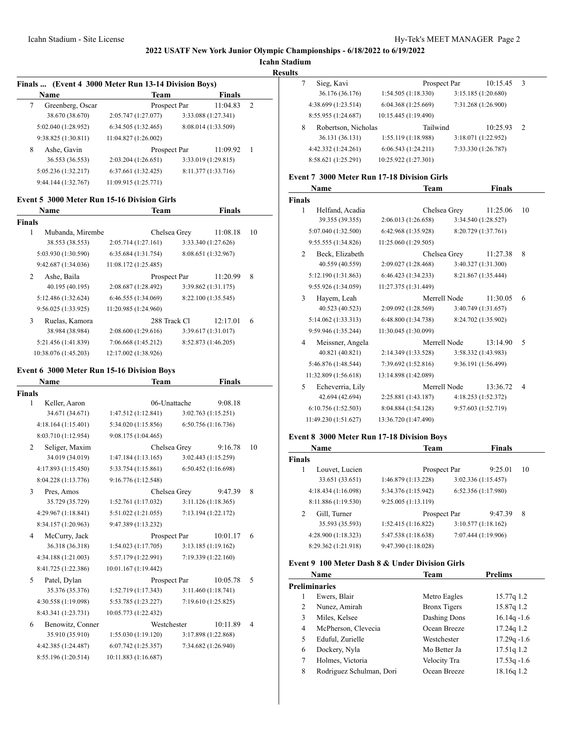# 2022 USATF New York Junior Olympic Championships - 6/18/2022 to 6/19/2022

**Icahn Stadium**

**Results**

### Finals ... (Event 4 3000 Meter Run 13-14 Division Boys)

| | Name | Team | Finals | Points |
|---|---|---|---|---|
| 7 | Greenberg, Oscar | Prospect Par | 11:04.83 | 2 |
| | 38.670 (38.670) | 2:05.747 (1:27.077) | 3:33.088 (1:27.341) | |
| | 5:02.040 (1:28.952) | 6:34.505 (1:32.465) | 8:08.014 (1:33.509) | |
| | 9:38.825 (1:30.811) | 11:04.827 (1:26.002) | | |
| 8 | Ashe, Gavin | Prospect Par | 11:09.92 | 1 |
| | 36.553 (36.553) | 2:03.204 (1:26.651) | 3:33.019 (1:29.815) | |
| | 5:05.236 (1:32.217) | 6:37.661 (1:32.425) | 8:11.377 (1:33.716) | |
| | 9:44.144 (1:32.767) | 11:09.915 (1:25.771) | | |

### Event 5 3000 Meter Run 15-16 Division Girls

**Finals**

| | Name | Team | Finals | Points |
|---|---|---|---|---|
| 1 | Mubanda, Mirembe | Chelsea Grey | 11:08.18 | 10 |
| | 38.553 (38.553) | 2:05.714 (1:27.161) | 3:33.340 (1:27.626) | |
| | 5:03.930 (1:30.590) | 6:35.684 (1:31.754) | 8:08.651 (1:32.967) | |
| | 9:42.687 (1:34.036) | 11:08.172 (1:25.485) | | |
| 2 | Ashe, Baila | Prospect Par | 11:20.99 | 8 |
| | 40.195 (40.195) | 2:08.687 (1:28.492) | 3:39.862 (1:31.175) | |
| | 5:12.486 (1:32.624) | 6:46.555 (1:34.069) | 8:22.100 (1:35.545) | |
| | 9:56.025 (1:33.925) | 11:20.985 (1:24.960) | | |
| 3 | Ruelas, Kamora | 288 Track Cl | 12:17.01 | 6 |
| | 38.984 (38.984) | 2:08.600 (1:29.616) | 3:39.617 (1:31.017) | |
| | 5:21.456 (1:41.839) | 7:06.668 (1:45.212) | 8:52.873 (1:46.205) | |
| | 10:38.076 (1:45.203) | 12:17.002 (1:38.926) | | |

### Event 6 3000 Meter Run 15-16 Division Boys

**Finals**

| | Name | Team | Finals | Points |
|---|---|---|---|---|
| 1 | Keller, Aaron | 06-Unattache | 9:08.18 | |
| | 34.671 (34.671) | 1:47.512 (1:12.841) | 3:02.763 (1:15.251) | |
| | 4:18.164 (1:15.401) | 5:34.020 (1:15.856) | 6:50.756 (1:16.736) | |
| | 8:03.710 (1:12.954) | 9:08.175 (1:04.465) | | |
| 2 | Seliger, Maxim | Chelsea Grey | 9:16.78 | 10 |
| | 34.019 (34.019) | 1:47.184 (1:13.165) | 3:02.443 (1:15.259) | |
| | 4:17.893 (1:15.450) | 5:33.754 (1:15.861) | 6:50.452 (1:16.698) | |
| | 8:04.228 (1:13.776) | 9:16.776 (1:12.548) | | |
| 3 | Pres, Amos | Chelsea Grey | 9:47.39 | 8 |
| | 35.729 (35.729) | 1:52.761 (1:17.032) | 3:11.126 (1:18.365) | |
| | 4:29.967 (1:18.841) | 5:51.022 (1:21.055) | 7:13.194 (1:22.172) | |
| | 8:34.157 (1:20.963) | 9:47.389 (1:13.232) | | |
| 4 | McCurry, Jack | Prospect Par | 10:01.17 | 6 |
| | 36.318 (36.318) | 1:54.023 (1:17.705) | 3:13.185 (1:19.162) | |
| | 4:34.188 (1:21.003) | 5:57.179 (1:22.991) | 7:19.339 (1:22.160) | |
| | 8:41.725 (1:22.386) | 10:01.167 (1:19.442) | | |
| 5 | Patel, Dylan | Prospect Par | 10:05.78 | 5 |
| | 35.376 (35.376) | 1:52.719 (1:17.343) | 3:11.460 (1:18.741) | |
| | 4:30.558 (1:19.098) | 5:53.785 (1:23.227) | 7:19.610 (1:25.825) | |
| | 8:43.341 (1:23.731) | 10:05.773 (1:22.432) | | |
| 6 | Benowitz, Conner | Westchester | 10:11.89 | 4 |
| | 35.910 (35.910) | 1:55.030 (1:19.120) | 3:17.898 (1:22.868) | |
| | 4:42.385 (1:24.487) | 6:07.742 (1:25.357) | 7:34.682 (1:26.940) | |
| | 8:55.196 (1:20.514) | 10:11.883 (1:16.687) | | |
| 7 | Sieg, Kavi | Prospect Par | 10:15.45 | 3 |
| | 36.176 (36.176) | 1:54.505 (1:18.330) | 3:15.185 (1:20.680) | |
| | 4:38.699 (1:23.514) | 6:04.368 (1:25.669) | 7:31.268 (1:26.900) | |
| | 8:55.955 (1:24.687) | 10:15.445 (1:19.490) | | |
| 8 | Robertson, Nicholas | Tailwind | 10:25.93 | 2 |
| | 36.131 (36.131) | 1:55.119 (1:18.988) | 3:18.071 (1:22.952) | |
| | 4:42.332 (1:24.261) | 6:06.543 (1:24.211) | 7:33.330 (1:26.787) | |
| | 8:58.621 (1:25.291) | 10:25.922 (1:27.301) | | |

### Event 7 3000 Meter Run 17-18 Division Girls

**Finals**

| | Name | Team | Finals | Points |
|---|---|---|---|---|
| 1 | Helfand, Acadia | Chelsea Grey | 11:25.06 | 10 |
| | 39.355 (39.355) | 2:06.013 (1:26.658) | 3:34.540 (1:28.527) | |
| | 5:07.040 (1:32.500) | 6:42.968 (1:35.928) | 8:20.729 (1:37.761) | |
| | 9:55.555 (1:34.826) | 11:25.060 (1:29.505) | | |
| 2 | Beck, Elizabeth | Chelsea Grey | 11:27.38 | 8 |
| | 40.559 (40.559) | 2:09.027 (1:28.468) | 3:40.327 (1:31.300) | |
| | 5:12.190 (1:31.863) | 6:46.423 (1:34.233) | 8:21.867 (1:35.444) | |
| | 9:55.926 (1:34.059) | 11:27.375 (1:31.449) | | |
| 3 | Hayem, Leah | Merrell Node | 11:30.05 | 6 |
| | 40.523 (40.523) | 2:09.092 (1:28.569) | 3:40.749 (1:31.657) | |
| | 5:14.062 (1:33.313) | 6:48.800 (1:34.738) | 8:24.702 (1:35.902) | |
| | 9:59.946 (1:35.244) | 11:30.045 (1:30.099) | | |
| 4 | Meissner, Angela | Merrell Node | 13:14.90 | 5 |
| | 40.821 (40.821) | 2:14.349 (1:33.528) | 3:58.332 (1:43.983) | |
| | 5:46.876 (1:48.544) | 7:39.692 (1:52.816) | 9:36.191 (1:56.499) | |
| | 11:32.809 (1:56.618) | 13:14.898 (1:42.089) | | |
| 5 | Echeverria, Lily | Merrell Node | 13:36.72 | 4 |
| | 42.694 (42.694) | 2:25.881 (1:43.187) | 4:18.253 (1:52.372) | |
| | 6:10.756 (1:52.503) | 8:04.884 (1:54.128) | 9:57.603 (1:52.719) | |
| | 11:49.230 (1:51.627) | 13:36.720 (1:47.490) | | |

### Event 8 3000 Meter Run 17-18 Division Boys

**Finals**

| | Name | Team | Finals | Points |
|---|---|---|---|---|
| 1 | Louvet, Lucien | Prospect Par | 9:25.01 | 10 |
| | 33.651 (33.651) | 1:46.879 (1:13.228) | 3:02.336 (1:15.457) | |
| | 4:18.434 (1:16.098) | 5:34.376 (1:15.942) | 6:52.356 (1:17.980) | |
| | 8:11.886 (1:19.530) | 9:25.005 (1:13.119) | | |
| 2 | Gill, Turner | Prospect Par | 9:47.39 | 8 |
| | 35.593 (35.593) | 1:52.415 (1:16.822) | 3:10.577 (1:18.162) | |
| | 4:28.900 (1:18.323) | 5:47.538 (1:18.638) | 7:07.444 (1:19.906) | |
| | 8:29.362 (1:21.918) | 9:47.390 (1:18.028) | | |

### Event 9 100 Meter Dash 8 & Under Division Girls

**Preliminaries**

| | Name | Team | Prelims | Wind |
|---|---|---|---|---|
| 1 | Ewers, Blair | Metro Eagles | 15.77q | 1.2 |
| 2 | Nunez, Amirah | Bronx Tigers | 15.87q | 1.2 |
| 3 | Miles, Kelsee | Dashing Dons | 16.14q | -1.6 |
| 4 | McPherson, Clevecia | Ocean Breeze | 17.24q | 1.2 |
| 5 | Eduful, Zurielle | Westchester | 17.29q | -1.6 |
| 6 | Dockery, Nyla | Mo Better Ja | 17.51q | 1.2 |
| 7 | Holmes, Victoria | Velocity Tra | 17.53q | -1.6 |
| 8 | Rodriguez Schulman, Dori | Ocean Breeze | 18.16q | 1.2 |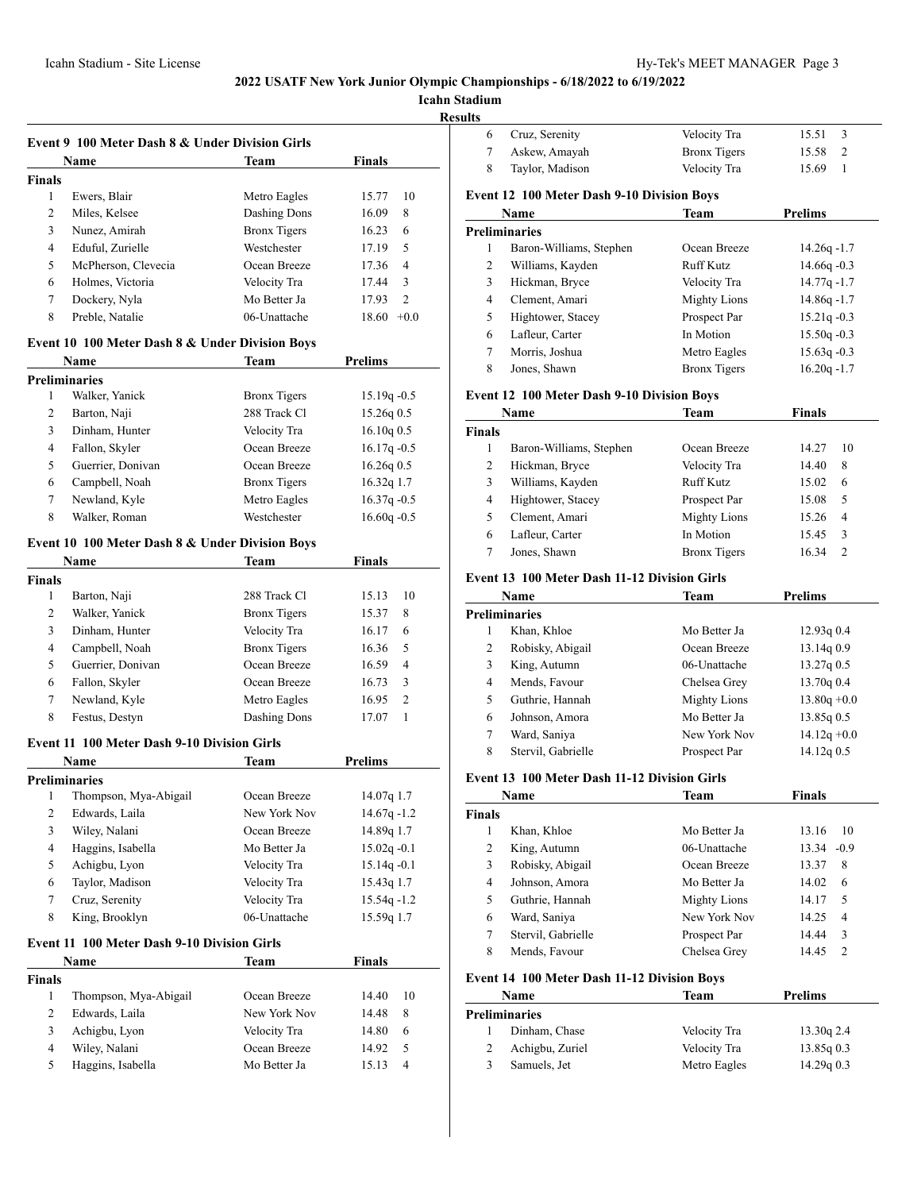## 2022 USATF New York Junior Olympic Championships - 6/18/2022 to 6/19/2022

**Icahn Stadium**

**Results**

### Event 9 100 Meter Dash 8 & Under Division Girls

| | Name | Team | Finals | |
|---|---|---|---|---|
| **Finals** | | | | |
| 1 | Ewers, Blair | Metro Eagles | 15.77 | 10 |
| 2 | Miles, Kelsee | Dashing Dons | 16.09 | 8 |
| 3 | Nunez, Amirah | Bronx Tigers | 16.23 | 6 |
| 4 | Eduful, Zurielle | Westchester | 17.19 | 5 |
| 5 | McPherson, Clevecia | Ocean Breeze | 17.36 | 4 |
| 6 | Holmes, Victoria | Velocity Tra | 17.44 | 3 |
| 7 | Dockery, Nyla | Mo Better Ja | 17.93 | 2 |
| 8 | Preble, Natalie | 06-Unattache | 18.60 | +0.0 |

### Event 10 100 Meter Dash 8 & Under Division Boys

| | Name | Team | Prelims |
|---|---|---|---|
| **Preliminaries** | | | |
| 1 | Walker, Yanick | Bronx Tigers | 15.19q -0.5 |
| 2 | Barton, Naji | 288 Track Cl | 15.26q 0.5 |
| 3 | Dinham, Hunter | Velocity Tra | 16.10q 0.5 |
| 4 | Fallon, Skyler | Ocean Breeze | 16.17q -0.5 |
| 5 | Guerrier, Donivan | Ocean Breeze | 16.26q 0.5 |
| 6 | Campbell, Noah | Bronx Tigers | 16.32q 1.7 |
| 7 | Newland, Kyle | Metro Eagles | 16.37q -0.5 |
| 8 | Walker, Roman | Westchester | 16.60q -0.5 |

### Event 10 100 Meter Dash 8 & Under Division Boys

| | Name | Team | Finals | |
|---|---|---|---|---|
| **Finals** | | | | |
| 1 | Barton, Naji | 288 Track Cl | 15.13 | 10 |
| 2 | Walker, Yanick | Bronx Tigers | 15.37 | 8 |
| 3 | Dinham, Hunter | Velocity Tra | 16.17 | 6 |
| 4 | Campbell, Noah | Bronx Tigers | 16.36 | 5 |
| 5 | Guerrier, Donivan | Ocean Breeze | 16.59 | 4 |
| 6 | Fallon, Skyler | Ocean Breeze | 16.73 | 3 |
| 7 | Newland, Kyle | Metro Eagles | 16.95 | 2 |
| 8 | Festus, Destyn | Dashing Dons | 17.07 | 1 |

### Event 11 100 Meter Dash 9-10 Division Girls

| | Name | Team | Prelims |
|---|---|---|---|
| **Preliminaries** | | | |
| 1 | Thompson, Mya-Abigail | Ocean Breeze | 14.07q 1.7 |
| 2 | Edwards, Laila | New York Nov | 14.67q -1.2 |
| 3 | Wiley, Nalani | Ocean Breeze | 14.89q 1.7 |
| 4 | Haggins, Isabella | Mo Better Ja | 15.02q -0.1 |
| 5 | Achigbu, Lyon | Velocity Tra | 15.14q -0.1 |
| 6 | Taylor, Madison | Velocity Tra | 15.43q 1.7 |
| 7 | Cruz, Serenity | Velocity Tra | 15.54q -1.2 |
| 8 | King, Brooklyn | 06-Unattache | 15.59q 1.7 |

### Event 11 100 Meter Dash 9-10 Division Girls

| | Name | Team | Finals | |
|---|---|---|---|---|
| **Finals** | | | | |
| 1 | Thompson, Mya-Abigail | Ocean Breeze | 14.40 | 10 |
| 2 | Edwards, Laila | New York Nov | 14.48 | 8 |
| 3 | Achigbu, Lyon | Velocity Tra | 14.80 | 6 |
| 4 | Wiley, Nalani | Ocean Breeze | 14.92 | 5 |
| 5 | Haggins, Isabella | Mo Better Ja | 15.13 | 4 |
| 6 | Cruz, Serenity | Velocity Tra | 15.51 | 3 |
| 7 | Askew, Amayah | Bronx Tigers | 15.58 | 2 |
| 8 | Taylor, Madison | Velocity Tra | 15.69 | 1 |

### Event 12 100 Meter Dash 9-10 Division Boys

| | Name | Team | Prelims |
|---|---|---|---|
| **Preliminaries** | | | |
| 1 | Baron-Williams, Stephen | Ocean Breeze | 14.26q -1.7 |
| 2 | Williams, Kayden | Ruff Kutz | 14.66q -0.3 |
| 3 | Hickman, Bryce | Velocity Tra | 14.77q -1.7 |
| 4 | Clement, Amari | Mighty Lions | 14.86q -1.7 |
| 5 | Hightower, Stacey | Prospect Par | 15.21q -0.3 |
| 6 | Lafleur, Carter | In Motion | 15.50q -0.3 |
| 7 | Morris, Joshua | Metro Eagles | 15.63q -0.3 |
| 8 | Jones, Shawn | Bronx Tigers | 16.20q -1.7 |

### Event 12 100 Meter Dash 9-10 Division Boys

| | Name | Team | Finals | |
|---|---|---|---|---|
| **Finals** | | | | |
| 1 | Baron-Williams, Stephen | Ocean Breeze | 14.27 | 10 |
| 2 | Hickman, Bryce | Velocity Tra | 14.40 | 8 |
| 3 | Williams, Kayden | Ruff Kutz | 15.02 | 6 |
| 4 | Hightower, Stacey | Prospect Par | 15.08 | 5 |
| 5 | Clement, Amari | Mighty Lions | 15.26 | 4 |
| 6 | Lafleur, Carter | In Motion | 15.45 | 3 |
| 7 | Jones, Shawn | Bronx Tigers | 16.34 | 2 |

### Event 13 100 Meter Dash 11-12 Division Girls

| | Name | Team | Prelims |
|---|---|---|---|
| **Preliminaries** | | | |
| 1 | Khan, Khloe | Mo Better Ja | 12.93q 0.4 |
| 2 | Robisky, Abigail | Ocean Breeze | 13.14q 0.9 |
| 3 | King, Autumn | 06-Unattache | 13.27q 0.5 |
| 4 | Mends, Favour | Chelsea Grey | 13.70q 0.4 |
| 5 | Guthrie, Hannah | Mighty Lions | 13.80q +0.0 |
| 6 | Johnson, Amora | Mo Better Ja | 13.85q 0.5 |
| 7 | Ward, Saniya | New York Nov | 14.12q +0.0 |
| 8 | Stervil, Gabrielle | Prospect Par | 14.12q 0.5 |

### Event 13 100 Meter Dash 11-12 Division Girls

| | Name | Team | Finals | |
|---|---|---|---|---|
| **Finals** | | | | |
| 1 | Khan, Khloe | Mo Better Ja | 13.16 | 10 |
| 2 | King, Autumn | 06-Unattache | 13.34 | -0.9 |
| 3 | Robisky, Abigail | Ocean Breeze | 13.37 | 8 |
| 4 | Johnson, Amora | Mo Better Ja | 14.02 | 6 |
| 5 | Guthrie, Hannah | Mighty Lions | 14.17 | 5 |
| 6 | Ward, Saniya | New York Nov | 14.25 | 4 |
| 7 | Stervil, Gabrielle | Prospect Par | 14.44 | 3 |
| 8 | Mends, Favour | Chelsea Grey | 14.45 | 2 |

### Event 14 100 Meter Dash 11-12 Division Boys

| | Name | Team | Prelims |
|---|---|---|---|
| **Preliminaries** | | | |
| 1 | Dinham, Chase | Velocity Tra | 13.30q 2.4 |
| 2 | Achigbu, Zuriel | Velocity Tra | 13.85q 0.3 |
| 3 | Samuels, Jet | Metro Eagles | 14.29q 0.3 |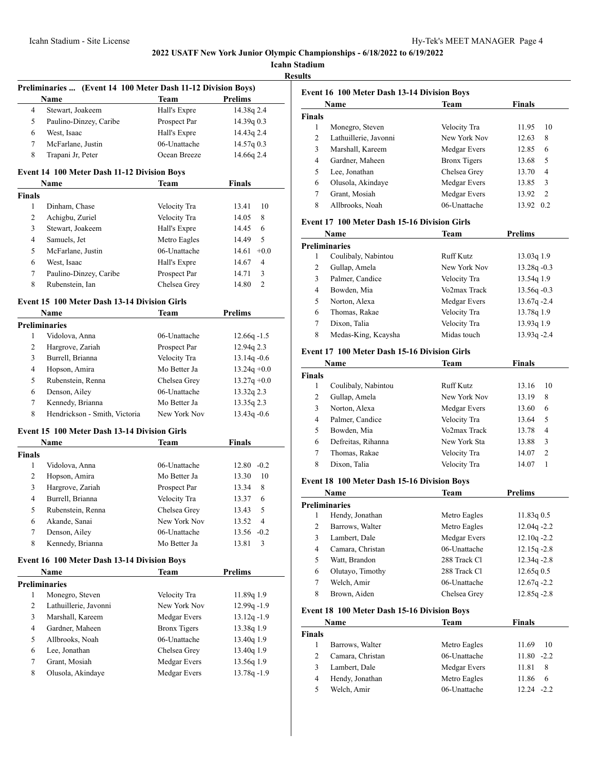## 2022 USATF New York Junior Olympic Championships - 6/18/2022 to 6/19/2022

**Icahn Stadium**

**Results**

### Preliminaries ... (Event 14 100 Meter Dash 11-12 Division Boys)

| | Name | Team | Prelims |
|---|---|---|---|
| 4 | Stewart, Joakeem | Hall's Expre | 14.38q 2.4 |
| 5 | Paulino-Dinzey, Caribe | Prospect Par | 14.39q 0.3 |
| 6 | West, Isaac | Hall's Expre | 14.43q 2.4 |
| 7 | McFarlane, Justin | 06-Unattache | 14.57q 0.3 |
| 8 | Trapani Jr, Peter | Ocean Breeze | 14.66q 2.4 |

### Event 14 100 Meter Dash 11-12 Division Boys

| | Name | Team | Finals | |
|---|---|---|---|---|
| **Finals** | | | | |
| 1 | Dinham, Chase | Velocity Tra | 13.41 | 10 |
| 2 | Achigbu, Zuriel | Velocity Tra | 14.05 | 8 |
| 3 | Stewart, Joakeem | Hall's Expre | 14.45 | 6 |
| 4 | Samuels, Jet | Metro Eagles | 14.49 | 5 |
| 5 | McFarlane, Justin | 06-Unattache | 14.61 | +0.0 |
| 6 | West, Isaac | Hall's Expre | 14.67 | 4 |
| 7 | Paulino-Dinzey, Caribe | Prospect Par | 14.71 | 3 |
| 8 | Rubenstein, Ian | Chelsea Grey | 14.80 | 2 |

### Event 15 100 Meter Dash 13-14 Division Girls

| | Name | Team | Prelims |
|---|---|---|---|
| **Preliminaries** | | | |
| 1 | Vidolova, Anna | 06-Unattache | 12.66q -1.5 |
| 2 | Hargrove, Zariah | Prospect Par | 12.94q 2.3 |
| 3 | Burrell, Brianna | Velocity Tra | 13.14q -0.6 |
| 4 | Hopson, Amira | Mo Better Ja | 13.24q +0.0 |
| 5 | Rubenstein, Renna | Chelsea Grey | 13.27q +0.0 |
| 6 | Denson, Ailey | 06-Unattache | 13.32q 2.3 |
| 7 | Kennedy, Brianna | Mo Better Ja | 13.35q 2.3 |
| 8 | Hendrickson - Smith, Victoria | New York Nov | 13.43q -0.6 |

### Event 15 100 Meter Dash 13-14 Division Girls

| | Name | Team | Finals | |
|---|---|---|---|---|
| **Finals** | | | | |
| 1 | Vidolova, Anna | 06-Unattache | 12.80 | -0.2 |
| 2 | Hopson, Amira | Mo Better Ja | 13.30 | 10 |
| 3 | Hargrove, Zariah | Prospect Par | 13.34 | 8 |
| 4 | Burrell, Brianna | Velocity Tra | 13.37 | 6 |
| 5 | Rubenstein, Renna | Chelsea Grey | 13.43 | 5 |
| 6 | Akande, Sanai | New York Nov | 13.52 | 4 |
| 7 | Denson, Ailey | 06-Unattache | 13.56 | -0.2 |
| 8 | Kennedy, Brianna | Mo Better Ja | 13.81 | 3 |

### Event 16 100 Meter Dash 13-14 Division Boys

| | Name | Team | Prelims |
|---|---|---|---|
| **Preliminaries** | | | |
| 1 | Monegro, Steven | Velocity Tra | 11.89q 1.9 |
| 2 | Lathuillerie, Javonni | New York Nov | 12.99q -1.9 |
| 3 | Marshall, Kareem | Medgar Evers | 13.12q -1.9 |
| 4 | Gardner, Maheen | Bronx Tigers | 13.38q 1.9 |
| 5 | Allbrooks, Noah | 06-Unattache | 13.40q 1.9 |
| 6 | Lee, Jonathan | Chelsea Grey | 13.40q 1.9 |
| 7 | Grant, Mosiah | Medgar Evers | 13.56q 1.9 |
| 8 | Olusola, Akindaye | Medgar Evers | 13.78q -1.9 |

### Event 16 100 Meter Dash 13-14 Division Boys

| | Name | Team | Finals | |
|---|---|---|---|---|
| **Finals** | | | | |
| 1 | Monegro, Steven | Velocity Tra | 11.95 | 10 |
| 2 | Lathuillerie, Javonni | New York Nov | 12.63 | 8 |
| 3 | Marshall, Kareem | Medgar Evers | 12.85 | 6 |
| 4 | Gardner, Maheen | Bronx Tigers | 13.68 | 5 |
| 5 | Lee, Jonathan | Chelsea Grey | 13.70 | 4 |
| 6 | Olusola, Akindaye | Medgar Evers | 13.85 | 3 |
| 7 | Grant, Mosiah | Medgar Evers | 13.92 | 2 |
| 8 | Allbrooks, Noah | 06-Unattache | 13.92 | 0.2 |

### Event 17 100 Meter Dash 15-16 Division Girls

| | Name | Team | Prelims |
|---|---|---|---|
| **Preliminaries** | | | |
| 1 | Coulibaly, Nabintou | Ruff Kutz | 13.03q 1.9 |
| 2 | Gullap, Amela | New York Nov | 13.28q -0.3 |
| 3 | Palmer, Candice | Velocity Tra | 13.54q 1.9 |
| 4 | Bowden, Mia | Vo2max Track | 13.56q -0.3 |
| 5 | Norton, Alexa | Medgar Evers | 13.67q -2.4 |
| 6 | Thomas, Rakae | Velocity Tra | 13.78q 1.9 |
| 7 | Dixon, Talia | Velocity Tra | 13.93q 1.9 |
| 8 | Medas-King, Kcaysha | Midas touch | 13.93q -2.4 |

### Event 17 100 Meter Dash 15-16 Division Girls

| | Name | Team | Finals | |
|---|---|---|---|---|
| **Finals** | | | | |
| 1 | Coulibaly, Nabintou | Ruff Kutz | 13.16 | 10 |
| 2 | Gullap, Amela | New York Nov | 13.19 | 8 |
| 3 | Norton, Alexa | Medgar Evers | 13.60 | 6 |
| 4 | Palmer, Candice | Velocity Tra | 13.64 | 5 |
| 5 | Bowden, Mia | Vo2max Track | 13.78 | 4 |
| 6 | Defreitas, Rihanna | New York Sta | 13.88 | 3 |
| 7 | Thomas, Rakae | Velocity Tra | 14.07 | 2 |
| 8 | Dixon, Talia | Velocity Tra | 14.07 | 1 |

### Event 18 100 Meter Dash 15-16 Division Boys

| | Name | Team | Prelims |
|---|---|---|---|
| **Preliminaries** | | | |
| 1 | Hendy, Jonathan | Metro Eagles | 11.83q 0.5 |
| 2 | Barrows, Walter | Metro Eagles | 12.04q -2.2 |
| 3 | Lambert, Dale | Medgar Evers | 12.10q -2.2 |
| 4 | Camara, Christan | 06-Unattache | 12.15q -2.8 |
| 5 | Watt, Brandon | 288 Track Cl | 12.34q -2.8 |
| 6 | Olutayo, Timothy | 288 Track Cl | 12.65q 0.5 |
| 7 | Welch, Amir | 06-Unattache | 12.67q -2.2 |
| 8 | Brown, Aiden | Chelsea Grey | 12.85q -2.8 |

### Event 18 100 Meter Dash 15-16 Division Boys

| | Name | Team | Finals | |
|---|---|---|---|---|
| **Finals** | | | | |
| 1 | Barrows, Walter | Metro Eagles | 11.69 | 10 |
| 2 | Camara, Christan | 06-Unattache | 11.80 | -2.2 |
| 3 | Lambert, Dale | Medgar Evers | 11.81 | 8 |
| 4 | Hendy, Jonathan | Metro Eagles | 11.86 | 6 |
| 5 | Welch, Amir | 06-Unattache | 12.24 | -2.2 |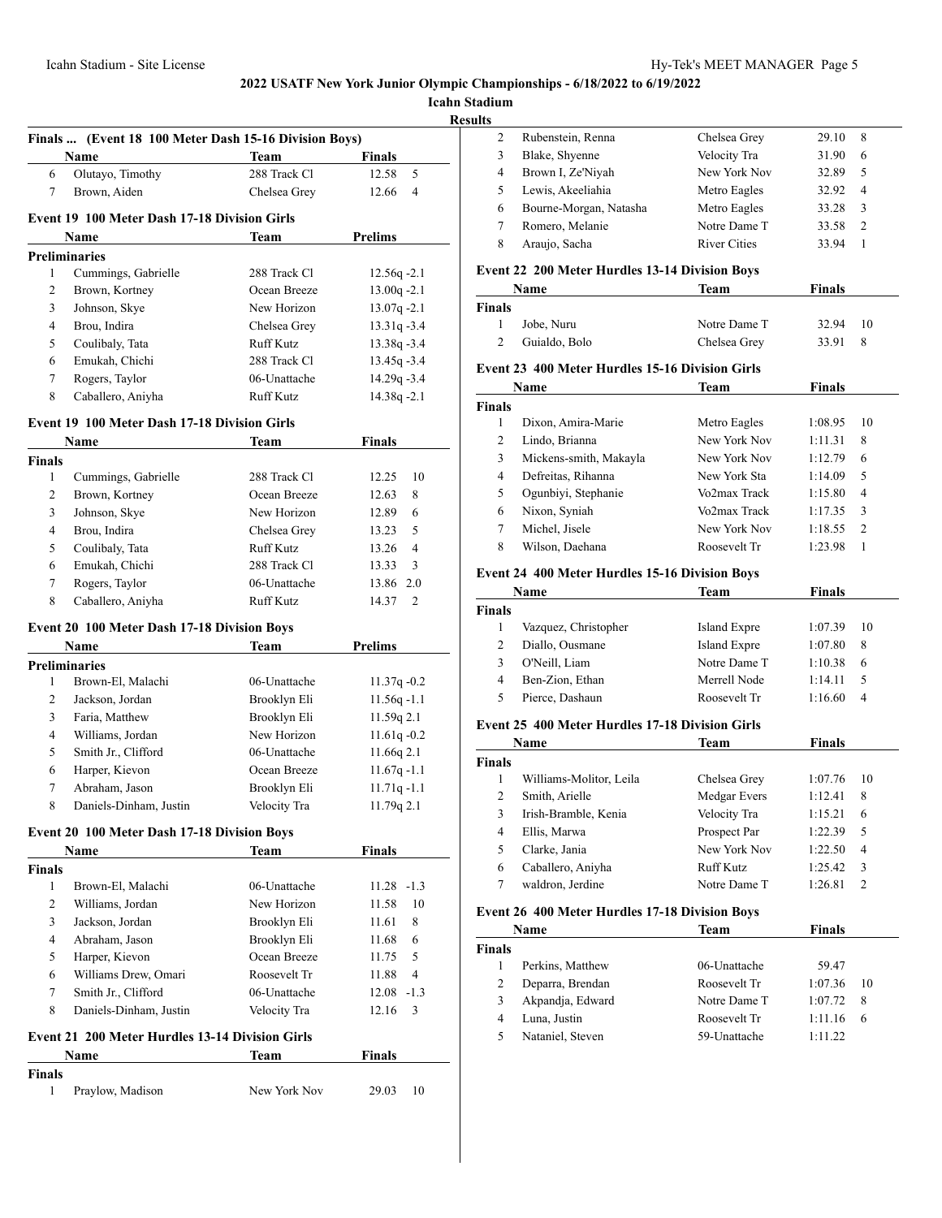# 2022 USATF New York Junior Olympic Championships - 6/18/2022 to 6/19/2022

## Icahn Stadium

### Results

### Finals ... (Event 18 100 Meter Dash 15-16 Division Boys)

| | Name | Team | Finals | |
|---|---|---|---|---|
| 6 | Olutayo, Timothy | 288 Track Cl | 12.58 | 5 |
| 7 | Brown, Aiden | Chelsea Grey | 12.66 | 4 |

### Event 19 100 Meter Dash 17-18 Division Girls

| | Name | Team | Prelims |
|---|---|---|---|
| **Preliminaries** | | | |
| 1 | Cummings, Gabrielle | 288 Track Cl | 12.56q -2.1 |
| 2 | Brown, Kortney | Ocean Breeze | 13.00q -2.1 |
| 3 | Johnson, Skye | New Horizon | 13.07q -2.1 |
| 4 | Brou, Indira | Chelsea Grey | 13.31q -3.4 |
| 5 | Coulibaly, Tata | Ruff Kutz | 13.38q -3.4 |
| 6 | Emukah, Chichi | 288 Track Cl | 13.45q -3.4 |
| 7 | Rogers, Taylor | 06-Unattache | 14.29q -3.4 |
| 8 | Caballero, Aniyha | Ruff Kutz | 14.38q -2.1 |

### Event 19 100 Meter Dash 17-18 Division Girls

| | Name | Team | Finals | |
|---|---|---|---|---|
| **Finals** | | | | |
| 1 | Cummings, Gabrielle | 288 Track Cl | 12.25 | 10 |
| 2 | Brown, Kortney | Ocean Breeze | 12.63 | 8 |
| 3 | Johnson, Skye | New Horizon | 12.89 | 6 |
| 4 | Brou, Indira | Chelsea Grey | 13.23 | 5 |
| 5 | Coulibaly, Tata | Ruff Kutz | 13.26 | 4 |
| 6 | Emukah, Chichi | 288 Track Cl | 13.33 | 3 |
| 7 | Rogers, Taylor | 06-Unattache | 13.86 | 2.0 |
| 8 | Caballero, Aniyha | Ruff Kutz | 14.37 | 2 |

### Event 20 100 Meter Dash 17-18 Division Boys

| | Name | Team | Prelims |
|---|---|---|---|
| **Preliminaries** | | | |
| 1 | Brown-El, Malachi | 06-Unattache | 11.37q -0.2 |
| 2 | Jackson, Jordan | Brooklyn Eli | 11.56q -1.1 |
| 3 | Faria, Matthew | Brooklyn Eli | 11.59q 2.1 |
| 4 | Williams, Jordan | New Horizon | 11.61q -0.2 |
| 5 | Smith Jr., Clifford | 06-Unattache | 11.66q 2.1 |
| 6 | Harper, Kievon | Ocean Breeze | 11.67q -1.1 |
| 7 | Abraham, Jason | Brooklyn Eli | 11.71q -1.1 |
| 8 | Daniels-Dinham, Justin | Velocity Tra | 11.79q 2.1 |

### Event 20 100 Meter Dash 17-18 Division Boys

| | Name | Team | Finals | |
|---|---|---|---|---|
| **Finals** | | | | |
| 1 | Brown-El, Malachi | 06-Unattache | 11.28 | -1.3 |
| 2 | Williams, Jordan | New Horizon | 11.58 | 10 |
| 3 | Jackson, Jordan | Brooklyn Eli | 11.61 | 8 |
| 4 | Abraham, Jason | Brooklyn Eli | 11.68 | 6 |
| 5 | Harper, Kievon | Ocean Breeze | 11.75 | 5 |
| 6 | Williams Drew, Omari | Roosevelt Tr | 11.88 | 4 |
| 7 | Smith Jr., Clifford | 06-Unattache | 12.08 | -1.3 |
| 8 | Daniels-Dinham, Justin | Velocity Tra | 12.16 | 3 |

### Event 21 200 Meter Hurdles 13-14 Division Girls

| | Name | Team | Finals | |
|---|---|---|---|---|
| **Finals** | | | | |
| 1 | Praylow, Madison | New York Nov | 29.03 | 10 |
| 2 | Rubenstein, Renna | Chelsea Grey | 29.10 | 8 |
| 3 | Blake, Shyenne | Velocity Tra | 31.90 | 6 |
| 4 | Brown I, Ze'Niyah | New York Nov | 32.89 | 5 |
| 5 | Lewis, Akeeliahia | Metro Eagles | 32.92 | 4 |
| 6 | Bourne-Morgan, Natasha | Metro Eagles | 33.28 | 3 |
| 7 | Romero, Melanie | Notre Dame T | 33.58 | 2 |
| 8 | Araujo, Sacha | River Cities | 33.94 | 1 |

### Event 22 200 Meter Hurdles 13-14 Division Boys

| | Name | Team | Finals | |
|---|---|---|---|---|
| **Finals** | | | | |
| 1 | Jobe, Nuru | Notre Dame T | 32.94 | 10 |
| 2 | Guialdo, Bolo | Chelsea Grey | 33.91 | 8 |

### Event 23 400 Meter Hurdles 15-16 Division Girls

| | Name | Team | Finals | |
|---|---|---|---|---|
| **Finals** | | | | |
| 1 | Dixon, Amira-Marie | Metro Eagles | 1:08.95 | 10 |
| 2 | Lindo, Brianna | New York Nov | 1:11.31 | 8 |
| 3 | Mickens-smith, Makayla | New York Nov | 1:12.79 | 6 |
| 4 | Defreitas, Rihanna | New York Sta | 1:14.09 | 5 |
| 5 | Ogunbiyi, Stephanie | Vo2max Track | 1:15.80 | 4 |
| 6 | Nixon, Syniah | Vo2max Track | 1:17.35 | 3 |
| 7 | Michel, Jisele | New York Nov | 1:18.55 | 2 |
| 8 | Wilson, Daehana | Roosevelt Tr | 1:23.98 | 1 |

### Event 24 400 Meter Hurdles 15-16 Division Boys

| | Name | Team | Finals | |
|---|---|---|---|---|
| **Finals** | | | | |
| 1 | Vazquez, Christopher | Island Expre | 1:07.39 | 10 |
| 2 | Diallo, Ousmane | Island Expre | 1:07.80 | 8 |
| 3 | O'Neill, Liam | Notre Dame T | 1:10.38 | 6 |
| 4 | Ben-Zion, Ethan | Merrell Node | 1:14.11 | 5 |
| 5 | Pierce, Dashaun | Roosevelt Tr | 1:16.60 | 4 |

### Event 25 400 Meter Hurdles 17-18 Division Girls

| | Name | Team | Finals | |
|---|---|---|---|---|
| **Finals** | | | | |
| 1 | Williams-Molitor, Leila | Chelsea Grey | 1:07.76 | 10 |
| 2 | Smith, Arielle | Medgar Evers | 1:12.41 | 8 |
| 3 | Irish-Bramble, Kenia | Velocity Tra | 1:15.21 | 6 |
| 4 | Ellis, Marwa | Prospect Par | 1:22.39 | 5 |
| 5 | Clarke, Jania | New York Nov | 1:22.50 | 4 |
| 6 | Caballero, Aniyha | Ruff Kutz | 1:25.42 | 3 |
| 7 | waldron, Jerdine | Notre Dame T | 1:26.81 | 2 |

### Event 26 400 Meter Hurdles 17-18 Division Boys

| | Name | Team | Finals | |
|---|---|---|---|---|
| **Finals** | | | | |
| 1 | Perkins, Matthew | 06-Unattache | 59.47 | |
| 2 | Deparra, Brendan | Roosevelt Tr | 1:07.36 | 10 |
| 3 | Akpandja, Edward | Notre Dame T | 1:07.72 | 8 |
| 4 | Luna, Justin | Roosevelt Tr | 1:11.16 | 6 |
| 5 | Nataniel, Steven | 59-Unattache | 1:11.22 | |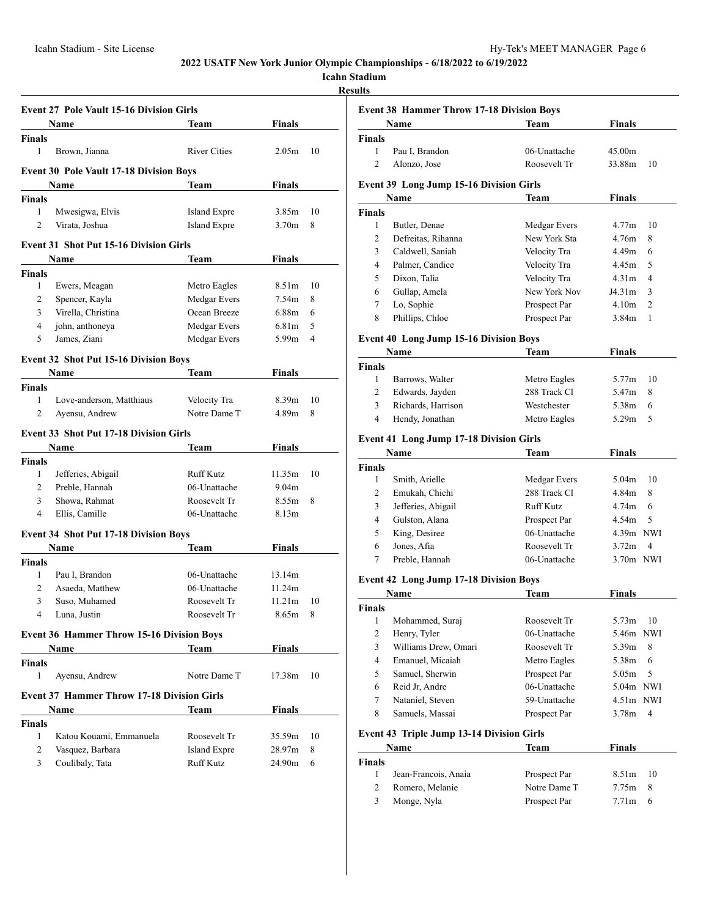# 2022 USATF New York Junior Olympic Championships - 6/18/2022 to 6/19/2022

**Icahn Stadium**

**Results**

### Event 27 Pole Vault 15-16 Division Girls

| | Name | Team | Finals | |
|---|---|---|---|---|
| **Finals** | | | | |
| 1 | Brown, Jianna | River Cities | 2.05m | 10 |

### Event 30 Pole Vault 17-18 Division Boys

| | Name | Team | Finals | |
|---|---|---|---|---|
| **Finals** | | | | |
| 1 | Mwesigwa, Elvis | Island Expre | 3.85m | 10 |
| 2 | Virata, Joshua | Island Expre | 3.70m | 8 |

### Event 31 Shot Put 15-16 Division Girls

| | Name | Team | Finals | |
|---|---|---|---|---|
| **Finals** | | | | |
| 1 | Ewers, Meagan | Metro Eagles | 8.51m | 10 |
| 2 | Spencer, Kayla | Medgar Evers | 7.54m | 8 |
| 3 | Virella, Christina | Ocean Breeze | 6.88m | 6 |
| 4 | john, anthoneya | Medgar Evers | 6.81m | 5 |
| 5 | James, Ziani | Medgar Evers | 5.99m | 4 |

### Event 32 Shot Put 15-16 Division Boys

| | Name | Team | Finals | |
|---|---|---|---|---|
| **Finals** | | | | |
| 1 | Love-anderson, Matthiaus | Velocity Tra | 8.39m | 10 |
| 2 | Ayensu, Andrew | Notre Dame T | 4.89m | 8 |

### Event 33 Shot Put 17-18 Division Girls

| | Name | Team | Finals | |
|---|---|---|---|---|
| **Finals** | | | | |
| 1 | Jefferies, Abigail | Ruff Kutz | 11.35m | 10 |
| 2 | Preble, Hannah | 06-Unattache | 9.04m | |
| 3 | Showa, Rahmat | Roosevelt Tr | 8.55m | 8 |
| 4 | Ellis, Camille | 06-Unattache | 8.13m | |

### Event 34 Shot Put 17-18 Division Boys

| | Name | Team | Finals | |
|---|---|---|---|---|
| **Finals** | | | | |
| 1 | Pau I, Brandon | 06-Unattache | 13.14m | |
| 2 | Asaeda, Matthew | 06-Unattache | 11.24m | |
| 3 | Suso, Muhamed | Roosevelt Tr | 11.21m | 10 |
| 4 | Luna, Justin | Roosevelt Tr | 8.65m | 8 |

### Event 36 Hammer Throw 15-16 Division Boys

| | Name | Team | Finals | |
|---|---|---|---|---|
| **Finals** | | | | |
| 1 | Ayensu, Andrew | Notre Dame T | 17.38m | 10 |

### Event 37 Hammer Throw 17-18 Division Girls

| | Name | Team | Finals | |
|---|---|---|---|---|
| **Finals** | | | | |
| 1 | Katou Kouami, Emmanuela | Roosevelt Tr | 35.59m | 10 |
| 2 | Vasquez, Barbara | Island Expre | 28.97m | 8 |
| 3 | Coulibaly, Tata | Ruff Kutz | 24.90m | 6 |

### Event 38 Hammer Throw 17-18 Division Boys

| | Name | Team | Finals | |
|---|---|---|---|---|
| **Finals** | | | | |
| 1 | Pau I, Brandon | 06-Unattache | 45.00m | |
| 2 | Alonzo, Jose | Roosevelt Tr | 33.88m | 10 |

### Event 39 Long Jump 15-16 Division Girls

| | Name | Team | Finals | |
|---|---|---|---|---|
| **Finals** | | | | |
| 1 | Butler, Denae | Medgar Evers | 4.77m | 10 |
| 2 | Defreitas, Rihanna | New York Sta | 4.76m | 8 |
| 3 | Caldwell, Saniah | Velocity Tra | 4.49m | 6 |
| 4 | Palmer, Candice | Velocity Tra | 4.45m | 5 |
| 5 | Dixon, Talia | Velocity Tra | 4.31m | 4 |
| 6 | Gullap, Amela | New York Nov | J4.31m | 3 |
| 7 | Lo, Sophie | Prospect Par | 4.10m | 2 |
| 8 | Phillips, Chloe | Prospect Par | 3.84m | 1 |

### Event 40 Long Jump 15-16 Division Boys

| | Name | Team | Finals | |
|---|---|---|---|---|
| **Finals** | | | | |
| 1 | Barrows, Walter | Metro Eagles | 5.77m | 10 |
| 2 | Edwards, Jayden | 288 Track Cl | 5.47m | 8 |
| 3 | Richards, Harrison | Westchester | 5.38m | 6 |
| 4 | Hendy, Jonathan | Metro Eagles | 5.29m | 5 |

### Event 41 Long Jump 17-18 Division Girls

| | Name | Team | Finals | |
|---|---|---|---|---|
| **Finals** | | | | |
| 1 | Smith, Arielle | Medgar Evers | 5.04m | 10 |
| 2 | Emukah, Chichi | 288 Track Cl | 4.84m | 8 |
| 3 | Jefferies, Abigail | Ruff Kutz | 4.74m | 6 |
| 4 | Gulston, Alana | Prospect Par | 4.54m | 5 |
| 5 | King, Desiree | 06-Unattache | 4.39m | NWI |
| 6 | Jones, Afia | Roosevelt Tr | 3.72m | 4 |
| 7 | Preble, Hannah | 06-Unattache | 3.70m | NWI |

### Event 42 Long Jump 17-18 Division Boys

| | Name | Team | Finals | |
|---|---|---|---|---|
| **Finals** | | | | |
| 1 | Mohammed, Suraj | Roosevelt Tr | 5.73m | 10 |
| 2 | Henry, Tyler | 06-Unattache | 5.46m | NWI |
| 3 | Williams Drew, Omari | Roosevelt Tr | 5.39m | 8 |
| 4 | Emanuel, Micaiah | Metro Eagles | 5.38m | 6 |
| 5 | Samuel, Sherwin | Prospect Par | 5.05m | 5 |
| 6 | Reid Jr, Andre | 06-Unattache | 5.04m | NWI |
| 7 | Nataniel, Steven | 59-Unattache | 4.51m | NWI |
| 8 | Samuels, Massai | Prospect Par | 3.78m | 4 |

### Event 43 Triple Jump 13-14 Division Girls

| | Name | Team | Finals | |
|---|---|---|---|---|
| **Finals** | | | | |
| 1 | Jean-Francois, Anaia | Prospect Par | 8.51m | 10 |
| 2 | Romero, Melanie | Notre Dame T | 7.75m | 8 |
| 3 | Monge, Nyla | Prospect Par | 7.71m | 6 |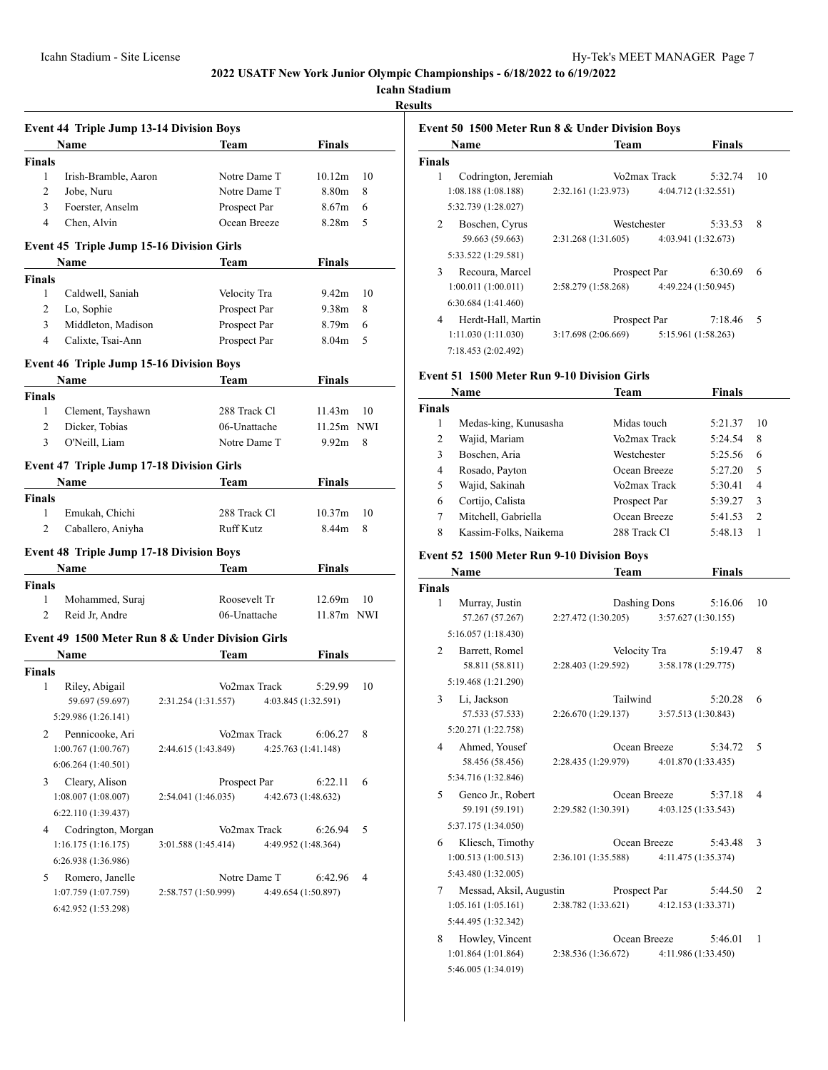**2022 USATF New York Junior Olympic Championships - 6/18/2022 to 6/19/2022**

**Icahn Stadium**

**Results**

### Event 44 Triple Jump 13-14 Division Boys

| | Name | Team | Finals | |
|---|---|---|---|---|
| **Finals** | | | | |
| 1 | Irish-Bramble, Aaron | Notre Dame T | 10.12m | 10 |
| 2 | Jobe, Nuru | Notre Dame T | 8.80m | 8 |
| 3 | Foerster, Anselm | Prospect Par | 8.67m | 6 |
| 4 | Chen, Alvin | Ocean Breeze | 8.28m | 5 |

### Event 45 Triple Jump 15-16 Division Girls

| | Name | Team | Finals | |
|---|---|---|---|---|
| **Finals** | | | | |
| 1 | Caldwell, Saniah | Velocity Tra | 9.42m | 10 |
| 2 | Lo, Sophie | Prospect Par | 9.38m | 8 |
| 3 | Middleton, Madison | Prospect Par | 8.79m | 6 |
| 4 | Calixte, Tsai-Ann | Prospect Par | 8.04m | 5 |

### Event 46 Triple Jump 15-16 Division Boys

| | Name | Team | Finals | |
|---|---|---|---|---|
| **Finals** | | | | |
| 1 | Clement, Tayshawn | 288 Track Cl | 11.43m | 10 |
| 2 | Dicker, Tobias | 06-Unattache | 11.25m | NWI |
| 3 | O'Neill, Liam | Notre Dame T | 9.92m | 8 |

### Event 47 Triple Jump 17-18 Division Girls

| | Name | Team | Finals | |
|---|---|---|---|---|
| **Finals** | | | | |
| 1 | Emukah, Chichi | 288 Track Cl | 10.37m | 10 |
| 2 | Caballero, Aniyha | Ruff Kutz | 8.44m | 8 |

### Event 48 Triple Jump 17-18 Division Boys

| | Name | Team | Finals | |
|---|---|---|---|---|
| **Finals** | | | | |
| 1 | Mohammed, Suraj | Roosevelt Tr | 12.69m | 10 |
| 2 | Reid Jr, Andre | 06-Unattache | 11.87m | NWI |

### Event 49 1500 Meter Run 8 & Under Division Girls

| | Name | Team | Finals | |
|---|---|---|---|---|
| **Finals** | | | | |
| 1 | Riley, Abigail | Vo2max Track | 5:29.99 | 10 |
| | 59.697 (59.697) | 2:31.254 (1:31.557) | 4:03.845 (1:32.591) | |
| | 5:29.986 (1:26.141) | | | |
| 2 | Pennicooke, Ari | Vo2max Track | 6:06.27 | 8 |
| | 1:00.767 (1:00.767) | 2:44.615 (1:43.849) | 4:25.763 (1:41.148) | |
| | 6:06.264 (1:40.501) | | | |
| 3 | Cleary, Alison | Prospect Par | 6:22.11 | 6 |
| | 1:08.007 (1:08.007) | 2:54.041 (1:46.035) | 4:42.673 (1:48.632) | |
| | 6:22.110 (1:39.437) | | | |
| 4 | Codrington, Morgan | Vo2max Track | 6:26.94 | 5 |
| | 1:16.175 (1:16.175) | 3:01.588 (1:45.414) | 4:49.952 (1:48.364) | |
| | 6:26.938 (1:36.986) | | | |
| 5 | Romero, Janelle | Notre Dame T | 6:42.96 | 4 |
| | 1:07.759 (1:07.759) | 2:58.757 (1:50.999) | 4:49.654 (1:50.897) | |
| | 6:42.952 (1:53.298) | | | |

### Event 50 1500 Meter Run 8 & Under Division Boys

| | Name | Team | Finals | |
|---|---|---|---|---|
| **Finals** | | | | |
| 1 | Codrington, Jeremiah | Vo2max Track | 5:32.74 | 10 |
| | 1:08.188 (1:08.188) | 2:32.161 (1:23.973) | 4:04.712 (1:32.551) | |
| | 5:32.739 (1:28.027) | | | |
| 2 | Boschen, Cyrus | Westchester | 5:33.53 | 8 |
| | 59.663 (59.663) | 2:31.268 (1:31.605) | 4:03.941 (1:32.673) | |
| | 5:33.522 (1:29.581) | | | |
| 3 | Recoura, Marcel | Prospect Par | 6:30.69 | 6 |
| | 1:00.011 (1:00.011) | 2:58.279 (1:58.268) | 4:49.224 (1:50.945) | |
| | 6:30.684 (1:41.460) | | | |
| 4 | Herdt-Hall, Martin | Prospect Par | 7:18.46 | 5 |
| | 1:11.030 (1:11.030) | 3:17.698 (2:06.669) | 5:15.961 (1:58.263) | |
| | 7:18.453 (2:02.492) | | | |

### Event 51 1500 Meter Run 9-10 Division Girls

| | Name | Team | Finals | |
|---|---|---|---|---|
| **Finals** | | | | |
| 1 | Medas-king, Kunusasha | Midas touch | 5:21.37 | 10 |
| 2 | Wajid, Mariam | Vo2max Track | 5:24.54 | 8 |
| 3 | Boschen, Aria | Westchester | 5:25.56 | 6 |
| 4 | Rosado, Payton | Ocean Breeze | 5:27.20 | 5 |
| 5 | Wajid, Sakinah | Vo2max Track | 5:30.41 | 4 |
| 6 | Cortijo, Calista | Prospect Par | 5:39.27 | 3 |
| 7 | Mitchell, Gabriella | Ocean Breeze | 5:41.53 | 2 |
| 8 | Kassim-Folks, Naikema | 288 Track Cl | 5:48.13 | 1 |

### Event 52 1500 Meter Run 9-10 Division Boys

| | Name | Team | Finals | |
|---|---|---|---|---|
| **Finals** | | | | |
| 1 | Murray, Justin | Dashing Dons | 5:16.06 | 10 |
| | 57.267 (57.267) | 2:27.472 (1:30.205) | 3:57.627 (1:30.155) | |
| | 5:16.057 (1:18.430) | | | |
| 2 | Barrett, Romel | Velocity Tra | 5:19.47 | 8 |
| | 58.811 (58.811) | 2:28.403 (1:29.592) | 3:58.178 (1:29.775) | |
| | 5:19.468 (1:21.290) | | | |
| 3 | Li, Jackson | Tailwind | 5:20.28 | 6 |
| | 57.533 (57.533) | 2:26.670 (1:29.137) | 3:57.513 (1:30.843) | |
| | 5:20.271 (1:22.758) | | | |
| 4 | Ahmed, Yousef | Ocean Breeze | 5:34.72 | 5 |
| | 58.456 (58.456) | 2:28.435 (1:29.979) | 4:01.870 (1:33.435) | |
| | 5:34.716 (1:32.846) | | | |
| 5 | Genco Jr., Robert | Ocean Breeze | 5:37.18 | 4 |
| | 59.191 (59.191) | 2:29.582 (1:30.391) | 4:03.125 (1:33.543) | |
| | 5:37.175 (1:34.050) | | | |
| 6 | Kliesch, Timothy | Ocean Breeze | 5:43.48 | 3 |
| | 1:00.513 (1:00.513) | 2:36.101 (1:35.588) | 4:11.475 (1:35.374) | |
| | 5:43.480 (1:32.005) | | | |
| 7 | Messad, Aksil, Augustin | Prospect Par | 5:44.50 | 2 |
| | 1:05.161 (1:05.161) | 2:38.782 (1:33.621) | 4:12.153 (1:33.371) | |
| | 5:44.495 (1:32.342) | | | |
| 8 | Howley, Vincent | Ocean Breeze | 5:46.01 | 1 |
| | 1:01.864 (1:01.864) | 2:38.536 (1:36.672) | 4:11.986 (1:33.450) | |
| | 5:46.005 (1:34.019) | | | |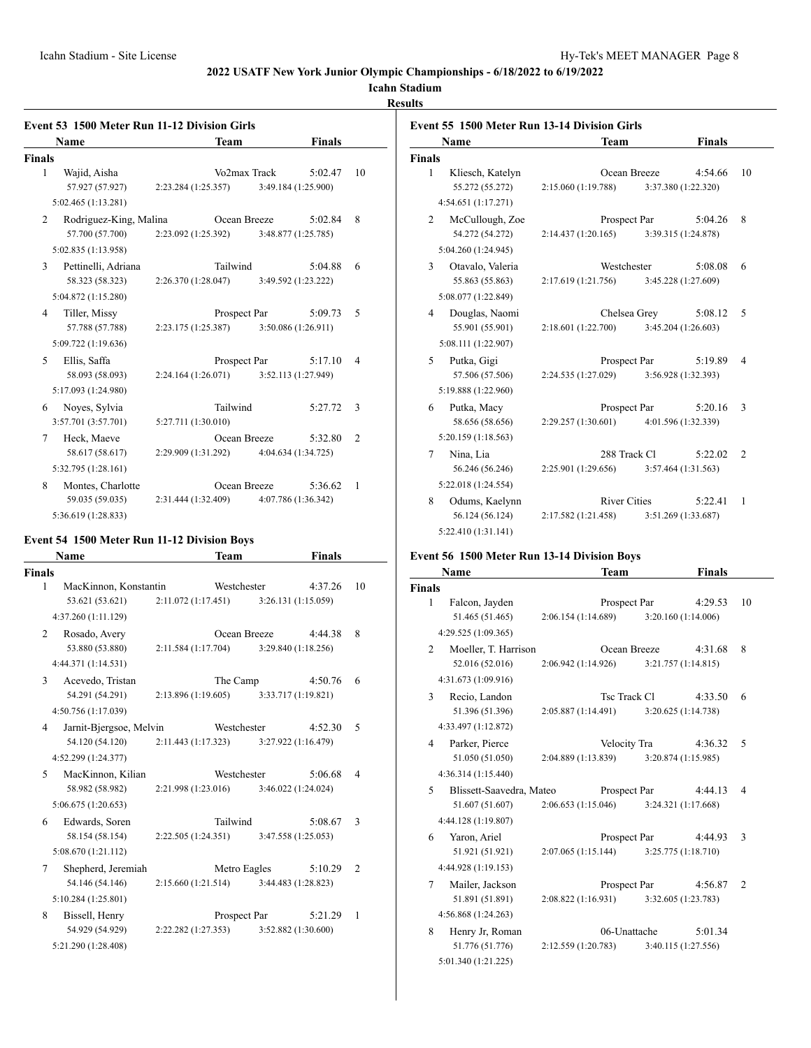## 2022 USATF New York Junior Olympic Championships - 6/18/2022 to 6/19/2022

**Icahn Stadium**

**Results**

### Event 53 1500 Meter Run 11-12 Division Girls

| Place | Name | Team | Finals | Points |
|---|---|---|---|---|
| **Finals** | | | | |
| 1 | Wajid, Aisha | Vo2max Track | 5:02.47 | 10 |
| | 57.927 (57.927) 2:23.284 (1:25.357) 3:49.184 (1:25.900) 5:02.465 (1:13.281) | | | |
| 2 | Rodriguez-King, Malina | Ocean Breeze | 5:02.84 | 8 |
| | 57.700 (57.700) 2:23.092 (1:25.392) 3:48.877 (1:25.785) 5:02.835 (1:13.958) | | | |
| 3 | Pettinelli, Adriana | Tailwind | 5:04.88 | 6 |
| | 58.323 (58.323) 2:26.370 (1:28.047) 3:49.592 (1:23.222) 5:04.872 (1:15.280) | | | |
| 4 | Tiller, Missy | Prospect Par | 5:09.73 | 5 |
| | 57.788 (57.788) 2:23.175 (1:25.387) 3:50.086 (1:26.911) 5:09.722 (1:19.636) | | | |
| 5 | Ellis, Saffa | Prospect Par | 5:17.10 | 4 |
| | 58.093 (58.093) 2:24.164 (1:26.071) 3:52.113 (1:27.949) 5:17.093 (1:24.980) | | | |
| 6 | Noyes, Sylvia | Tailwind | 5:27.72 | 3 |
| | 3:57.701 (3:57.701) 5:27.711 (1:30.010) | | | |
| 7 | Heck, Maeve | Ocean Breeze | 5:32.80 | 2 |
| | 58.617 (58.617) 2:29.909 (1:31.292) 4:04.634 (1:34.725) 5:32.795 (1:28.161) | | | |
| 8 | Montes, Charlotte | Ocean Breeze | 5:36.62 | 1 |
| | 59.035 (59.035) 2:31.444 (1:32.409) 4:07.786 (1:36.342) 5:36.619 (1:28.833) | | | |

### Event 54 1500 Meter Run 11-12 Division Boys

| Place | Name | Team | Finals | Points |
|---|---|---|---|---|
| **Finals** | | | | |
| 1 | MacKinnon, Konstantin | Westchester | 4:37.26 | 10 |
| | 53.621 (53.621) 2:11.072 (1:17.451) 3:26.131 (1:15.059) 4:37.260 (1:11.129) | | | |
| 2 | Rosado, Avery | Ocean Breeze | 4:44.38 | 8 |
| | 53.880 (53.880) 2:11.584 (1:17.704) 3:29.840 (1:18.256) 4:44.371 (1:14.531) | | | |
| 3 | Acevedo, Tristan | The Camp | 4:50.76 | 6 |
| | 54.291 (54.291) 2:13.896 (1:19.605) 3:33.717 (1:19.821) 4:50.756 (1:17.039) | | | |
| 4 | Jarnit-Bjergsoe, Melvin | Westchester | 4:52.30 | 5 |
| | 54.120 (54.120) 2:11.443 (1:17.323) 3:27.922 (1:16.479) 4:52.299 (1:24.377) | | | |
| 5 | MacKinnon, Kilian | Westchester | 5:06.68 | 4 |
| | 58.982 (58.982) 2:21.998 (1:23.016) 3:46.022 (1:24.024) 5:06.675 (1:20.653) | | | |
| 6 | Edwards, Soren | Tailwind | 5:08.67 | 3 |
| | 58.154 (58.154) 2:22.505 (1:24.351) 3:47.558 (1:25.053) 5:08.670 (1:21.112) | | | |
| 7 | Shepherd, Jeremiah | Metro Eagles | 5:10.29 | 2 |
| | 54.146 (54.146) 2:15.660 (1:21.514) 3:44.483 (1:28.823) 5:10.284 (1:25.801) | | | |
| 8 | Bissell, Henry | Prospect Par | 5:21.29 | 1 |
| | 54.929 (54.929) 2:22.282 (1:27.353) 3:52.882 (1:30.600) 5:21.290 (1:28.408) | | | |

### Event 55 1500 Meter Run 13-14 Division Girls

| Place | Name | Team | Finals | Points |
|---|---|---|---|---|
| **Finals** | | | | |
| 1 | Kliesch, Katelyn | Ocean Breeze | 4:54.66 | 10 |
| | 55.272 (55.272) 2:15.060 (1:19.788) 3:37.380 (1:22.320) 4:54.651 (1:17.271) | | | |
| 2 | McCullough, Zoe | Prospect Par | 5:04.26 | 8 |
| | 54.272 (54.272) 2:14.437 (1:20.165) 3:39.315 (1:24.878) 5:04.260 (1:24.945) | | | |
| 3 | Otavalo, Valeria | Westchester | 5:08.08 | 6 |
| | 55.863 (55.863) 2:17.619 (1:21.756) 3:45.228 (1:27.609) 5:08.077 (1:22.849) | | | |
| 4 | Douglas, Naomi | Chelsea Grey | 5:08.12 | 5 |
| | 55.901 (55.901) 2:18.601 (1:22.700) 3:45.204 (1:26.603) 5:08.111 (1:22.907) | | | |
| 5 | Putka, Gigi | Prospect Par | 5:19.89 | 4 |
| | 57.506 (57.506) 2:24.535 (1:27.029) 3:56.928 (1:32.393) 5:19.888 (1:22.960) | | | |
| 6 | Putka, Macy | Prospect Par | 5:20.16 | 3 |
| | 58.656 (58.656) 2:29.257 (1:30.601) 4:01.596 (1:32.339) 5:20.159 (1:18.563) | | | |
| 7 | Nina, Lia | 288 Track Cl | 5:22.02 | 2 |
| | 56.246 (56.246) 2:25.901 (1:29.656) 3:57.464 (1:31.563) 5:22.018 (1:24.554) | | | |
| 8 | Odums, Kaelynn | River Cities | 5:22.41 | 1 |
| | 56.124 (56.124) 2:17.582 (1:21.458) 3:51.269 (1:33.687) 5:22.410 (1:31.141) | | | |

### Event 56 1500 Meter Run 13-14 Division Boys

| Place | Name | Team | Finals | Points |
|---|---|---|---|---|
| **Finals** | | | | |
| 1 | Falcon, Jayden | Prospect Par | 4:29.53 | 10 |
| | 51.465 (51.465) 2:06.154 (1:14.689) 3:20.160 (1:14.006) 4:29.525 (1:09.365) | | | |
| 2 | Moeller, T. Harrison | Ocean Breeze | 4:31.68 | 8 |
| | 52.016 (52.016) 2:06.942 (1:14.926) 3:21.757 (1:14.815) 4:31.673 (1:09.916) | | | |
| 3 | Recio, Landon | Tsc Track Cl | 4:33.50 | 6 |
| | 51.396 (51.396) 2:05.887 (1:14.491) 3:20.625 (1:14.738) 4:33.497 (1:12.872) | | | |
| 4 | Parker, Pierce | Velocity Tra | 4:36.32 | 5 |
| | 51.050 (51.050) 2:04.889 (1:13.839) 3:20.874 (1:15.985) 4:36.314 (1:15.440) | | | |
| 5 | Blissett-Saavedra, Mateo | Prospect Par | 4:44.13 | 4 |
| | 51.607 (51.607) 2:06.653 (1:15.046) 3:24.321 (1:17.668) 4:44.128 (1:19.807) | | | |
| 6 | Yaron, Ariel | Prospect Par | 4:44.93 | 3 |
| | 51.921 (51.921) 2:07.065 (1:15.144) 3:25.775 (1:18.710) 4:44.928 (1:19.153) | | | |
| 7 | Mailer, Jackson | Prospect Par | 4:56.87 | 2 |
| | 51.891 (51.891) 2:08.822 (1:16.931) 3:32.605 (1:23.783) 4:56.868 (1:24.263) | | | |
| 8 | Henry Jr, Roman | 06-Unattache | 5:01.34 | |
| | 51.776 (51.776) 2:12.559 (1:20.783) 3:40.115 (1:27.556) 5:01.340 (1:21.225) | | | |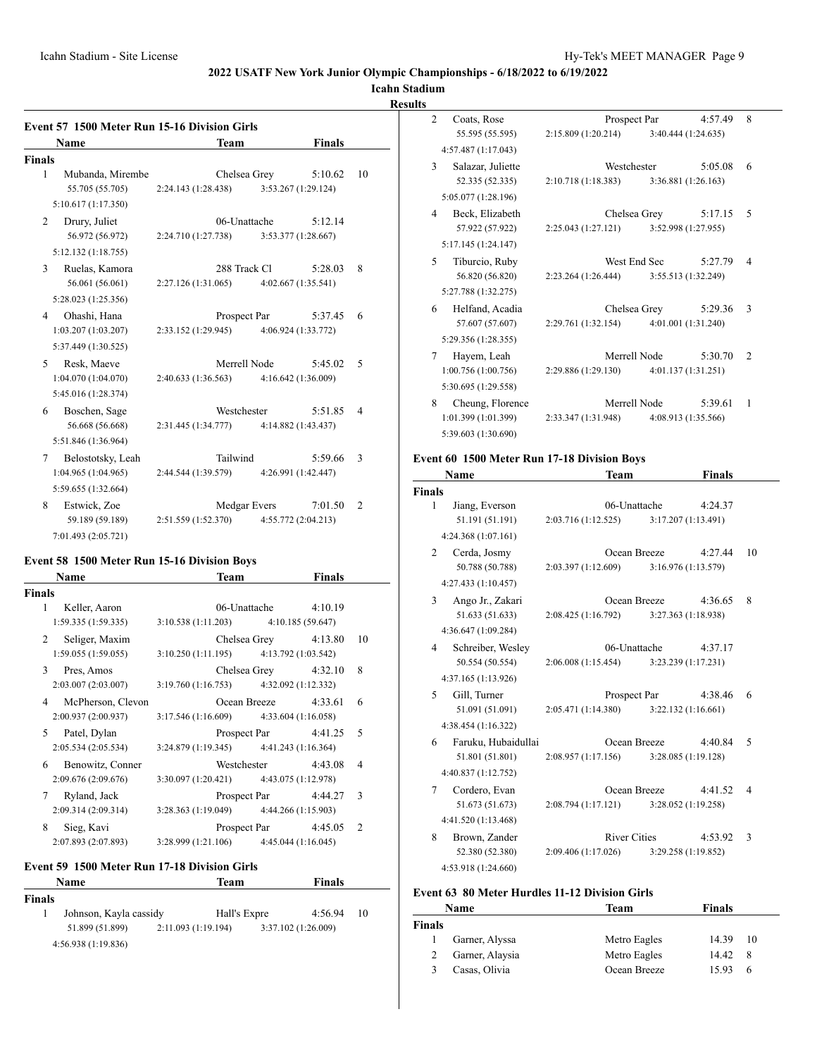# 2022 USATF New York Junior Olympic Championships - 6/18/2022 to 6/19/2022

**Icahn Stadium**

**Results**

### Event 57 1500 Meter Run 15-16 Division Girls

| | Name | Team | Finals | Points |
|---|---|---|---|---|
| **Finals** | | | | |
| 1 | Mubanda, Mirembe | Chelsea Grey | 5:10.62 | 10 |
| | 55.705 (55.705) 2:24.143 (1:28.438) 3:53.267 (1:29.124) 5:10.617 (1:17.350) | | | |
| 2 | Drury, Juliet | 06-Unattache | 5:12.14 | |
| | 56.972 (56.972) 2:24.710 (1:27.738) 3:53.377 (1:28.667) 5:12.132 (1:18.755) | | | |
| 3 | Ruelas, Kamora | 288 Track Cl | 5:28.03 | 8 |
| | 56.061 (56.061) 2:27.126 (1:31.065) 4:02.667 (1:35.541) 5:28.023 (1:25.356) | | | |
| 4 | Ohashi, Hana | Prospect Par | 5:37.45 | 6 |
| | 1:03.207 (1:03.207) 2:33.152 (1:29.945) 4:06.924 (1:33.772) 5:37.449 (1:30.525) | | | |
| 5 | Resk, Maeve | Merrell Node | 5:45.02 | 5 |
| | 1:04.070 (1:04.070) 2:40.633 (1:36.563) 4:16.642 (1:36.009) 5:45.016 (1:28.374) | | | |
| 6 | Boschen, Sage | Westchester | 5:51.85 | 4 |
| | 56.668 (56.668) 2:31.445 (1:34.777) 4:14.882 (1:43.437) 5:51.846 (1:36.964) | | | |
| 7 | Belostotsky, Leah | Tailwind | 5:59.66 | 3 |
| | 1:04.965 (1:04.965) 2:44.544 (1:39.579) 4:26.991 (1:42.447) 5:59.655 (1:32.664) | | | |
| 8 | Estwick, Zoe | Medgar Evers | 7:01.50 | 2 |
| | 59.189 (59.189) 2:51.559 (1:52.370) 4:55.772 (2:04.213) 7:01.493 (2:05.721) | | | |

### Event 58 1500 Meter Run 15-16 Division Boys

| | Name | Team | Finals | Points |
|---|---|---|---|---|
| **Finals** | | | | |
| 1 | Keller, Aaron | 06-Unattache | 4:10.19 | |
| | 1:59.335 (1:59.335) 3:10.538 (1:11.203) 4:10.185 (59.647) | | | |
| 2 | Seliger, Maxim | Chelsea Grey | 4:13.80 | 10 |
| | 1:59.055 (1:59.055) 3:10.250 (1:11.195) 4:13.792 (1:03.542) | | | |
| 3 | Pres, Amos | Chelsea Grey | 4:32.10 | 8 |
| | 2:03.007 (2:03.007) 3:19.760 (1:16.753) 4:32.092 (1:12.332) | | | |
| 4 | McPherson, Clevon | Ocean Breeze | 4:33.61 | 6 |
| | 2:00.937 (2:00.937) 3:17.546 (1:16.609) 4:33.604 (1:16.058) | | | |
| 5 | Patel, Dylan | Prospect Par | 4:41.25 | 5 |
| | 2:05.534 (2:05.534) 3:24.879 (1:19.345) 4:41.243 (1:16.364) | | | |
| 6 | Benowitz, Conner | Westchester | 4:43.08 | 4 |
| | 2:09.676 (2:09.676) 3:30.097 (1:20.421) 4:43.075 (1:12.978) | | | |
| 7 | Ryland, Jack | Prospect Par | 4:44.27 | 3 |
| | 2:09.314 (2:09.314) 3:28.363 (1:19.049) 4:44.266 (1:15.903) | | | |
| 8 | Sieg, Kavi | Prospect Par | 4:45.05 | 2 |
| | 2:07.893 (2:07.893) 3:28.999 (1:21.106) 4:45.044 (1:16.045) | | | |

### Event 59 1500 Meter Run 17-18 Division Girls

| | Name | Team | Finals | Points |
|---|---|---|---|---|
| **Finals** | | | | |
| 1 | Johnson, Kayla cassidy | Hall's Expre | 4:56.94 | 10 |
| | 51.899 (51.899) 2:11.093 (1:19.194) 3:37.102 (1:26.009) 4:56.938 (1:19.836) | | | |
| 2 | Coats, Rose | Prospect Par | 4:57.49 | 8 |
| | 55.595 (55.595) 2:15.809 (1:20.214) 3:40.444 (1:24.635) 4:57.487 (1:17.043) | | | |
| 3 | Salazar, Juliette | Westchester | 5:05.08 | 6 |
| | 52.335 (52.335) 2:10.718 (1:18.383) 3:36.881 (1:26.163) 5:05.077 (1:28.196) | | | |
| 4 | Beck, Elizabeth | Chelsea Grey | 5:17.15 | 5 |
| | 57.922 (57.922) 2:25.043 (1:27.121) 3:52.998 (1:27.955) 5:17.145 (1:24.147) | | | |
| 5 | Tiburcio, Ruby | West End Sec | 5:27.79 | 4 |
| | 56.820 (56.820) 2:23.264 (1:26.444) 3:55.513 (1:32.249) 5:27.788 (1:32.275) | | | |
| 6 | Helfand, Acadia | Chelsea Grey | 5:29.36 | 3 |
| | 57.607 (57.607) 2:29.761 (1:32.154) 4:01.001 (1:31.240) 5:29.356 (1:28.355) | | | |
| 7 | Hayem, Leah | Merrell Node | 5:30.70 | 2 |
| | 1:00.756 (1:00.756) 2:29.886 (1:29.130) 4:01.137 (1:31.251) 5:30.695 (1:29.558) | | | |
| 8 | Cheung, Florence | Merrell Node | 5:39.61 | 1 |
| | 1:01.399 (1:01.399) 2:33.347 (1:31.948) 4:08.913 (1:35.566) 5:39.603 (1:30.690) | | | |

### Event 60 1500 Meter Run 17-18 Division Boys

| | Name | Team | Finals | Points |
|---|---|---|---|---|
| **Finals** | | | | |
| 1 | Jiang, Everson | 06-Unattache | 4:24.37 | |
| | 51.191 (51.191) 2:03.716 (1:12.525) 3:17.207 (1:13.491) 4:24.368 (1:07.161) | | | |
| 2 | Cerda, Josmy | Ocean Breeze | 4:27.44 | 10 |
| | 50.788 (50.788) 2:03.397 (1:12.609) 3:16.976 (1:13.579) 4:27.433 (1:10.457) | | | |
| 3 | Ango Jr., Zakari | Ocean Breeze | 4:36.65 | 8 |
| | 51.633 (51.633) 2:08.425 (1:16.792) 3:27.363 (1:18.938) 4:36.647 (1:09.284) | | | |
| 4 | Schreiber, Wesley | 06-Unattache | 4:37.17 | |
| | 50.554 (50.554) 2:06.008 (1:15.454) 3:23.239 (1:17.231) 4:37.165 (1:13.926) | | | |
| 5 | Gill, Turner | Prospect Par | 4:38.46 | 6 |
| | 51.091 (51.091) 2:05.471 (1:14.380) 3:22.132 (1:16.661) 4:38.454 (1:16.322) | | | |
| 6 | Faruku, Hubaidullai | Ocean Breeze | 4:40.84 | 5 |
| | 51.801 (51.801) 2:08.957 (1:17.156) 3:28.085 (1:19.128) 4:40.837 (1:12.752) | | | |
| 7 | Cordero, Evan | Ocean Breeze | 4:41.52 | 4 |
| | 51.673 (51.673) 2:08.794 (1:17.121) 3:28.052 (1:19.258) 4:41.520 (1:13.468) | | | |
| 8 | Brown, Zander | River Cities | 4:53.92 | 3 |
| | 52.380 (52.380) 2:09.406 (1:17.026) 3:29.258 (1:19.852) 4:53.918 (1:24.660) | | | |

### Event 63 80 Meter Hurdles 11-12 Division Girls

| | Name | Team | Finals | Points |
|---|---|---|---|---|
| **Finals** | | | | |
| 1 | Garner, Alyssa | Metro Eagles | 14.39 | 10 |
| 2 | Garner, Alaysia | Metro Eagles | 14.42 | 8 |
| 3 | Casas, Olivia | Ocean Breeze | 15.93 | 6 |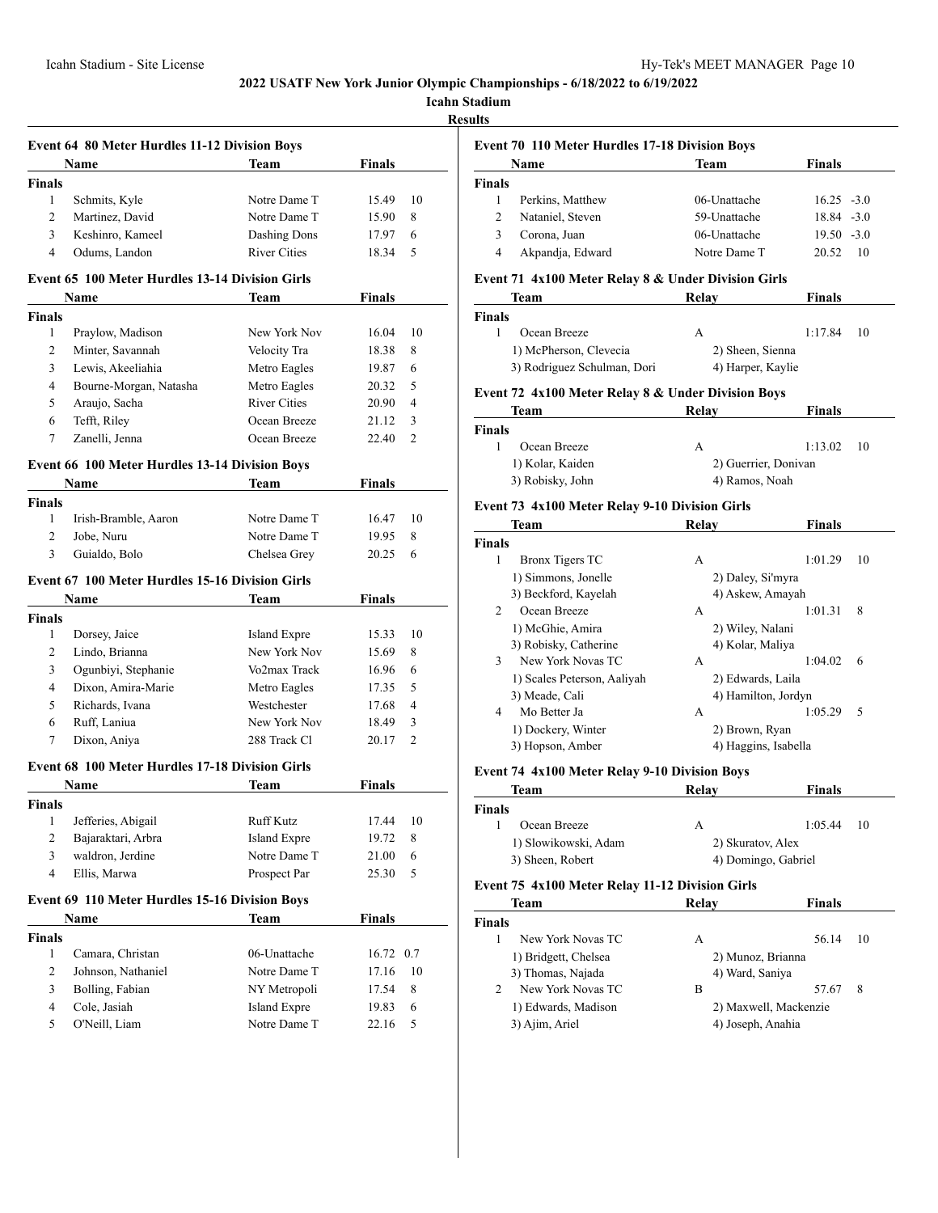## 2022 USATF New York Junior Olympic Championships - 6/18/2022 to 6/19/2022

### Icahn Stadium

### Results

#### Event 64 80 Meter Hurdles 11-12 Division Boys

| | Name | Team | Finals | |
|---|---|---|---|---|
| **Finals** | | | | |
| 1 | Schmits, Kyle | Notre Dame T | 15.49 | 10 |
| 2 | Martinez, David | Notre Dame T | 15.90 | 8 |
| 3 | Keshinro, Kameel | Dashing Dons | 17.97 | 6 |
| 4 | Odums, Landon | River Cities | 18.34 | 5 |

#### Event 65 100 Meter Hurdles 13-14 Division Girls

| | Name | Team | Finals | |
|---|---|---|---|---|
| **Finals** | | | | |
| 1 | Praylow, Madison | New York Nov | 16.04 | 10 |
| 2 | Minter, Savannah | Velocity Tra | 18.38 | 8 |
| 3 | Lewis, Akeeliahia | Metro Eagles | 19.87 | 6 |
| 4 | Bourne-Morgan, Natasha | Metro Eagles | 20.32 | 5 |
| 5 | Araujo, Sacha | River Cities | 20.90 | 4 |
| 6 | Tefft, Riley | Ocean Breeze | 21.12 | 3 |
| 7 | Zanelli, Jenna | Ocean Breeze | 22.40 | 2 |

#### Event 66 100 Meter Hurdles 13-14 Division Boys

| | Name | Team | Finals | |
|---|---|---|---|---|
| **Finals** | | | | |
| 1 | Irish-Bramble, Aaron | Notre Dame T | 16.47 | 10 |
| 2 | Jobe, Nuru | Notre Dame T | 19.95 | 8 |
| 3 | Guialdo, Bolo | Chelsea Grey | 20.25 | 6 |

#### Event 67 100 Meter Hurdles 15-16 Division Girls

| | Name | Team | Finals | |
|---|---|---|---|---|
| **Finals** | | | | |
| 1 | Dorsey, Jaice | Island Expre | 15.33 | 10 |
| 2 | Lindo, Brianna | New York Nov | 15.69 | 8 |
| 3 | Ogunbiyi, Stephanie | Vo2max Track | 16.96 | 6 |
| 4 | Dixon, Amira-Marie | Metro Eagles | 17.35 | 5 |
| 5 | Richards, Ivana | Westchester | 17.68 | 4 |
| 6 | Ruff, Laniua | New York Nov | 18.49 | 3 |
| 7 | Dixon, Aniya | 288 Track Cl | 20.17 | 2 |

#### Event 68 100 Meter Hurdles 17-18 Division Girls

| | Name | Team | Finals | |
|---|---|---|---|---|
| **Finals** | | | | |
| 1 | Jefferies, Abigail | Ruff Kutz | 17.44 | 10 |
| 2 | Bajaraktari, Arbra | Island Expre | 19.72 | 8 |
| 3 | waldron, Jerdine | Notre Dame T | 21.00 | 6 |
| 4 | Ellis, Marwa | Prospect Par | 25.30 | 5 |

#### Event 69 110 Meter Hurdles 15-16 Division Boys

| | Name | Team | Finals | |
|---|---|---|---|---|
| **Finals** | | | | |
| 1 | Camara, Christan | 06-Unattache | 16.72 | 0.7 |
| 2 | Johnson, Nathaniel | Notre Dame T | 17.16 | 10 |
| 3 | Bolling, Fabian | NY Metropoli | 17.54 | 8 |
| 4 | Cole, Jasiah | Island Expre | 19.83 | 6 |
| 5 | O'Neill, Liam | Notre Dame T | 22.16 | 5 |

#### Event 70 110 Meter Hurdles 17-18 Division Boys

| | Name | Team | Finals | |
|---|---|---|---|---|
| **Finals** | | | | |
| 1 | Perkins, Matthew | 06-Unattache | 16.25 | -3.0 |
| 2 | Nataniel, Steven | 59-Unattache | 18.84 | -3.0 |
| 3 | Corona, Juan | 06-Unattache | 19.50 | -3.0 |
| 4 | Akpandja, Edward | Notre Dame T | 20.52 | 10 |

#### Event 71 4x100 Meter Relay 8 & Under Division Girls

| | Team | Relay | Finals | |
|---|---|---|---|---|
| **Finals** | | | | |
| 1 | Ocean Breeze | A | 1:17.84 | 10 |
| | 1) McPherson, Clevecia | 2) Sheen, Sienna | | |
| | 3) Rodriguez Schulman, Dori | 4) Harper, Kaylie | | |

#### Event 72 4x100 Meter Relay 8 & Under Division Boys

| | Team | Relay | Finals | |
|---|---|---|---|---|
| **Finals** | | | | |
| 1 | Ocean Breeze | A | 1:13.02 | 10 |
| | 1) Kolar, Kaiden | 2) Guerrier, Donivan | | |
| | 3) Robisky, John | 4) Ramos, Noah | | |

#### Event 73 4x100 Meter Relay 9-10 Division Girls

| | Team | Relay | Finals | |
|---|---|---|---|---|
| **Finals** | | | | |
| 1 | Bronx Tigers TC | A | 1:01.29 | 10 |
| | 1) Simmons, Jonelle | 2) Daley, Si'myra | | |
| | 3) Beckford, Kayelah | 4) Askew, Amayah | | |
| 2 | Ocean Breeze | A | 1:01.31 | 8 |
| | 1) McGhie, Amira | 2) Wiley, Nalani | | |
| | 3) Robisky, Catherine | 4) Kolar, Maliya | | |
| 3 | New York Novas TC | A | 1:04.02 | 6 |
| | 1) Scales Peterson, Aaliyah | 2) Edwards, Laila | | |
| | 3) Meade, Cali | 4) Hamilton, Jordyn | | |
| 4 | Mo Better Ja | A | 1:05.29 | 5 |
| | 1) Dockery, Winter | 2) Brown, Ryan | | |
| | 3) Hopson, Amber | 4) Haggins, Isabella | | |

#### Event 74 4x100 Meter Relay 9-10 Division Boys

| | Team | Relay | Finals | |
|---|---|---|---|---|
| **Finals** | | | | |
| 1 | Ocean Breeze | A | 1:05.44 | 10 |
| | 1) Slowikowski, Adam | 2) Skuratov, Alex | | |
| | 3) Sheen, Robert | 4) Domingo, Gabriel | | |

#### Event 75 4x100 Meter Relay 11-12 Division Girls

| | Team | Relay | Finals | |
|---|---|---|---|---|
| **Finals** | | | | |
| 1 | New York Novas TC | A | 56.14 | 10 |
| | 1) Bridgett, Chelsea | 2) Munoz, Brianna | | |
| | 3) Thomas, Najada | 4) Ward, Saniya | | |
| 2 | New York Novas TC | B | 57.67 | 8 |
| | 1) Edwards, Madison | 2) Maxwell, Mackenzie | | |
| | 3) Ajim, Ariel | 4) Joseph, Anahia | | |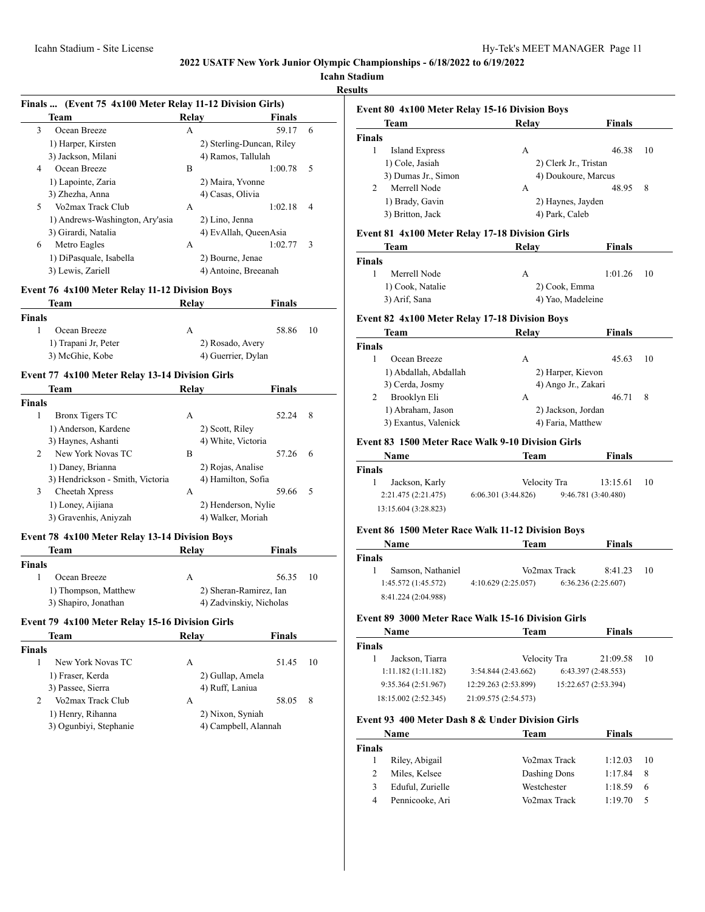## 2022 USATF New York Junior Olympic Championships - 6/18/2022 to 6/19/2022

**Icahn Stadium**

**Results**

### Finals ... (Event 75 4x100 Meter Relay 11-12 Division Girls)

| | Team | Relay | Finals | |
|---|---|---|---|---|
| 3 | Ocean Breeze | A | 59.17 | 6 |
| | 1) Harper, Kirsten | 2) Sterling-Duncan, Riley | | |
| | 3) Jackson, Milani | 4) Ramos, Tallulah | | |
| 4 | Ocean Breeze | B | 1:00.78 | 5 |
| | 1) Lapointe, Zaria | 2) Maira, Yvonne | | |
| | 3) Zhezha, Anna | 4) Casas, Olivia | | |
| 5 | Vo2max Track Club | A | 1:02.18 | 4 |
| | 1) Andrews-Washington, Ary'asia | 2) Lino, Jenna | | |
| | 3) Girardi, Natalia | 4) EvAllah, QueenAsia | | |
| 6 | Metro Eagles | A | 1:02.77 | 3 |
| | 1) DiPasquale, Isabella | 2) Bourne, Jenae | | |
| | 3) Lewis, Zariell | 4) Antoine, Breeanah | | |

### Event 76 4x100 Meter Relay 11-12 Division Boys

| | Team | Relay | Finals | |
|---|---|---|---|---|
| **Finals** | | | | |
| 1 | Ocean Breeze | A | 58.86 | 10 |
| | 1) Trapani Jr, Peter | 2) Rosado, Avery | | |
| | 3) McGhie, Kobe | 4) Guerrier, Dylan | | |

### Event 77 4x100 Meter Relay 13-14 Division Girls

| | Team | Relay | Finals | |
|---|---|---|---|---|
| **Finals** | | | | |
| 1 | Bronx Tigers TC | A | 52.24 | 8 |
| | 1) Anderson, Kardene | 2) Scott, Riley | | |
| | 3) Haynes, Ashanti | 4) White, Victoria | | |
| 2 | New York Novas TC | B | 57.26 | 6 |
| | 1) Daney, Brianna | 2) Rojas, Analise | | |
| | 3) Hendrickson - Smith, Victoria | 4) Hamilton, Sofia | | |
| 3 | Cheetah Xpress | A | 59.66 | 5 |
| | 1) Loney, Aijiana | 2) Henderson, Nylie | | |
| | 3) Gravenhis, Aniyzah | 4) Walker, Moriah | | |

### Event 78 4x100 Meter Relay 13-14 Division Boys

| | Team | Relay | Finals | |
|---|---|---|---|---|
| **Finals** | | | | |
| 1 | Ocean Breeze | A | 56.35 | 10 |
| | 1) Thompson, Matthew | 2) Sheran-Ramirez, Ian | | |
| | 3) Shapiro, Jonathan | 4) Zadvinskiy, Nicholas | | |

### Event 79 4x100 Meter Relay 15-16 Division Girls

| | Team | Relay | Finals | |
|---|---|---|---|---|
| **Finals** | | | | |
| 1 | New York Novas TC | A | 51.45 | 10 |
| | 1) Fraser, Kerda | 2) Gullap, Amela | | |
| | 3) Passee, Sierra | 4) Ruff, Laniua | | |
| 2 | Vo2max Track Club | A | 58.05 | 8 |
| | 1) Henry, Rihanna | 2) Nixon, Syniah | | |
| | 3) Ogunbiyi, Stephanie | 4) Campbell, Alannah | | |

### Event 80 4x100 Meter Relay 15-16 Division Boys

| | Team | Relay | Finals | |
|---|---|---|---|---|
| **Finals** | | | | |
| 1 | Island Express | A | 46.38 | 10 |
| | 1) Cole, Jasiah | 2) Clerk Jr., Tristan | | |
| | 3) Dumas Jr., Simon | 4) Doukoure, Marcus | | |
| 2 | Merrell Node | A | 48.95 | 8 |
| | 1) Brady, Gavin | 2) Haynes, Jayden | | |
| | 3) Britton, Jack | 4) Park, Caleb | | |

### Event 81 4x100 Meter Relay 17-18 Division Girls

| | Team | Relay | Finals | |
|---|---|---|---|---|
| **Finals** | | | | |
| 1 | Merrell Node | A | 1:01.26 | 10 |
| | 1) Cook, Natalie | 2) Cook, Emma | | |
| | 3) Arif, Sana | 4) Yao, Madeleine | | |

### Event 82 4x100 Meter Relay 17-18 Division Boys

| | Team | Relay | Finals | |
|---|---|---|---|---|
| **Finals** | | | | |
| 1 | Ocean Breeze | A | 45.63 | 10 |
| | 1) Abdallah, Abdallah | 2) Harper, Kievon | | |
| | 3) Cerda, Josmy | 4) Ango Jr., Zakari | | |
| 2 | Brooklyn Eli | A | 46.71 | 8 |
| | 1) Abraham, Jason | 2) Jackson, Jordan | | |
| | 3) Exantus, Valenick | 4) Faria, Matthew | | |

### Event 83 1500 Meter Race Walk 9-10 Division Girls

| | Name | Team | Finals | |
|---|---|---|---|---|
| **Finals** | | | | |
| 1 | Jackson, Karly | Velocity Tra | 13:15.61 | 10 |
| | 2:21.475 (2:21.475) | 6:06.301 (3:44.826) | 9:46.781 (3:40.480) | |
| | 13:15.604 (3:28.823) | | | |

### Event 86 1500 Meter Race Walk 11-12 Division Boys

| | Name | Team | Finals | |
|---|---|---|---|---|
| **Finals** | | | | |
| 1 | Samson, Nathaniel | Vo2max Track | 8:41.23 | 10 |
| | 1:45.572 (1:45.572) | 4:10.629 (2:25.057) | 6:36.236 (2:25.607) | |
| | 8:41.224 (2:04.988) | | | |

### Event 89 3000 Meter Race Walk 15-16 Division Girls

| | Name | Team | Finals | |
|---|---|---|---|---|
| **Finals** | | | | |
| 1 | Jackson, Tiarra | Velocity Tra | 21:09.58 | 10 |
| | 1:11.182 (1:11.182) | 3:54.844 (2:43.662) | 6:43.397 (2:48.553) | |
| | 9:35.364 (2:51.967) | 12:29.263 (2:53.899) | 15:22.657 (2:53.394) | |
| | 18:15.002 (2:52.345) | 21:09.575 (2:54.573) | | |

### Event 93 400 Meter Dash 8 & Under Division Girls

| | Name | Team | Finals | |
|---|---|---|---|---|
| **Finals** | | | | |
| 1 | Riley, Abigail | Vo2max Track | 1:12.03 | 10 |
| 2 | Miles, Kelsee | Dashing Dons | 1:17.84 | 8 |
| 3 | Eduful, Zurielle | Westchester | 1:18.59 | 6 |
| 4 | Pennicooke, Ari | Vo2max Track | 1:19.70 | 5 |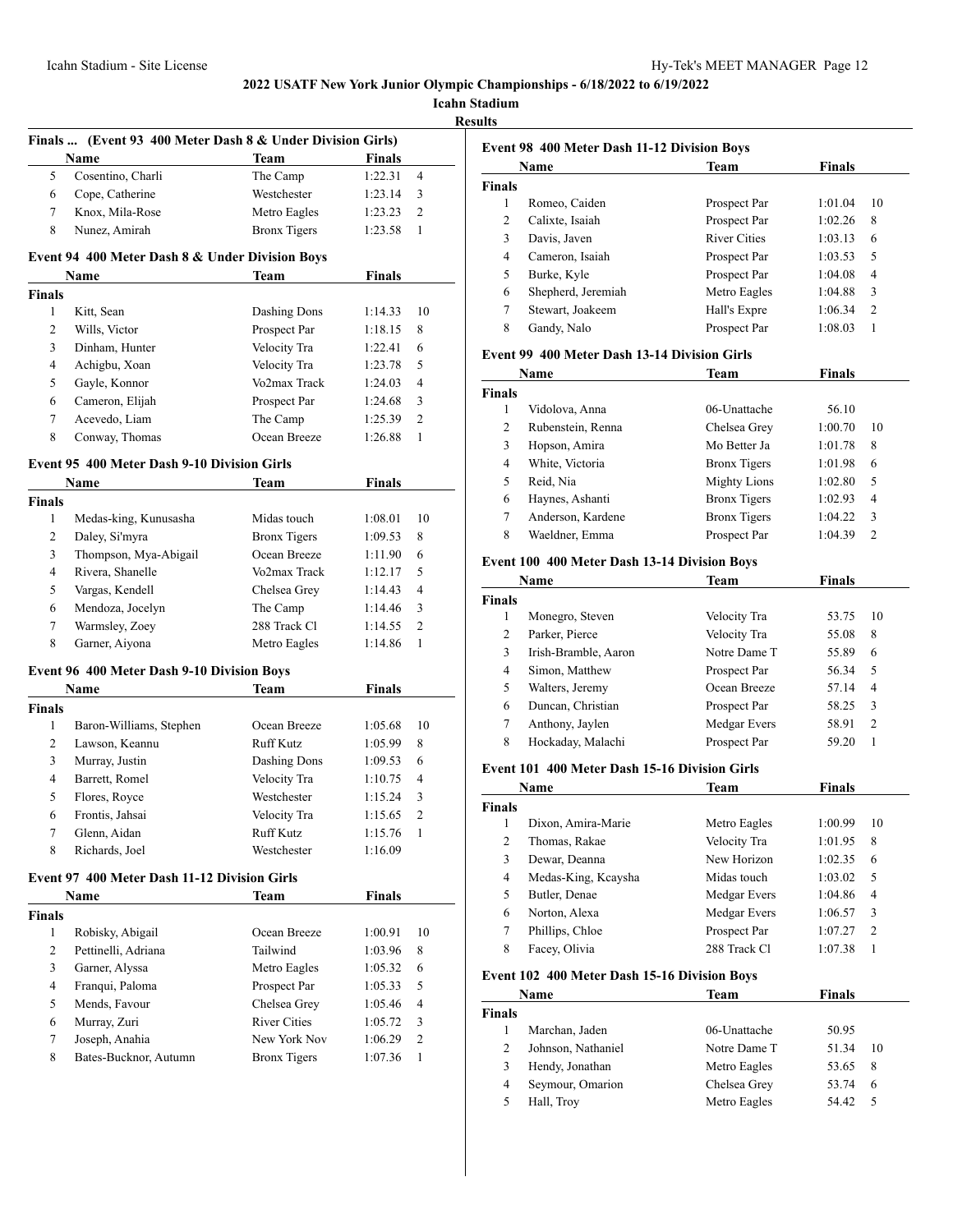# 2022 USATF New York Junior Olympic Championships - 6/18/2022 to 6/19/2022

**Icahn Stadium**

**Results**

### Finals ... (Event 93 400 Meter Dash 8 & Under Division Girls)

| | Name | Team | Finals | |
|---|---|---|---|---|
| 5 | Cosentino, Charli | The Camp | 1:22.31 | 4 |
| 6 | Cope, Catherine | Westchester | 1:23.14 | 3 |
| 7 | Knox, Mila-Rose | Metro Eagles | 1:23.23 | 2 |
| 8 | Nunez, Amirah | Bronx Tigers | 1:23.58 | 1 |

### Event 94 400 Meter Dash 8 & Under Division Boys

| | Name | Team | Finals | |
|---|---|---|---|---|
| **Finals** | | | | |
| 1 | Kitt, Sean | Dashing Dons | 1:14.33 | 10 |
| 2 | Wills, Victor | Prospect Par | 1:18.15 | 8 |
| 3 | Dinham, Hunter | Velocity Tra | 1:22.41 | 6 |
| 4 | Achigbu, Xoan | Velocity Tra | 1:23.78 | 5 |
| 5 | Gayle, Konnor | Vo2max Track | 1:24.03 | 4 |
| 6 | Cameron, Elijah | Prospect Par | 1:24.68 | 3 |
| 7 | Acevedo, Liam | The Camp | 1:25.39 | 2 |
| 8 | Conway, Thomas | Ocean Breeze | 1:26.88 | 1 |

### Event 95 400 Meter Dash 9-10 Division Girls

| | Name | Team | Finals | |
|---|---|---|---|---|
| **Finals** | | | | |
| 1 | Medas-king, Kunusasha | Midas touch | 1:08.01 | 10 |
| 2 | Daley, Si'myra | Bronx Tigers | 1:09.53 | 8 |
| 3 | Thompson, Mya-Abigail | Ocean Breeze | 1:11.90 | 6 |
| 4 | Rivera, Shanelle | Vo2max Track | 1:12.17 | 5 |
| 5 | Vargas, Kendell | Chelsea Grey | 1:14.43 | 4 |
| 6 | Mendoza, Jocelyn | The Camp | 1:14.46 | 3 |
| 7 | Warmsley, Zoey | 288 Track Cl | 1:14.55 | 2 |
| 8 | Garner, Aiyona | Metro Eagles | 1:14.86 | 1 |

### Event 96 400 Meter Dash 9-10 Division Boys

| | Name | Team | Finals | |
|---|---|---|---|---|
| **Finals** | | | | |
| 1 | Baron-Williams, Stephen | Ocean Breeze | 1:05.68 | 10 |
| 2 | Lawson, Keannu | Ruff Kutz | 1:05.99 | 8 |
| 3 | Murray, Justin | Dashing Dons | 1:09.53 | 6 |
| 4 | Barrett, Romel | Velocity Tra | 1:10.75 | 4 |
| 5 | Flores, Royce | Westchester | 1:15.24 | 3 |
| 6 | Frontis, Jahsai | Velocity Tra | 1:15.65 | 2 |
| 7 | Glenn, Aidan | Ruff Kutz | 1:15.76 | 1 |
| 8 | Richards, Joel | Westchester | 1:16.09 | |

### Event 97 400 Meter Dash 11-12 Division Girls

| | Name | Team | Finals | |
|---|---|---|---|---|
| **Finals** | | | | |
| 1 | Robisky, Abigail | Ocean Breeze | 1:00.91 | 10 |
| 2 | Pettinelli, Adriana | Tailwind | 1:03.96 | 8 |
| 3 | Garner, Alyssa | Metro Eagles | 1:05.32 | 6 |
| 4 | Franqui, Paloma | Prospect Par | 1:05.33 | 5 |
| 5 | Mends, Favour | Chelsea Grey | 1:05.46 | 4 |
| 6 | Murray, Zuri | River Cities | 1:05.72 | 3 |
| 7 | Joseph, Anahia | New York Nov | 1:06.29 | 2 |
| 8 | Bates-Bucknor, Autumn | Bronx Tigers | 1:07.36 | 1 |

### Event 98 400 Meter Dash 11-12 Division Boys

| | Name | Team | Finals | |
|---|---|---|---|---|
| **Finals** | | | | |
| 1 | Romeo, Caiden | Prospect Par | 1:01.04 | 10 |
| 2 | Calixte, Isaiah | Prospect Par | 1:02.26 | 8 |
| 3 | Davis, Javen | River Cities | 1:03.13 | 6 |
| 4 | Cameron, Isaiah | Prospect Par | 1:03.53 | 5 |
| 5 | Burke, Kyle | Prospect Par | 1:04.08 | 4 |
| 6 | Shepherd, Jeremiah | Metro Eagles | 1:04.88 | 3 |
| 7 | Stewart, Joakeem | Hall's Expre | 1:06.34 | 2 |
| 8 | Gandy, Nalo | Prospect Par | 1:08.03 | 1 |

### Event 99 400 Meter Dash 13-14 Division Girls

| | Name | Team | Finals | |
|---|---|---|---|---|
| **Finals** | | | | |
| 1 | Vidolova, Anna | 06-Unattache | 56.10 | |
| 2 | Rubenstein, Renna | Chelsea Grey | 1:00.70 | 10 |
| 3 | Hopson, Amira | Mo Better Ja | 1:01.78 | 8 |
| 4 | White, Victoria | Bronx Tigers | 1:01.98 | 6 |
| 5 | Reid, Nia | Mighty Lions | 1:02.80 | 5 |
| 6 | Haynes, Ashanti | Bronx Tigers | 1:02.93 | 4 |
| 7 | Anderson, Kardene | Bronx Tigers | 1:04.22 | 3 |
| 8 | Waeldner, Emma | Prospect Par | 1:04.39 | 2 |

### Event 100 400 Meter Dash 13-14 Division Boys

| | Name | Team | Finals | |
|---|---|---|---|---|
| **Finals** | | | | |
| 1 | Monegro, Steven | Velocity Tra | 53.75 | 10 |
| 2 | Parker, Pierce | Velocity Tra | 55.08 | 8 |
| 3 | Irish-Bramble, Aaron | Notre Dame T | 55.89 | 6 |
| 4 | Simon, Matthew | Prospect Par | 56.34 | 5 |
| 5 | Walters, Jeremy | Ocean Breeze | 57.14 | 4 |
| 6 | Duncan, Christian | Prospect Par | 58.25 | 3 |
| 7 | Anthony, Jaylen | Medgar Evers | 58.91 | 2 |
| 8 | Hockaday, Malachi | Prospect Par | 59.20 | 1 |

### Event 101 400 Meter Dash 15-16 Division Girls

| | Name | Team | Finals | |
|---|---|---|---|---|
| **Finals** | | | | |
| 1 | Dixon, Amira-Marie | Metro Eagles | 1:00.99 | 10 |
| 2 | Thomas, Rakae | Velocity Tra | 1:01.95 | 8 |
| 3 | Dewar, Deanna | New Horizon | 1:02.35 | 6 |
| 4 | Medas-King, Kcaysha | Midas touch | 1:03.02 | 5 |
| 5 | Butler, Denae | Medgar Evers | 1:04.86 | 4 |
| 6 | Norton, Alexa | Medgar Evers | 1:06.57 | 3 |
| 7 | Phillips, Chloe | Prospect Par | 1:07.27 | 2 |
| 8 | Facey, Olivia | 288 Track Cl | 1:07.38 | 1 |

### Event 102 400 Meter Dash 15-16 Division Boys

| | Name | Team | Finals | |
|---|---|---|---|---|
| **Finals** | | | | |
| 1 | Marchan, Jaden | 06-Unattache | 50.95 | |
| 2 | Johnson, Nathaniel | Notre Dame T | 51.34 | 10 |
| 3 | Hendy, Jonathan | Metro Eagles | 53.65 | 8 |
| 4 | Seymour, Omarion | Chelsea Grey | 53.74 | 6 |
| 5 | Hall, Troy | Metro Eagles | 54.42 | 5 |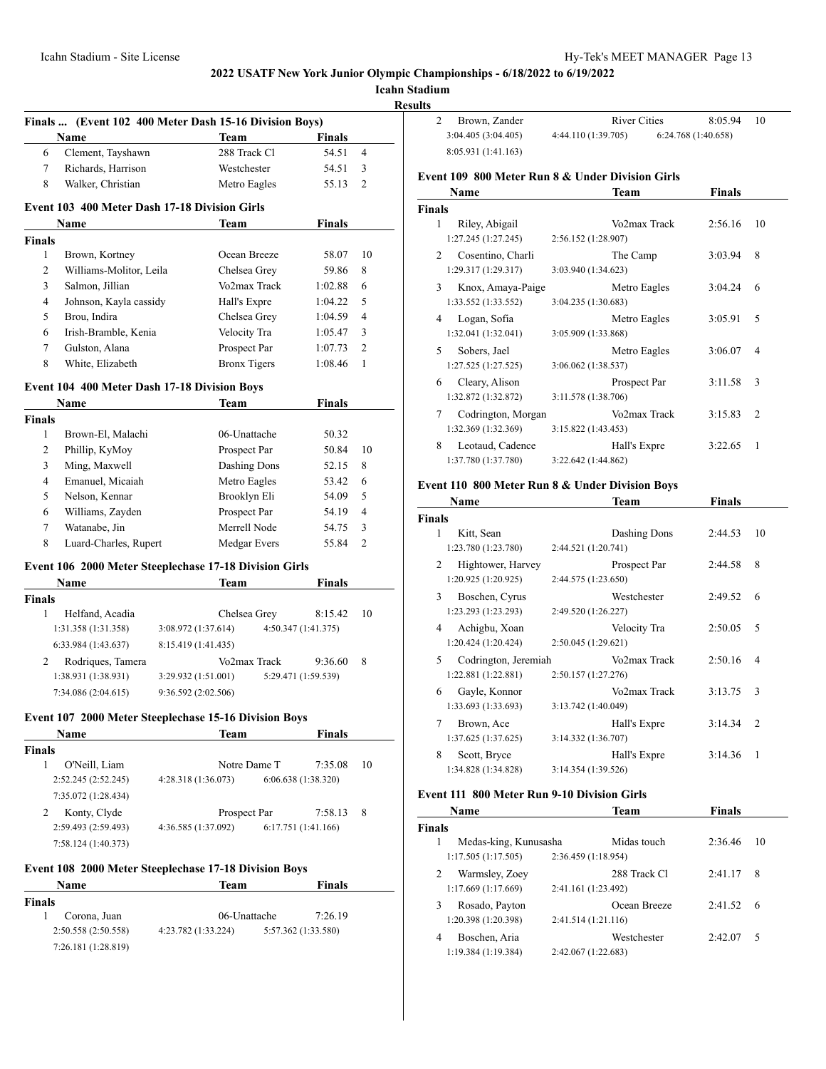# 2022 USATF New York Junior Olympic Championships - 6/18/2022 to 6/19/2022

## Icahn Stadium

### Results

**Finals ... (Event 102 400 Meter Dash 15-16 Division Boys)**

| | Name | Team | Finals | |
|---|---|---|---|---|
| 6 | Clement, Tayshawn | 288 Track Cl | 54.51 | 4 |
| 7 | Richards, Harrison | Westchester | 54.51 | 3 |
| 8 | Walker, Christian | Metro Eagles | 55.13 | 2 |

**Event 103 400 Meter Dash 17-18 Division Girls**

| | Name | Team | Finals | |
|---|---|---|---|---|
| **Finals** | | | | |
| 1 | Brown, Kortney | Ocean Breeze | 58.07 | 10 |
| 2 | Williams-Molitor, Leila | Chelsea Grey | 59.86 | 8 |
| 3 | Salmon, Jillian | Vo2max Track | 1:02.88 | 6 |
| 4 | Johnson, Kayla cassidy | Hall's Expre | 1:04.22 | 5 |
| 5 | Brou, Indira | Chelsea Grey | 1:04.59 | 4 |
| 6 | Irish-Bramble, Kenia | Velocity Tra | 1:05.47 | 3 |
| 7 | Gulston, Alana | Prospect Par | 1:07.73 | 2 |
| 8 | White, Elizabeth | Bronx Tigers | 1:08.46 | 1 |

**Event 104 400 Meter Dash 17-18 Division Boys**

| | Name | Team | Finals | |
|---|---|---|---|---|
| **Finals** | | | | |
| 1 | Brown-El, Malachi | 06-Unattache | 50.32 | |
| 2 | Phillip, KyMoy | Prospect Par | 50.84 | 10 |
| 3 | Ming, Maxwell | Dashing Dons | 52.15 | 8 |
| 4 | Emanuel, Micaiah | Metro Eagles | 53.42 | 6 |
| 5 | Nelson, Kennar | Brooklyn Eli | 54.09 | 5 |
| 6 | Williams, Zayden | Prospect Par | 54.19 | 4 |
| 7 | Watanabe, Jin | Merrell Node | 54.75 | 3 |
| 8 | Luard-Charles, Rupert | Medgar Evers | 55.84 | 2 |

**Event 106 2000 Meter Steeplechase 17-18 Division Girls**

| | Name | Team | Finals | |
|---|---|---|---|---|
| **Finals** | | | | |
| 1 | Helfand, Acadia | Chelsea Grey | 8:15.42 | 10 |
| | 1:31.358 (1:31.358) 3:08.972 (1:37.614) 4:50.347 (1:41.375) 6:33.984 (1:43.637) 8:15.419 (1:41.435) | | | |
| 2 | Rodriques, Tamera | Vo2max Track | 9:36.60 | 8 |
| | 1:38.931 (1:38.931) 3:29.932 (1:51.001) 5:29.471 (1:59.539) 7:34.086 (2:04.615) 9:36.592 (2:02.506) | | | |

**Event 107 2000 Meter Steeplechase 15-16 Division Boys**

| | Name | Team | Finals | |
|---|---|---|---|---|
| **Finals** | | | | |
| 1 | O'Neill, Liam | Notre Dame T | 7:35.08 | 10 |
| | 2:52.245 (2:52.245) 4:28.318 (1:36.073) 6:06.638 (1:38.320) 7:35.072 (1:28.434) | | | |
| 2 | Konty, Clyde | Prospect Par | 7:58.13 | 8 |
| | 2:59.493 (2:59.493) 4:36.585 (1:37.092) 6:17.751 (1:41.166) 7:58.124 (1:40.373) | | | |

**Event 108 2000 Meter Steeplechase 17-18 Division Boys**

| | Name | Team | Finals | |
|---|---|---|---|---|
| **Finals** | | | | |
| 1 | Corona, Juan | 06-Unattache | 7:26.19 | |
| | 2:50.558 (2:50.558) 4:23.782 (1:33.224) 5:57.362 (1:33.580) 7:26.181 (1:28.819) | | | |
| 2 | Brown, Zander | River Cities | 8:05.94 | 10 |
| | 3:04.405 (3:04.405) 4:44.110 (1:39.705) 6:24.768 (1:40.658) 8:05.931 (1:41.163) | | | |

**Event 109 800 Meter Run 8 & Under Division Girls**

| | Name | Team | Finals | |
|---|---|---|---|---|
| **Finals** | | | | |
| 1 | Riley, Abigail | Vo2max Track | 2:56.16 | 10 |
| | 1:27.245 (1:27.245) 2:56.152 (1:28.907) | | | |
| 2 | Cosentino, Charli | The Camp | 3:03.94 | 8 |
| | 1:29.317 (1:29.317) 3:03.940 (1:34.623) | | | |
| 3 | Knox, Amaya-Paige | Metro Eagles | 3:04.24 | 6 |
| | 1:33.552 (1:33.552) 3:04.235 (1:30.683) | | | |
| 4 | Logan, Sofia | Metro Eagles | 3:05.91 | 5 |
| | 1:32.041 (1:32.041) 3:05.909 (1:33.868) | | | |
| 5 | Sobers, Jael | Metro Eagles | 3:06.07 | 4 |
| | 1:27.525 (1:27.525) 3:06.062 (1:38.537) | | | |
| 6 | Cleary, Alison | Prospect Par | 3:11.58 | 3 |
| | 1:32.872 (1:32.872) 3:11.578 (1:38.706) | | | |
| 7 | Codrington, Morgan | Vo2max Track | 3:15.83 | 2 |
| | 1:32.369 (1:32.369) 3:15.822 (1:43.453) | | | |
| 8 | Leotaud, Cadence | Hall's Expre | 3:22.65 | 1 |
| | 1:37.780 (1:37.780) 3:22.642 (1:44.862) | | | |

**Event 110 800 Meter Run 8 & Under Division Boys**

| | Name | Team | Finals | |
|---|---|---|---|---|
| **Finals** | | | | |
| 1 | Kitt, Sean | Dashing Dons | 2:44.53 | 10 |
| | 1:23.780 (1:23.780) 2:44.521 (1:20.741) | | | |
| 2 | Hightower, Harvey | Prospect Par | 2:44.58 | 8 |
| | 1:20.925 (1:20.925) 2:44.575 (1:23.650) | | | |
| 3 | Boschen, Cyrus | Westchester | 2:49.52 | 6 |
| | 1:23.293 (1:23.293) 2:49.520 (1:26.227) | | | |
| 4 | Achigbu, Xoan | Velocity Tra | 2:50.05 | 5 |
| | 1:20.424 (1:20.424) 2:50.045 (1:29.621) | | | |
| 5 | Codrington, Jeremiah | Vo2max Track | 2:50.16 | 4 |
| | 1:22.881 (1:22.881) 2:50.157 (1:27.276) | | | |
| 6 | Gayle, Konnor | Vo2max Track | 3:13.75 | 3 |
| | 1:33.693 (1:33.693) 3:13.742 (1:40.049) | | | |
| 7 | Brown, Ace | Hall's Expre | 3:14.34 | 2 |
| | 1:37.625 (1:37.625) 3:14.332 (1:36.707) | | | |
| 8 | Scott, Bryce | Hall's Expre | 3:14.36 | 1 |
| | 1:34.828 (1:34.828) 3:14.354 (1:39.526) | | | |

**Event 111 800 Meter Run 9-10 Division Girls**

| | Name | Team | Finals | |
|---|---|---|---|---|
| **Finals** | | | | |
| 1 | Medas-king, Kunusasha | Midas touch | 2:36.46 | 10 |
| | 1:17.505 (1:17.505) 2:36.459 (1:18.954) | | | |
| 2 | Warmsley, Zoey | 288 Track Cl | 2:41.17 | 8 |
| | 1:17.669 (1:17.669) 2:41.161 (1:23.492) | | | |
| 3 | Rosado, Payton | Ocean Breeze | 2:41.52 | 6 |
| | 1:20.398 (1:20.398) 2:41.514 (1:21.116) | | | |
| 4 | Boschen, Aria | Westchester | 2:42.07 | 5 |
| | 1:19.384 (1:19.384) 2:42.067 (1:22.683) | | | |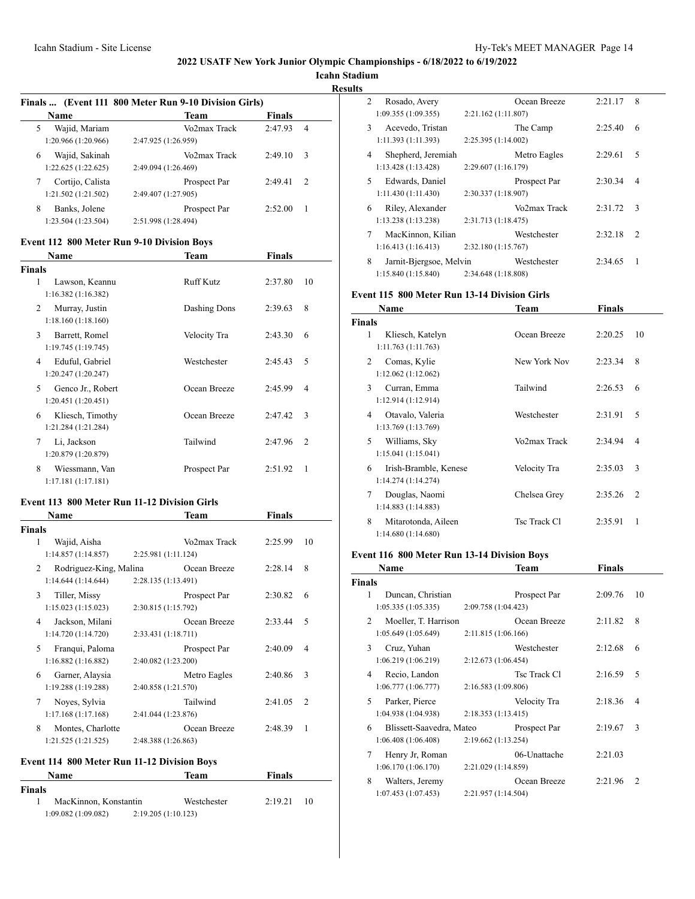# 2022 USATF New York Junior Olympic Championships - 6/18/2022 to 6/19/2022

**Icahn Stadium**

**Results**

### Finals ... (Event 111 800 Meter Run 9-10 Division Girls)

| | Name | Team | Finals | |
|---|---|---|---|---|
| 5 | Wajid, Mariam | Vo2max Track | 2:47.93 | 4 |
| | 1:20.966 (1:20.966) 2:47.925 (1:26.959) | | | |
| 6 | Wajid, Sakinah | Vo2max Track | 2:49.10 | 3 |
| | 1:22.625 (1:22.625) 2:49.094 (1:26.469) | | | |
| 7 | Cortijo, Calista | Prospect Par | 2:49.41 | 2 |
| | 1:21.502 (1:21.502) 2:49.407 (1:27.905) | | | |
| 8 | Banks, Jolene | Prospect Par | 2:52.00 | 1 |
| | 1:23.504 (1:23.504) 2:51.998 (1:28.494) | | | |

### Event 112 800 Meter Run 9-10 Division Boys

| | Name | Team | Finals | |
|---|---|---|---|---|
| **Finals** | | | | |
| 1 | Lawson, Keannu | Ruff Kutz | 2:37.80 | 10 |
| | 1:16.382 (1:16.382) | | | |
| 2 | Murray, Justin | Dashing Dons | 2:39.63 | 8 |
| | 1:18.160 (1:18.160) | | | |
| 3 | Barrett, Romel | Velocity Tra | 2:43.30 | 6 |
| | 1:19.745 (1:19.745) | | | |
| 4 | Eduful, Gabriel | Westchester | 2:45.43 | 5 |
| | 1:20.247 (1:20.247) | | | |
| 5 | Genco Jr., Robert | Ocean Breeze | 2:45.99 | 4 |
| | 1:20.451 (1:20.451) | | | |
| 6 | Kliesch, Timothy | Ocean Breeze | 2:47.42 | 3 |
| | 1:21.284 (1:21.284) | | | |
| 7 | Li, Jackson | Tailwind | 2:47.96 | 2 |
| | 1:20.879 (1:20.879) | | | |
| 8 | Wiessmann, Van | Prospect Par | 2:51.92 | 1 |
| | 1:17.181 (1:17.181) | | | |

### Event 113 800 Meter Run 11-12 Division Girls

| | Name | Team | Finals | |
|---|---|---|---|---|
| **Finals** | | | | |
| 1 | Wajid, Aisha | Vo2max Track | 2:25.99 | 10 |
| | 1:14.857 (1:14.857) 2:25.981 (1:11.124) | | | |
| 2 | Rodriguez-King, Malina | Ocean Breeze | 2:28.14 | 8 |
| | 1:14.644 (1:14.644) 2:28.135 (1:13.491) | | | |
| 3 | Tiller, Missy | Prospect Par | 2:30.82 | 6 |
| | 1:15.023 (1:15.023) 2:30.815 (1:15.792) | | | |
| 4 | Jackson, Milani | Ocean Breeze | 2:33.44 | 5 |
| | 1:14.720 (1:14.720) 2:33.431 (1:18.711) | | | |
| 5 | Franqui, Paloma | Prospect Par | 2:40.09 | 4 |
| | 1:16.882 (1:16.882) 2:40.082 (1:23.200) | | | |
| 6 | Garner, Alaysia | Metro Eagles | 2:40.86 | 3 |
| | 1:19.288 (1:19.288) 2:40.858 (1:21.570) | | | |
| 7 | Noyes, Sylvia | Tailwind | 2:41.05 | 2 |
| | 1:17.168 (1:17.168) 2:41.044 (1:23.876) | | | |
| 8 | Montes, Charlotte | Ocean Breeze | 2:48.39 | 1 |
| | 1:21.525 (1:21.525) 2:48.388 (1:26.863) | | | |

### Event 114 800 Meter Run 11-12 Division Boys

| | Name | Team | Finals | |
|---|---|---|---|---|
| **Finals** | | | | |
| 1 | MacKinnon, Konstantin | Westchester | 2:19.21 | 10 |
| | 1:09.082 (1:09.082) 2:19.205 (1:10.123) | | | |
| 2 | Rosado, Avery | Ocean Breeze | 2:21.17 | 8 |
| | 1:09.355 (1:09.355) 2:21.162 (1:11.807) | | | |
| 3 | Acevedo, Tristan | The Camp | 2:25.40 | 6 |
| | 1:11.393 (1:11.393) 2:25.395 (1:14.002) | | | |
| 4 | Shepherd, Jeremiah | Metro Eagles | 2:29.61 | 5 |
| | 1:13.428 (1:13.428) 2:29.607 (1:16.179) | | | |
| 5 | Edwards, Daniel | Prospect Par | 2:30.34 | 4 |
| | 1:11.430 (1:11.430) 2:30.337 (1:18.907) | | | |
| 6 | Riley, Alexander | Vo2max Track | 2:31.72 | 3 |
| | 1:13.238 (1:13.238) 2:31.713 (1:18.475) | | | |
| 7 | MacKinnon, Kilian | Westchester | 2:32.18 | 2 |
| | 1:16.413 (1:16.413) 2:32.180 (1:15.767) | | | |
| 8 | Jarnit-Bjergsoe, Melvin | Westchester | 2:34.65 | 1 |
| | 1:15.840 (1:15.840) 2:34.648 (1:18.808) | | | |

### Event 115 800 Meter Run 13-14 Division Girls

| | Name | Team | Finals | |
|---|---|---|---|---|
| **Finals** | | | | |
| 1 | Kliesch, Katelyn | Ocean Breeze | 2:20.25 | 10 |
| | 1:11.763 (1:11.763) | | | |
| 2 | Comas, Kylie | New York Nov | 2:23.34 | 8 |
| | 1:12.062 (1:12.062) | | | |
| 3 | Curran, Emma | Tailwind | 2:26.53 | 6 |
| | 1:12.914 (1:12.914) | | | |
| 4 | Otavalo, Valeria | Westchester | 2:31.91 | 5 |
| | 1:13.769 (1:13.769) | | | |
| 5 | Williams, Sky | Vo2max Track | 2:34.94 | 4 |
| | 1:15.041 (1:15.041) | | | |
| 6 | Irish-Bramble, Kenese | Velocity Tra | 2:35.03 | 3 |
| | 1:14.274 (1:14.274) | | | |
| 7 | Douglas, Naomi | Chelsea Grey | 2:35.26 | 2 |
| | 1:14.883 (1:14.883) | | | |
| 8 | Mitarotonda, Aileen | Tsc Track Cl | 2:35.91 | 1 |
| | 1:14.680 (1:14.680) | | | |

### Event 116 800 Meter Run 13-14 Division Boys

| | Name | Team | Finals | |
|---|---|---|---|---|
| **Finals** | | | | |
| 1 | Duncan, Christian | Prospect Par | 2:09.76 | 10 |
| | 1:05.335 (1:05.335) 2:09.758 (1:04.423) | | | |
| 2 | Moeller, T. Harrison | Ocean Breeze | 2:11.82 | 8 |
| | 1:05.649 (1:05.649) 2:11.815 (1:06.166) | | | |
| 3 | Cruz, Yuhan | Westchester | 2:12.68 | 6 |
| | 1:06.219 (1:06.219) 2:12.673 (1:06.454) | | | |
| 4 | Recio, Landon | Tsc Track Cl | 2:16.59 | 5 |
| | 1:06.777 (1:06.777) 2:16.583 (1:09.806) | | | |
| 5 | Parker, Pierce | Velocity Tra | 2:18.36 | 4 |
| | 1:04.938 (1:04.938) 2:18.353 (1:13.415) | | | |
| 6 | Blissett-Saavedra, Mateo | Prospect Par | 2:19.67 | 3 |
| | 1:06.408 (1:06.408) 2:19.662 (1:13.254) | | | |
| 7 | Henry Jr, Roman | 06-Unattache | 2:21.03 | |
| | 1:06.170 (1:06.170) 2:21.029 (1:14.859) | | | |
| 8 | Walters, Jeremy | Ocean Breeze | 2:21.96 | 2 |
| | 1:07.453 (1:07.453) 2:21.957 (1:14.504) | | | |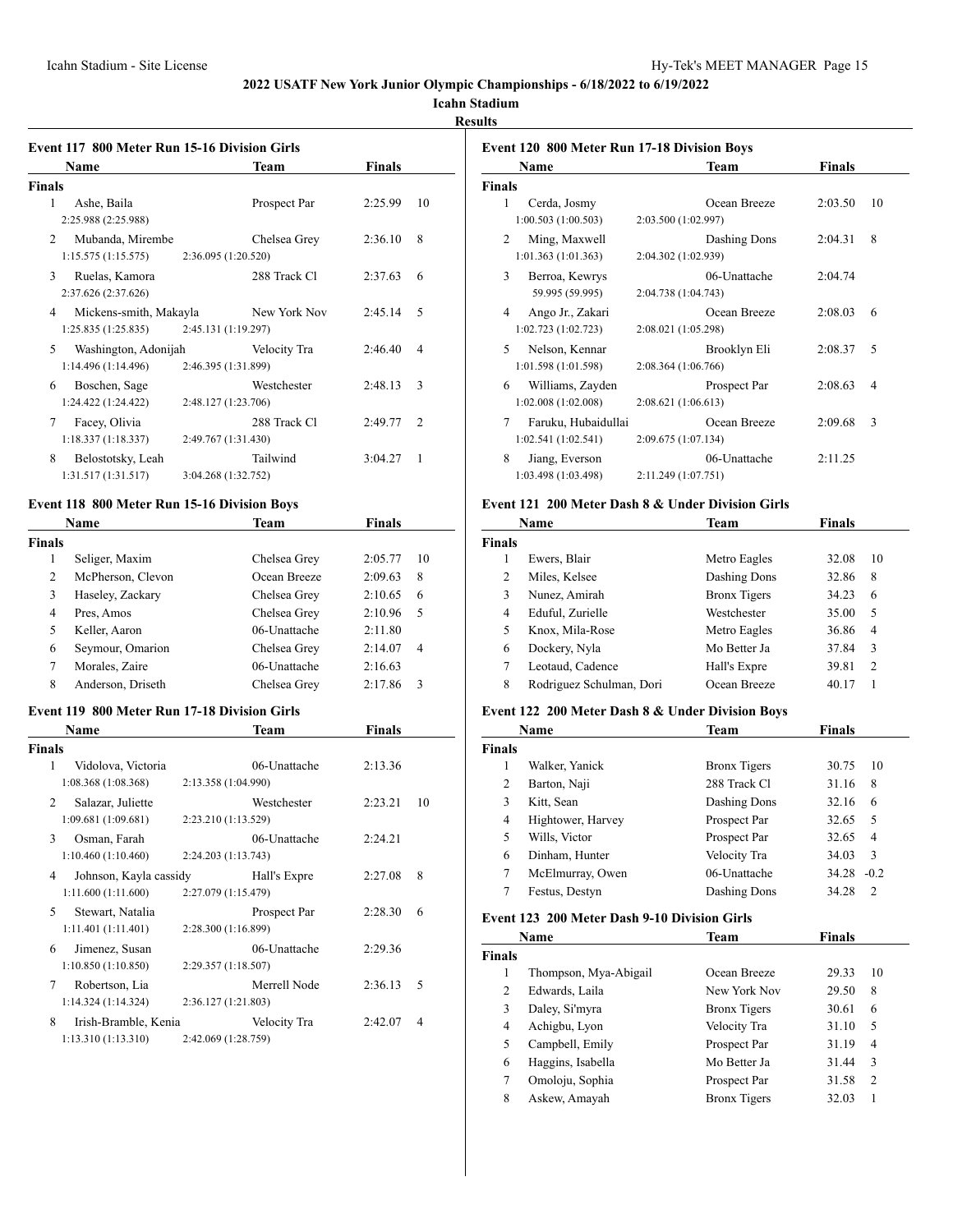# 2022 USATF New York Junior Olympic Championships - 6/18/2022 to 6/19/2022

**Icahn Stadium**

**Results**

### Event 117 800 Meter Run 15-16 Division Girls

| | Name | Team | Finals | |
|---|---|---|---|---|
| **Finals** | | | | |
| 1 | Ashe, Baila | Prospect Par | 2:25.99 | 10 |
| | 2:25.988 (2:25.988) | | | |
| 2 | Mubanda, Mirembe | Chelsea Grey | 2:36.10 | 8 |
| | 1:15.575 (1:15.575) | 2:36.095 (1:20.520) | | |
| 3 | Ruelas, Kamora | 288 Track Cl | 2:37.63 | 6 |
| | 2:37.626 (2:37.626) | | | |
| 4 | Mickens-smith, Makayla | New York Nov | 2:45.14 | 5 |
| | 1:25.835 (1:25.835) | 2:45.131 (1:19.297) | | |
| 5 | Washington, Adonijah | Velocity Tra | 2:46.40 | 4 |
| | 1:14.496 (1:14.496) | 2:46.395 (1:31.899) | | |
| 6 | Boschen, Sage | Westchester | 2:48.13 | 3 |
| | 1:24.422 (1:24.422) | 2:48.127 (1:23.706) | | |
| 7 | Facey, Olivia | 288 Track Cl | 2:49.77 | 2 |
| | 1:18.337 (1:18.337) | 2:49.767 (1:31.430) | | |
| 8 | Belostotsky, Leah | Tailwind | 3:04.27 | 1 |
| | 1:31.517 (1:31.517) | 3:04.268 (1:32.752) | | |

### Event 118 800 Meter Run 15-16 Division Boys

| | Name | Team | Finals | |
|---|---|---|---|---|
| **Finals** | | | | |
| 1 | Seliger, Maxim | Chelsea Grey | 2:05.77 | 10 |
| 2 | McPherson, Clevon | Ocean Breeze | 2:09.63 | 8 |
| 3 | Haseley, Zackary | Chelsea Grey | 2:10.65 | 6 |
| 4 | Pres, Amos | Chelsea Grey | 2:10.96 | 5 |
| 5 | Keller, Aaron | 06-Unattache | 2:11.80 | |
| 6 | Seymour, Omarion | Chelsea Grey | 2:14.07 | 4 |
| 7 | Morales, Zaire | 06-Unattache | 2:16.63 | |
| 8 | Anderson, Driseth | Chelsea Grey | 2:17.86 | 3 |

### Event 119 800 Meter Run 17-18 Division Girls

| | Name | Team | Finals | |
|---|---|---|---|---|
| **Finals** | | | | |
| 1 | Vidolova, Victoria | 06-Unattache | 2:13.36 | |
| | 1:08.368 (1:08.368) | 2:13.358 (1:04.990) | | |
| 2 | Salazar, Juliette | Westchester | 2:23.21 | 10 |
| | 1:09.681 (1:09.681) | 2:23.210 (1:13.529) | | |
| 3 | Osman, Farah | 06-Unattache | 2:24.21 | |
| | 1:10.460 (1:10.460) | 2:24.203 (1:13.743) | | |
| 4 | Johnson, Kayla cassidy | Hall's Expre | 2:27.08 | 8 |
| | 1:11.600 (1:11.600) | 2:27.079 (1:15.479) | | |
| 5 | Stewart, Natalia | Prospect Par | 2:28.30 | 6 |
| | 1:11.401 (1:11.401) | 2:28.300 (1:16.899) | | |
| 6 | Jimenez, Susan | 06-Unattache | 2:29.36 | |
| | 1:10.850 (1:10.850) | 2:29.357 (1:18.507) | | |
| 7 | Robertson, Lia | Merrell Node | 2:36.13 | 5 |
| | 1:14.324 (1:14.324) | 2:36.127 (1:21.803) | | |
| 8 | Irish-Bramble, Kenia | Velocity Tra | 2:42.07 | 4 |
| | 1:13.310 (1:13.310) | 2:42.069 (1:28.759) | | |

### Event 120 800 Meter Run 17-18 Division Boys

| | Name | Team | Finals | |
|---|---|---|---|---|
| **Finals** | | | | |
| 1 | Cerda, Josmy | Ocean Breeze | 2:03.50 | 10 |
| | 1:00.503 (1:00.503) | 2:03.500 (1:02.997) | | |
| 2 | Ming, Maxwell | Dashing Dons | 2:04.31 | 8 |
| | 1:01.363 (1:01.363) | 2:04.302 (1:02.939) | | |
| 3 | Berroa, Kewrys | 06-Unattache | 2:04.74 | |
| | 59.995 (59.995) | 2:04.738 (1:04.743) | | |
| 4 | Ango Jr., Zakari | Ocean Breeze | 2:08.03 | 6 |
| | 1:02.723 (1:02.723) | 2:08.021 (1:05.298) | | |
| 5 | Nelson, Kennar | Brooklyn Eli | 2:08.37 | 5 |
| | 1:01.598 (1:01.598) | 2:08.364 (1:06.766) | | |
| 6 | Williams, Zayden | Prospect Par | 2:08.63 | 4 |
| | 1:02.008 (1:02.008) | 2:08.621 (1:06.613) | | |
| 7 | Faruku, Hubaidullai | Ocean Breeze | 2:09.68 | 3 |
| | 1:02.541 (1:02.541) | 2:09.675 (1:07.134) | | |
| 8 | Jiang, Everson | 06-Unattache | 2:11.25 | |
| | 1:03.498 (1:03.498) | 2:11.249 (1:07.751) | | |

### Event 121 200 Meter Dash 8 & Under Division Girls

| | Name | Team | Finals | |
|---|---|---|---|---|
| **Finals** | | | | |
| 1 | Ewers, Blair | Metro Eagles | 32.08 | 10 |
| 2 | Miles, Kelsee | Dashing Dons | 32.86 | 8 |
| 3 | Nunez, Amirah | Bronx Tigers | 34.23 | 6 |
| 4 | Eduful, Zurielle | Westchester | 35.00 | 5 |
| 5 | Knox, Mila-Rose | Metro Eagles | 36.86 | 4 |
| 6 | Dockery, Nyla | Mo Better Ja | 37.84 | 3 |
| 7 | Leotaud, Cadence | Hall's Expre | 39.81 | 2 |
| 8 | Rodriguez Schulman, Dori | Ocean Breeze | 40.17 | 1 |

### Event 122 200 Meter Dash 8 & Under Division Boys

| | Name | Team | Finals | |
|---|---|---|---|---|
| **Finals** | | | | |
| 1 | Walker, Yanick | Bronx Tigers | 30.75 | 10 |
| 2 | Barton, Naji | 288 Track Cl | 31.16 | 8 |
| 3 | Kitt, Sean | Dashing Dons | 32.16 | 6 |
| 4 | Hightower, Harvey | Prospect Par | 32.65 | 5 |
| 5 | Wills, Victor | Prospect Par | 32.65 | 4 |
| 6 | Dinham, Hunter | Velocity Tra | 34.03 | 3 |
| 7 | McElmurray, Owen | 06-Unattache | 34.28 | -0.2 |
| 7 | Festus, Destyn | Dashing Dons | 34.28 | 2 |

### Event 123 200 Meter Dash 9-10 Division Girls

| | Name | Team | Finals | |
|---|---|---|---|---|
| **Finals** | | | | |
| 1 | Thompson, Mya-Abigail | Ocean Breeze | 29.33 | 10 |
| 2 | Edwards, Laila | New York Nov | 29.50 | 8 |
| 3 | Daley, Si'myra | Bronx Tigers | 30.61 | 6 |
| 4 | Achigbu, Lyon | Velocity Tra | 31.10 | 5 |
| 5 | Campbell, Emily | Prospect Par | 31.19 | 4 |
| 6 | Haggins, Isabella | Mo Better Ja | 31.44 | 3 |
| 7 | Omoloju, Sophia | Prospect Par | 31.58 | 2 |
| 8 | Askew, Amayah | Bronx Tigers | 32.03 | 1 |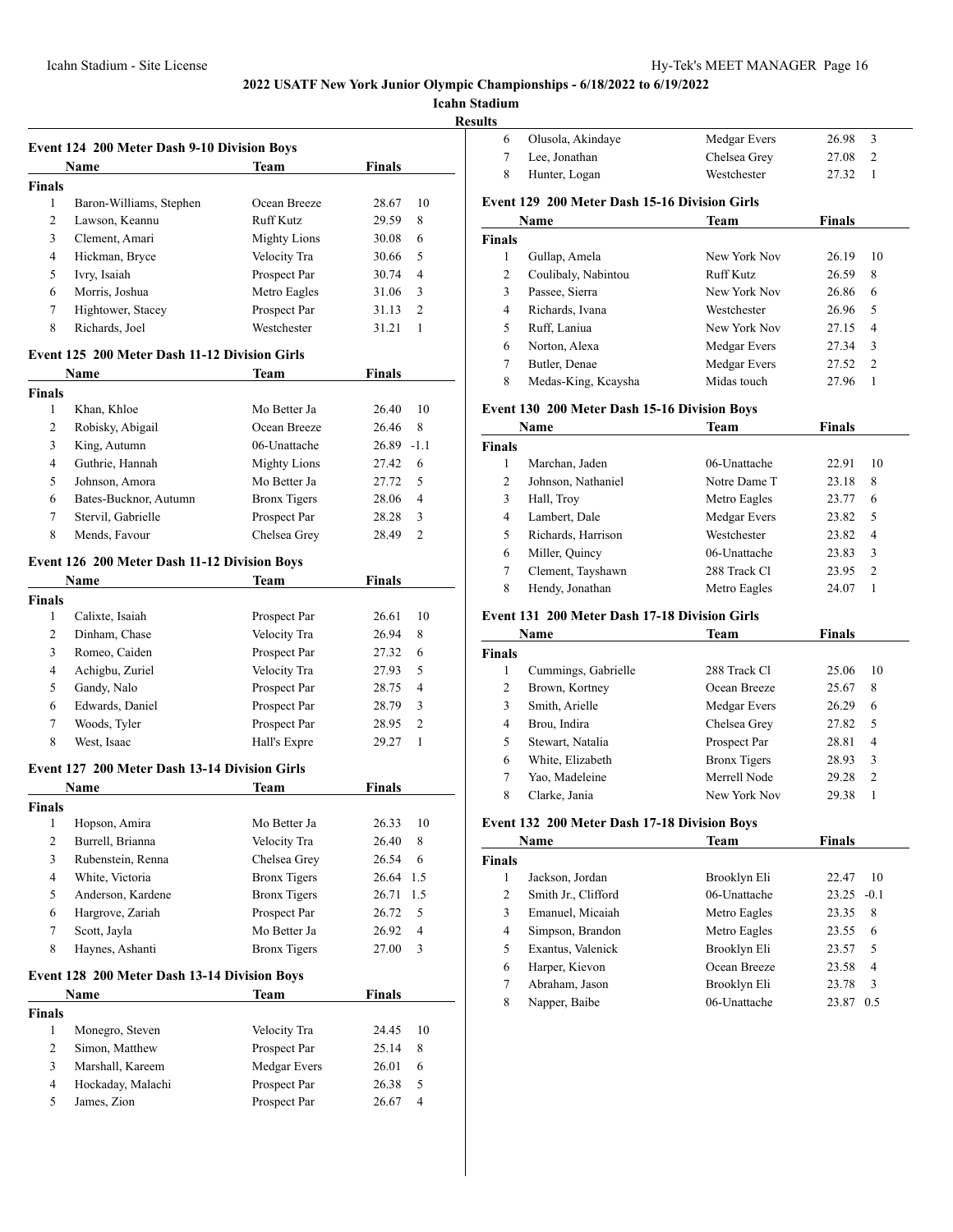# 2022 USATF New York Junior Olympic Championships - 6/18/2022 to 6/19/2022

## Icahn Stadium

### Results

#### Event 124 200 Meter Dash 9-10 Division Boys

| | Name | Team | Finals | |
|---|---|---|---|---|
| **Finals** | | | | |
| 1 | Baron-Williams, Stephen | Ocean Breeze | 28.67 | 10 |
| 2 | Lawson, Keannu | Ruff Kutz | 29.59 | 8 |
| 3 | Clement, Amari | Mighty Lions | 30.08 | 6 |
| 4 | Hickman, Bryce | Velocity Tra | 30.66 | 5 |
| 5 | Ivry, Isaiah | Prospect Par | 30.74 | 4 |
| 6 | Morris, Joshua | Metro Eagles | 31.06 | 3 |
| 7 | Hightower, Stacey | Prospect Par | 31.13 | 2 |
| 8 | Richards, Joel | Westchester | 31.21 | 1 |

#### Event 125 200 Meter Dash 11-12 Division Girls

| | Name | Team | Finals | |
|---|---|---|---|---|
| **Finals** | | | | |
| 1 | Khan, Khloe | Mo Better Ja | 26.40 | 10 |
| 2 | Robisky, Abigail | Ocean Breeze | 26.46 | 8 |
| 3 | King, Autumn | 06-Unattache | 26.89 | -1.1 |
| 4 | Guthrie, Hannah | Mighty Lions | 27.42 | 6 |
| 5 | Johnson, Amora | Mo Better Ja | 27.72 | 5 |
| 6 | Bates-Bucknor, Autumn | Bronx Tigers | 28.06 | 4 |
| 7 | Stervil, Gabrielle | Prospect Par | 28.28 | 3 |
| 8 | Mends, Favour | Chelsea Grey | 28.49 | 2 |

#### Event 126 200 Meter Dash 11-12 Division Boys

| | Name | Team | Finals | |
|---|---|---|---|---|
| **Finals** | | | | |
| 1 | Calixte, Isaiah | Prospect Par | 26.61 | 10 |
| 2 | Dinham, Chase | Velocity Tra | 26.94 | 8 |
| 3 | Romeo, Caiden | Prospect Par | 27.32 | 6 |
| 4 | Achigbu, Zuriel | Velocity Tra | 27.93 | 5 |
| 5 | Gandy, Nalo | Prospect Par | 28.75 | 4 |
| 6 | Edwards, Daniel | Prospect Par | 28.79 | 3 |
| 7 | Woods, Tyler | Prospect Par | 28.95 | 2 |
| 8 | West, Isaac | Hall's Expre | 29.27 | 1 |

#### Event 127 200 Meter Dash 13-14 Division Girls

| | Name | Team | Finals | |
|---|---|---|---|---|
| **Finals** | | | | |
| 1 | Hopson, Amira | Mo Better Ja | 26.33 | 10 |
| 2 | Burrell, Brianna | Velocity Tra | 26.40 | 8 |
| 3 | Rubenstein, Renna | Chelsea Grey | 26.54 | 6 |
| 4 | White, Victoria | Bronx Tigers | 26.64 | 1.5 |
| 5 | Anderson, Kardene | Bronx Tigers | 26.71 | 1.5 |
| 6 | Hargrove, Zariah | Prospect Par | 26.72 | 5 |
| 7 | Scott, Jayla | Mo Better Ja | 26.92 | 4 |
| 8 | Haynes, Ashanti | Bronx Tigers | 27.00 | 3 |

#### Event 128 200 Meter Dash 13-14 Division Boys

| | Name | Team | Finals | |
|---|---|---|---|---|
| **Finals** | | | | |
| 1 | Monegro, Steven | Velocity Tra | 24.45 | 10 |
| 2 | Simon, Matthew | Prospect Par | 25.14 | 8 |
| 3 | Marshall, Kareem | Medgar Evers | 26.01 | 6 |
| 4 | Hockaday, Malachi | Prospect Par | 26.38 | 5 |
| 5 | James, Zion | Prospect Par | 26.67 | 4 |
| 6 | Olusola, Akindaye | Medgar Evers | 26.98 | 3 |
| 7 | Lee, Jonathan | Chelsea Grey | 27.08 | 2 |
| 8 | Hunter, Logan | Westchester | 27.32 | 1 |

#### Event 129 200 Meter Dash 15-16 Division Girls

| | Name | Team | Finals | |
|---|---|---|---|---|
| **Finals** | | | | |
| 1 | Gullap, Amela | New York Nov | 26.19 | 10 |
| 2 | Coulibaly, Nabintou | Ruff Kutz | 26.59 | 8 |
| 3 | Passee, Sierra | New York Nov | 26.86 | 6 |
| 4 | Richards, Ivana | Westchester | 26.96 | 5 |
| 5 | Ruff, Laniua | New York Nov | 27.15 | 4 |
| 6 | Norton, Alexa | Medgar Evers | 27.34 | 3 |
| 7 | Butler, Denae | Medgar Evers | 27.52 | 2 |
| 8 | Medas-King, Kcaysha | Midas touch | 27.96 | 1 |

#### Event 130 200 Meter Dash 15-16 Division Boys

| | Name | Team | Finals | |
|---|---|---|---|---|
| **Finals** | | | | |
| 1 | Marchan, Jaden | 06-Unattache | 22.91 | 10 |
| 2 | Johnson, Nathaniel | Notre Dame T | 23.18 | 8 |
| 3 | Hall, Troy | Metro Eagles | 23.77 | 6 |
| 4 | Lambert, Dale | Medgar Evers | 23.82 | 5 |
| 5 | Richards, Harrison | Westchester | 23.82 | 4 |
| 6 | Miller, Quincy | 06-Unattache | 23.83 | 3 |
| 7 | Clement, Tayshawn | 288 Track Cl | 23.95 | 2 |
| 8 | Hendy, Jonathan | Metro Eagles | 24.07 | 1 |

#### Event 131 200 Meter Dash 17-18 Division Girls

| | Name | Team | Finals | |
|---|---|---|---|---|
| **Finals** | | | | |
| 1 | Cummings, Gabrielle | 288 Track Cl | 25.06 | 10 |
| 2 | Brown, Kortney | Ocean Breeze | 25.67 | 8 |
| 3 | Smith, Arielle | Medgar Evers | 26.29 | 6 |
| 4 | Brou, Indira | Chelsea Grey | 27.82 | 5 |
| 5 | Stewart, Natalia | Prospect Par | 28.81 | 4 |
| 6 | White, Elizabeth | Bronx Tigers | 28.93 | 3 |
| 7 | Yao, Madeleine | Merrell Node | 29.28 | 2 |
| 8 | Clarke, Jania | New York Nov | 29.38 | 1 |

#### Event 132 200 Meter Dash 17-18 Division Boys

| | Name | Team | Finals | |
|---|---|---|---|---|
| **Finals** | | | | |
| 1 | Jackson, Jordan | Brooklyn Eli | 22.47 | 10 |
| 2 | Smith Jr., Clifford | 06-Unattache | 23.25 | -0.1 |
| 3 | Emanuel, Micaiah | Metro Eagles | 23.35 | 8 |
| 4 | Simpson, Brandon | Metro Eagles | 23.55 | 6 |
| 5 | Exantus, Valenick | Brooklyn Eli | 23.57 | 5 |
| 6 | Harper, Kievon | Ocean Breeze | 23.58 | 4 |
| 7 | Abraham, Jason | Brooklyn Eli | 23.78 | 3 |
| 8 | Napper, Baibe | 06-Unattache | 23.87 | 0.5 |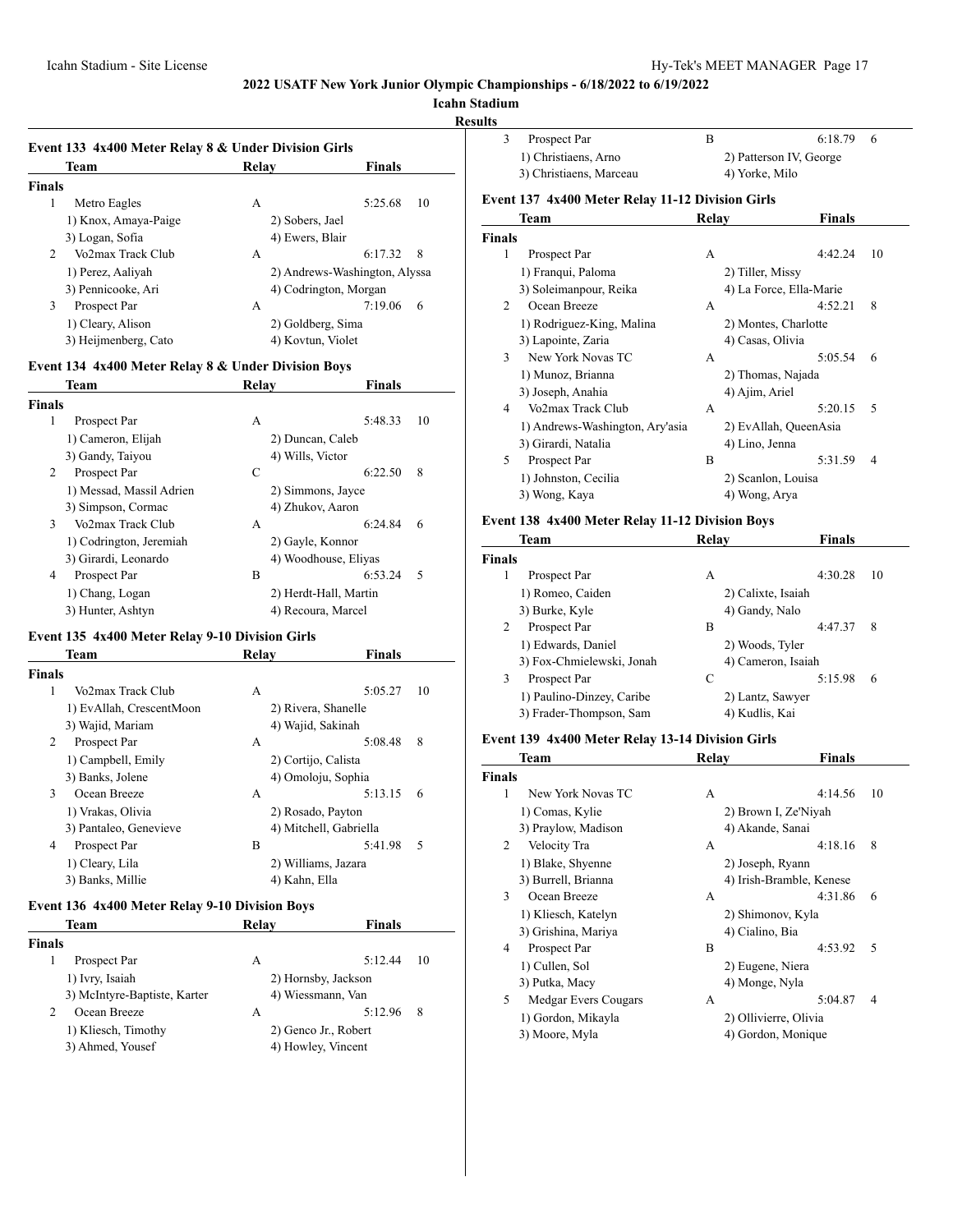# 2022 USATF New York Junior Olympic Championships - 6/18/2022 to 6/19/2022

## Icahn Stadium

### Results

#### Event 133 4x400 Meter Relay 8 & Under Division Girls

| | Team | Relay | Finals | |
|---|---|---|---|---|
| **Finals** | | | | |
| 1 | Metro Eagles | A | 5:25.68 | 10 |
| | 1) Knox, Amaya-Paige | 2) Sobers, Jael | | |
| | 3) Logan, Sofia | 4) Ewers, Blair | | |
| 2 | Vo2max Track Club | A | 6:17.32 | 8 |
| | 1) Perez, Aaliyah | 2) Andrews-Washington, Alyssa | | |
| | 3) Pennicooke, Ari | 4) Codrington, Morgan | | |
| 3 | Prospect Par | A | 7:19.06 | 6 |
| | 1) Cleary, Alison | 2) Goldberg, Sima | | |
| | 3) Heijmenberg, Cato | 4) Kovtun, Violet | | |

#### Event 134 4x400 Meter Relay 8 & Under Division Boys

| | Team | Relay | Finals | |
|---|---|---|---|---|
| **Finals** | | | | |
| 1 | Prospect Par | A | 5:48.33 | 10 |
| | 1) Cameron, Elijah | 2) Duncan, Caleb | | |
| | 3) Gandy, Taiyou | 4) Wills, Victor | | |
| 2 | Prospect Par | C | 6:22.50 | 8 |
| | 1) Messad, Massil Adrien | 2) Simmons, Jayce | | |
| | 3) Simpson, Cormac | 4) Zhukov, Aaron | | |
| 3 | Vo2max Track Club | A | 6:24.84 | 6 |
| | 1) Codrington, Jeremiah | 2) Gayle, Konnor | | |
| | 3) Girardi, Leonardo | 4) Woodhouse, Eliyas | | |
| 4 | Prospect Par | B | 6:53.24 | 5 |
| | 1) Chang, Logan | 2) Herdt-Hall, Martin | | |
| | 3) Hunter, Ashtyn | 4) Recoura, Marcel | | |

#### Event 135 4x400 Meter Relay 9-10 Division Girls

| | Team | Relay | Finals | |
|---|---|---|---|---|
| **Finals** | | | | |
| 1 | Vo2max Track Club | A | 5:05.27 | 10 |
| | 1) EvAllah, CrescentMoon | 2) Rivera, Shanelle | | |
| | 3) Wajid, Mariam | 4) Wajid, Sakinah | | |
| 2 | Prospect Par | A | 5:08.48 | 8 |
| | 1) Campbell, Emily | 2) Cortijo, Calista | | |
| | 3) Banks, Jolene | 4) Omoloju, Sophia | | |
| 3 | Ocean Breeze | A | 5:13.15 | 6 |
| | 1) Vrakas, Olivia | 2) Rosado, Payton | | |
| | 3) Pantaleo, Genevieve | 4) Mitchell, Gabriella | | |
| 4 | Prospect Par | B | 5:41.98 | 5 |
| | 1) Cleary, Lila | 2) Williams, Jazara | | |
| | 3) Banks, Millie | 4) Kahn, Ella | | |

#### Event 136 4x400 Meter Relay 9-10 Division Boys

| | Team | Relay | Finals | |
|---|---|---|---|---|
| **Finals** | | | | |
| 1 | Prospect Par | A | 5:12.44 | 10 |
| | 1) Ivry, Isaiah | 2) Hornsby, Jackson | | |
| | 3) McIntyre-Baptiste, Karter | 4) Wiessmann, Van | | |
| 2 | Ocean Breeze | A | 5:12.96 | 8 |
| | 1) Kliesch, Timothy | 2) Genco Jr., Robert | | |
| | 3) Ahmed, Yousef | 4) Howley, Vincent | | |
| 3 | Prospect Par | B | 6:18.79 | 6 |
| | 1) Christiaens, Arno | 2) Patterson IV, George | | |
| | 3) Christiaens, Marceau | 4) Yorke, Milo | | |

#### Event 137 4x400 Meter Relay 11-12 Division Girls

| | Team | Relay | Finals | |
|---|---|---|---|---|
| **Finals** | | | | |
| 1 | Prospect Par | A | 4:42.24 | 10 |
| | 1) Franqui, Paloma | 2) Tiller, Missy | | |
| | 3) Soleimanpour, Reika | 4) La Force, Ella-Marie | | |
| 2 | Ocean Breeze | A | 4:52.21 | 8 |
| | 1) Rodriguez-King, Malina | 2) Montes, Charlotte | | |
| | 3) Lapointe, Zaria | 4) Casas, Olivia | | |
| 3 | New York Novas TC | A | 5:05.54 | 6 |
| | 1) Munoz, Brianna | 2) Thomas, Najada | | |
| | 3) Joseph, Anahia | 4) Ajim, Ariel | | |
| 4 | Vo2max Track Club | A | 5:20.15 | 5 |
| | 1) Andrews-Washington, Ary'asia | 2) EvAllah, QueenAsia | | |
| | 3) Girardi, Natalia | 4) Lino, Jenna | | |
| 5 | Prospect Par | B | 5:31.59 | 4 |
| | 1) Johnston, Cecilia | 2) Scanlon, Louisa | | |
| | 3) Wong, Kaya | 4) Wong, Arya | | |

#### Event 138 4x400 Meter Relay 11-12 Division Boys

| | Team | Relay | Finals | |
|---|---|---|---|---|
| **Finals** | | | | |
| 1 | Prospect Par | A | 4:30.28 | 10 |
| | 1) Romeo, Caiden | 2) Calixte, Isaiah | | |
| | 3) Burke, Kyle | 4) Gandy, Nalo | | |
| 2 | Prospect Par | B | 4:47.37 | 8 |
| | 1) Edwards, Daniel | 2) Woods, Tyler | | |
| | 3) Fox-Chmielewski, Jonah | 4) Cameron, Isaiah | | |
| 3 | Prospect Par | C | 5:15.98 | 6 |
| | 1) Paulino-Dinzey, Caribe | 2) Lantz, Sawyer | | |
| | 3) Frader-Thompson, Sam | 4) Kudlis, Kai | | |

#### Event 139 4x400 Meter Relay 13-14 Division Girls

| | Team | Relay | Finals | |
|---|---|---|---|---|
| **Finals** | | | | |
| 1 | New York Novas TC | A | 4:14.56 | 10 |
| | 1) Comas, Kylie | 2) Brown I, Ze'Niyah | | |
| | 3) Praylow, Madison | 4) Akande, Sanai | | |
| 2 | Velocity Tra | A | 4:18.16 | 8 |
| | 1) Blake, Shyenne | 2) Joseph, Ryann | | |
| | 3) Burrell, Brianna | 4) Irish-Bramble, Kenese | | |
| 3 | Ocean Breeze | A | 4:31.86 | 6 |
| | 1) Kliesch, Katelyn | 2) Shimonov, Kyla | | |
| | 3) Grishina, Mariya | 4) Cialino, Bia | | |
| 4 | Prospect Par | B | 4:53.92 | 5 |
| | 1) Cullen, Sol | 2) Eugene, Niera | | |
| | 3) Putka, Macy | 4) Monge, Nyla | | |
| 5 | Medgar Evers Cougars | A | 5:04.87 | 4 |
| | 1) Gordon, Mikayla | 2) Ollivierre, Olivia | | |
| | 3) Moore, Myla | 4) Gordon, Monique | | |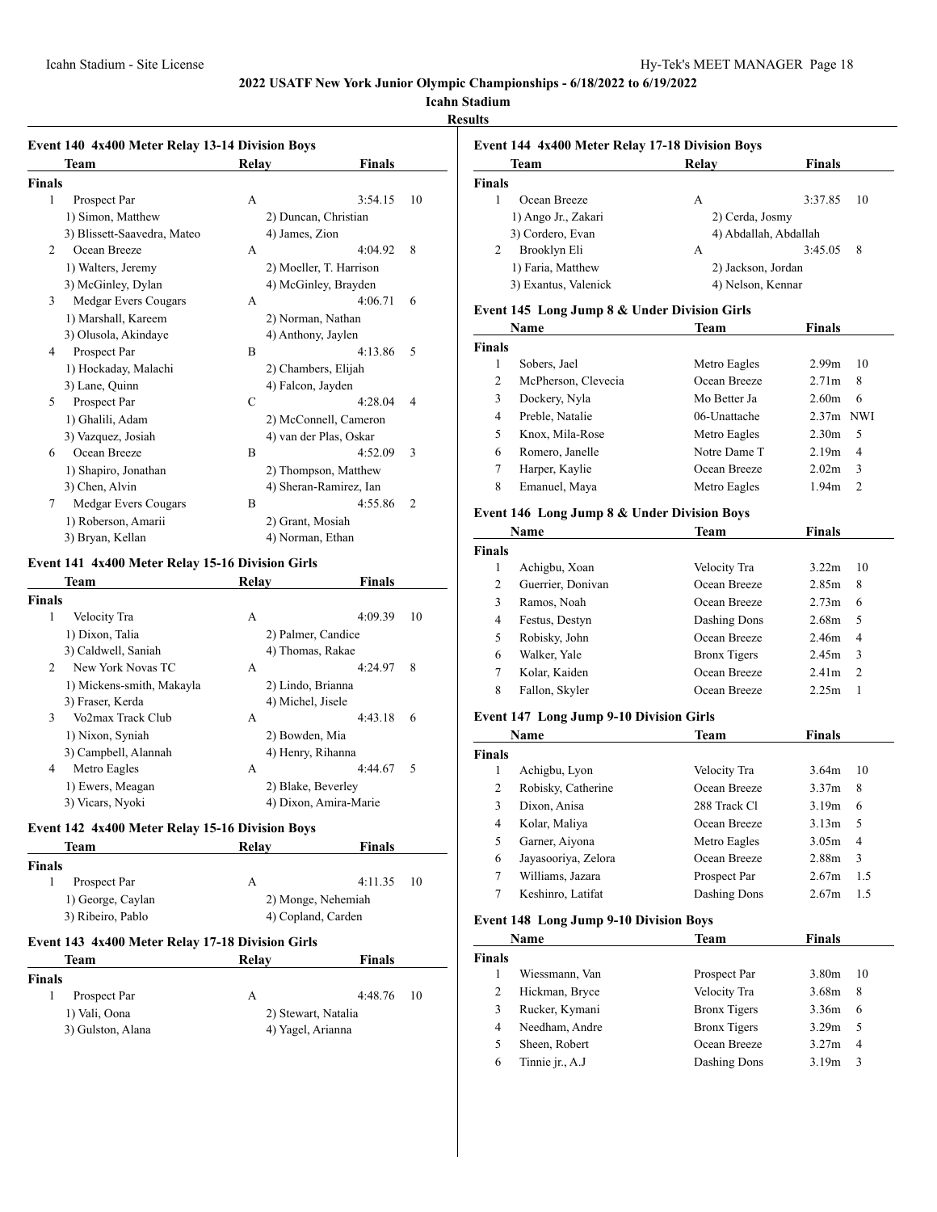# 2022 USATF New York Junior Olympic Championships - 6/18/2022 to 6/19/2022

**Icahn Stadium**

**Results**

### Event 140 4x400 Meter Relay 13-14 Division Boys

| | Team | Relay | Finals | |
|---|---|---|---|---|
| **Finals** | | | | |
| 1 | Prospect Par | A | 3:54.15 | 10 |
| | 1) Simon, Matthew | 2) Duncan, Christian | | |
| | 3) Blissett-Saavedra, Mateo | 4) James, Zion | | |
| 2 | Ocean Breeze | A | 4:04.92 | 8 |
| | 1) Walters, Jeremy | 2) Moeller, T. Harrison | | |
| | 3) McGinley, Dylan | 4) McGinley, Brayden | | |
| 3 | Medgar Evers Cougars | A | 4:06.71 | 6 |
| | 1) Marshall, Kareem | 2) Norman, Nathan | | |
| | 3) Olusola, Akindaye | 4) Anthony, Jaylen | | |
| 4 | Prospect Par | B | 4:13.86 | 5 |
| | 1) Hockaday, Malachi | 2) Chambers, Elijah | | |
| | 3) Lane, Quinn | 4) Falcon, Jayden | | |
| 5 | Prospect Par | C | 4:28.04 | 4 |
| | 1) Ghalili, Adam | 2) McConnell, Cameron | | |
| | 3) Vazquez, Josiah | 4) van der Plas, Oskar | | |
| 6 | Ocean Breeze | B | 4:52.09 | 3 |
| | 1) Shapiro, Jonathan | 2) Thompson, Matthew | | |
| | 3) Chen, Alvin | 4) Sheran-Ramirez, Ian | | |
| 7 | Medgar Evers Cougars | B | 4:55.86 | 2 |
| | 1) Roberson, Amarii | 2) Grant, Mosiah | | |
| | 3) Bryan, Kellan | 4) Norman, Ethan | | |

### Event 141 4x400 Meter Relay 15-16 Division Girls

| | Team | Relay | Finals | |
|---|---|---|---|---|
| **Finals** | | | | |
| 1 | Velocity Tra | A | 4:09.39 | 10 |
| | 1) Dixon, Talia | 2) Palmer, Candice | | |
| | 3) Caldwell, Saniah | 4) Thomas, Rakae | | |
| 2 | New York Novas TC | A | 4:24.97 | 8 |
| | 1) Mickens-smith, Makayla | 2) Lindo, Brianna | | |
| | 3) Fraser, Kerda | 4) Michel, Jisele | | |
| 3 | Vo2max Track Club | A | 4:43.18 | 6 |
| | 1) Nixon, Syniah | 2) Bowden, Mia | | |
| | 3) Campbell, Alannah | 4) Henry, Rihanna | | |
| 4 | Metro Eagles | A | 4:44.67 | 5 |
| | 1) Ewers, Meagan | 2) Blake, Beverley | | |
| | 3) Vicars, Nyoki | 4) Dixon, Amira-Marie | | |

### Event 142 4x400 Meter Relay 15-16 Division Boys

| | Team | Relay | Finals | |
|---|---|---|---|---|
| **Finals** | | | | |
| 1 | Prospect Par | A | 4:11.35 | 10 |
| | 1) George, Caylan | 2) Monge, Nehemiah | | |
| | 3) Ribeiro, Pablo | 4) Copland, Carden | | |

### Event 143 4x400 Meter Relay 17-18 Division Girls

| | Team | Relay | Finals | |
|---|---|---|---|---|
| **Finals** | | | | |
| 1 | Prospect Par | A | 4:48.76 | 10 |
| | 1) Vali, Oona | 2) Stewart, Natalia | | |
| | 3) Gulston, Alana | 4) Yagel, Arianna | | |

### Event 144 4x400 Meter Relay 17-18 Division Boys

| | Team | Relay | Finals | |
|---|---|---|---|---|
| **Finals** | | | | |
| 1 | Ocean Breeze | A | 3:37.85 | 10 |
| | 1) Ango Jr., Zakari | 2) Cerda, Josmy | | |
| | 3) Cordero, Evan | 4) Abdallah, Abdallah | | |
| 2 | Brooklyn Eli | A | 3:45.05 | 8 |
| | 1) Faria, Matthew | 2) Jackson, Jordan | | |
| | 3) Exantus, Valenick | 4) Nelson, Kennar | | |

### Event 145 Long Jump 8 & Under Division Girls

| | Name | Team | Finals | |
|---|---|---|---|---|
| **Finals** | | | | |
| 1 | Sobers, Jael | Metro Eagles | 2.99m | 10 |
| 2 | McPherson, Clevecia | Ocean Breeze | 2.71m | 8 |
| 3 | Dockery, Nyla | Mo Better Ja | 2.60m | 6 |
| 4 | Preble, Natalie | 06-Unattache | 2.37m | NWI |
| 5 | Knox, Mila-Rose | Metro Eagles | 2.30m | 5 |
| 6 | Romero, Janelle | Notre Dame T | 2.19m | 4 |
| 7 | Harper, Kaylie | Ocean Breeze | 2.02m | 3 |
| 8 | Emanuel, Maya | Metro Eagles | 1.94m | 2 |

### Event 146 Long Jump 8 & Under Division Boys

| | Name | Team | Finals | |
|---|---|---|---|---|
| **Finals** | | | | |
| 1 | Achigbu, Xoan | Velocity Tra | 3.22m | 10 |
| 2 | Guerrier, Donivan | Ocean Breeze | 2.85m | 8 |
| 3 | Ramos, Noah | Ocean Breeze | 2.73m | 6 |
| 4 | Festus, Destyn | Dashing Dons | 2.68m | 5 |
| 5 | Robisky, John | Ocean Breeze | 2.46m | 4 |
| 6 | Walker, Yale | Bronx Tigers | 2.45m | 3 |
| 7 | Kolar, Kaiden | Ocean Breeze | 2.41m | 2 |
| 8 | Fallon, Skyler | Ocean Breeze | 2.25m | 1 |

### Event 147 Long Jump 9-10 Division Girls

| | Name | Team | Finals | |
|---|---|---|---|---|
| **Finals** | | | | |
| 1 | Achigbu, Lyon | Velocity Tra | 3.64m | 10 |
| 2 | Robisky, Catherine | Ocean Breeze | 3.37m | 8 |
| 3 | Dixon, Anisa | 288 Track Cl | 3.19m | 6 |
| 4 | Kolar, Maliya | Ocean Breeze | 3.13m | 5 |
| 5 | Garner, Aiyona | Metro Eagles | 3.05m | 4 |
| 6 | Jayasooriya, Zelora | Ocean Breeze | 2.88m | 3 |
| 7 | Williams, Jazara | Prospect Par | 2.67m | 1.5 |
| 7 | Keshinro, Latifat | Dashing Dons | 2.67m | 1.5 |

### Event 148 Long Jump 9-10 Division Boys

| | Name | Team | Finals | |
|---|---|---|---|---|
| **Finals** | | | | |
| 1 | Wiessmann, Van | Prospect Par | 3.80m | 10 |
| 2 | Hickman, Bryce | Velocity Tra | 3.68m | 8 |
| 3 | Rucker, Kymani | Bronx Tigers | 3.36m | 6 |
| 4 | Needham, Andre | Bronx Tigers | 3.29m | 5 |
| 5 | Sheen, Robert | Ocean Breeze | 3.27m | 4 |
| 6 | Tinnie jr., A.J | Dashing Dons | 3.19m | 3 |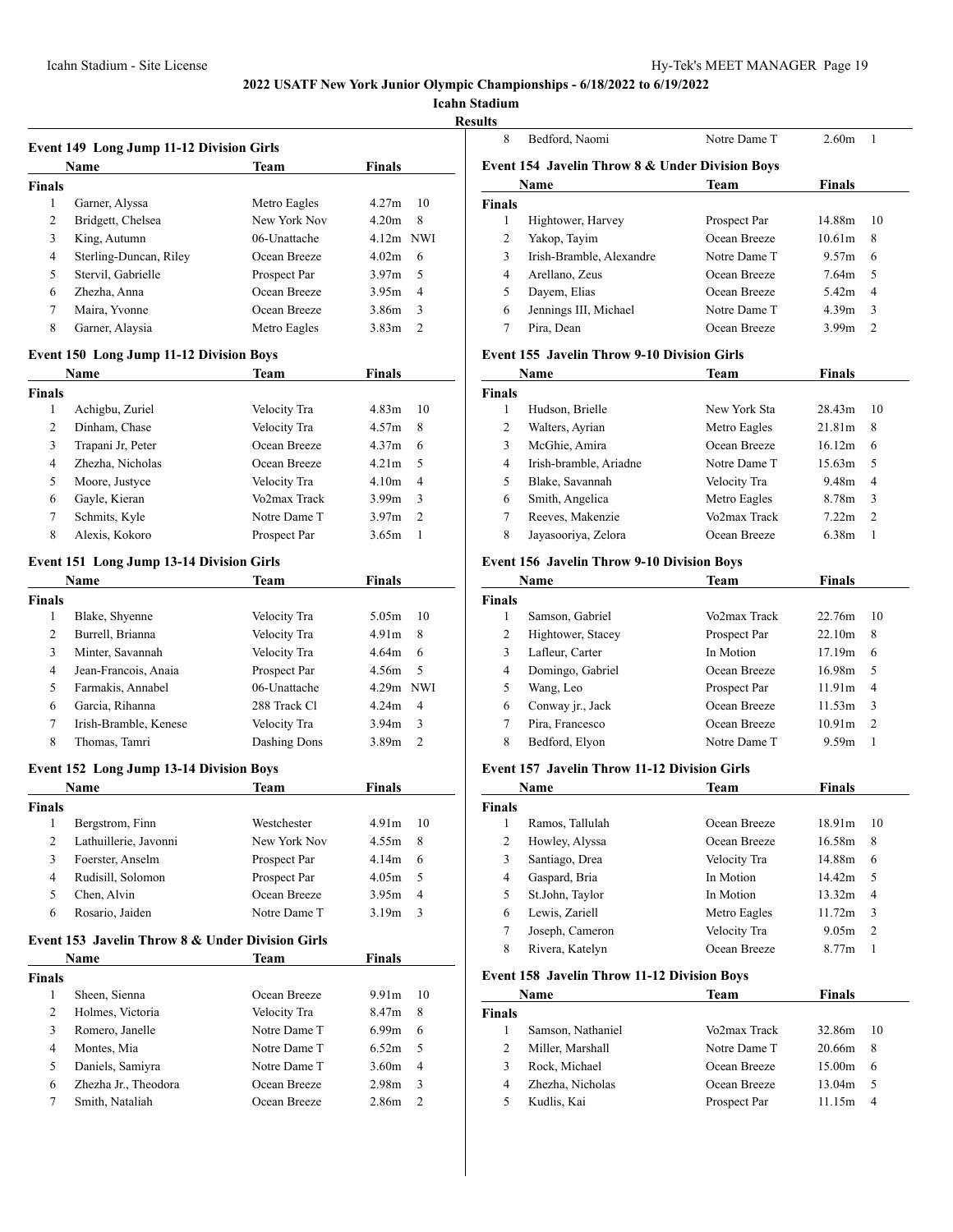# 2022 USATF New York Junior Olympic Championships - 6/18/2022 to 6/19/2022

## Icahn Stadium

### Results

### Event 149 Long Jump 11-12 Division Girls

| | Name | Team | Finals | |
|---|---|---|---|---|
| **Finals** | | | | |
| 1 | Garner, Alyssa | Metro Eagles | 4.27m | 10 |
| 2 | Bridgett, Chelsea | New York Nov | 4.20m | 8 |
| 3 | King, Autumn | 06-Unattache | 4.12m | NWI |
| 4 | Sterling-Duncan, Riley | Ocean Breeze | 4.02m | 6 |
| 5 | Stervil, Gabrielle | Prospect Par | 3.97m | 5 |
| 6 | Zhezha, Anna | Ocean Breeze | 3.95m | 4 |
| 7 | Maira, Yvonne | Ocean Breeze | 3.86m | 3 |
| 8 | Garner, Alaysia | Metro Eagles | 3.83m | 2 |

### Event 150 Long Jump 11-12 Division Boys

| | Name | Team | Finals | |
|---|---|---|---|---|
| **Finals** | | | | |
| 1 | Achigbu, Zuriel | Velocity Tra | 4.83m | 10 |
| 2 | Dinham, Chase | Velocity Tra | 4.57m | 8 |
| 3 | Trapani Jr, Peter | Ocean Breeze | 4.37m | 6 |
| 4 | Zhezha, Nicholas | Ocean Breeze | 4.21m | 5 |
| 5 | Moore, Justyce | Velocity Tra | 4.10m | 4 |
| 6 | Gayle, Kieran | Vo2max Track | 3.99m | 3 |
| 7 | Schmits, Kyle | Notre Dame T | 3.97m | 2 |
| 8 | Alexis, Kokoro | Prospect Par | 3.65m | 1 |

### Event 151 Long Jump 13-14 Division Girls

| | Name | Team | Finals | |
|---|---|---|---|---|
| **Finals** | | | | |
| 1 | Blake, Shyenne | Velocity Tra | 5.05m | 10 |
| 2 | Burrell, Brianna | Velocity Tra | 4.91m | 8 |
| 3 | Minter, Savannah | Velocity Tra | 4.64m | 6 |
| 4 | Jean-Francois, Anaia | Prospect Par | 4.56m | 5 |
| 5 | Farmakis, Annabel | 06-Unattache | 4.29m | NWI |
| 6 | Garcia, Rihanna | 288 Track Cl | 4.24m | 4 |
| 7 | Irish-Bramble, Kenese | Velocity Tra | 3.94m | 3 |
| 8 | Thomas, Tamri | Dashing Dons | 3.89m | 2 |

### Event 152 Long Jump 13-14 Division Boys

| | Name | Team | Finals | |
|---|---|---|---|---|
| **Finals** | | | | |
| 1 | Bergstrom, Finn | Westchester | 4.91m | 10 |
| 2 | Lathuillerie, Javonni | New York Nov | 4.55m | 8 |
| 3 | Foerster, Anselm | Prospect Par | 4.14m | 6 |
| 4 | Rudisill, Solomon | Prospect Par | 4.05m | 5 |
| 5 | Chen, Alvin | Ocean Breeze | 3.95m | 4 |
| 6 | Rosario, Jaiden | Notre Dame T | 3.19m | 3 |

### Event 153 Javelin Throw 8 & Under Division Girls

| | Name | Team | Finals | |
|---|---|---|---|---|
| **Finals** | | | | |
| 1 | Sheen, Sienna | Ocean Breeze | 9.91m | 10 |
| 2 | Holmes, Victoria | Velocity Tra | 8.47m | 8 |
| 3 | Romero, Janelle | Notre Dame T | 6.99m | 6 |
| 4 | Montes, Mia | Notre Dame T | 6.52m | 5 |
| 5 | Daniels, Samiyra | Notre Dame T | 3.60m | 4 |
| 6 | Zhezha Jr., Theodora | Ocean Breeze | 2.98m | 3 |
| 7 | Smith, Nataliah | Ocean Breeze | 2.86m | 2 |
| 8 | Bedford, Naomi | Notre Dame T | 2.60m | 1 |

### Event 154 Javelin Throw 8 & Under Division Boys

| | Name | Team | Finals | |
|---|---|---|---|---|
| **Finals** | | | | |
| 1 | Hightower, Harvey | Prospect Par | 14.88m | 10 |
| 2 | Yakop, Tayim | Ocean Breeze | 10.61m | 8 |
| 3 | Irish-Bramble, Alexandre | Notre Dame T | 9.57m | 6 |
| 4 | Arellano, Zeus | Ocean Breeze | 7.64m | 5 |
| 5 | Dayem, Elias | Ocean Breeze | 5.42m | 4 |
| 6 | Jennings III, Michael | Notre Dame T | 4.39m | 3 |
| 7 | Pira, Dean | Ocean Breeze | 3.99m | 2 |

### Event 155 Javelin Throw 9-10 Division Girls

| | Name | Team | Finals | |
|---|---|---|---|---|
| **Finals** | | | | |
| 1 | Hudson, Brielle | New York Sta | 28.43m | 10 |
| 2 | Walters, Ayrian | Metro Eagles | 21.81m | 8 |
| 3 | McGhie, Amira | Ocean Breeze | 16.12m | 6 |
| 4 | Irish-bramble, Ariadne | Notre Dame T | 15.63m | 5 |
| 5 | Blake, Savannah | Velocity Tra | 9.48m | 4 |
| 6 | Smith, Angelica | Metro Eagles | 8.78m | 3 |
| 7 | Reeves, Makenzie | Vo2max Track | 7.22m | 2 |
| 8 | Jayasooriya, Zelora | Ocean Breeze | 6.38m | 1 |

### Event 156 Javelin Throw 9-10 Division Boys

| | Name | Team | Finals | |
|---|---|---|---|---|
| **Finals** | | | | |
| 1 | Samson, Gabriel | Vo2max Track | 22.76m | 10 |
| 2 | Hightower, Stacey | Prospect Par | 22.10m | 8 |
| 3 | Lafleur, Carter | In Motion | 17.19m | 6 |
| 4 | Domingo, Gabriel | Ocean Breeze | 16.98m | 5 |
| 5 | Wang, Leo | Prospect Par | 11.91m | 4 |
| 6 | Conway jr., Jack | Ocean Breeze | 11.53m | 3 |
| 7 | Pira, Francesco | Ocean Breeze | 10.91m | 2 |
| 8 | Bedford, Elyon | Notre Dame T | 9.59m | 1 |

### Event 157 Javelin Throw 11-12 Division Girls

| | Name | Team | Finals | |
|---|---|---|---|---|
| **Finals** | | | | |
| 1 | Ramos, Tallulah | Ocean Breeze | 18.91m | 10 |
| 2 | Howley, Alyssa | Ocean Breeze | 16.58m | 8 |
| 3 | Santiago, Drea | Velocity Tra | 14.88m | 6 |
| 4 | Gaspard, Bria | In Motion | 14.42m | 5 |
| 5 | St.John, Taylor | In Motion | 13.32m | 4 |
| 6 | Lewis, Zariell | Metro Eagles | 11.72m | 3 |
| 7 | Joseph, Cameron | Velocity Tra | 9.05m | 2 |
| 8 | Rivera, Katelyn | Ocean Breeze | 8.77m | 1 |

### Event 158 Javelin Throw 11-12 Division Boys

| | Name | Team | Finals | |
|---|---|---|---|---|
| **Finals** | | | | |
| 1 | Samson, Nathaniel | Vo2max Track | 32.86m | 10 |
| 2 | Miller, Marshall | Notre Dame T | 20.66m | 8 |
| 3 | Rock, Michael | Ocean Breeze | 15.00m | 6 |
| 4 | Zhezha, Nicholas | Ocean Breeze | 13.04m | 5 |
| 5 | Kudlis, Kai | Prospect Par | 11.15m | 4 |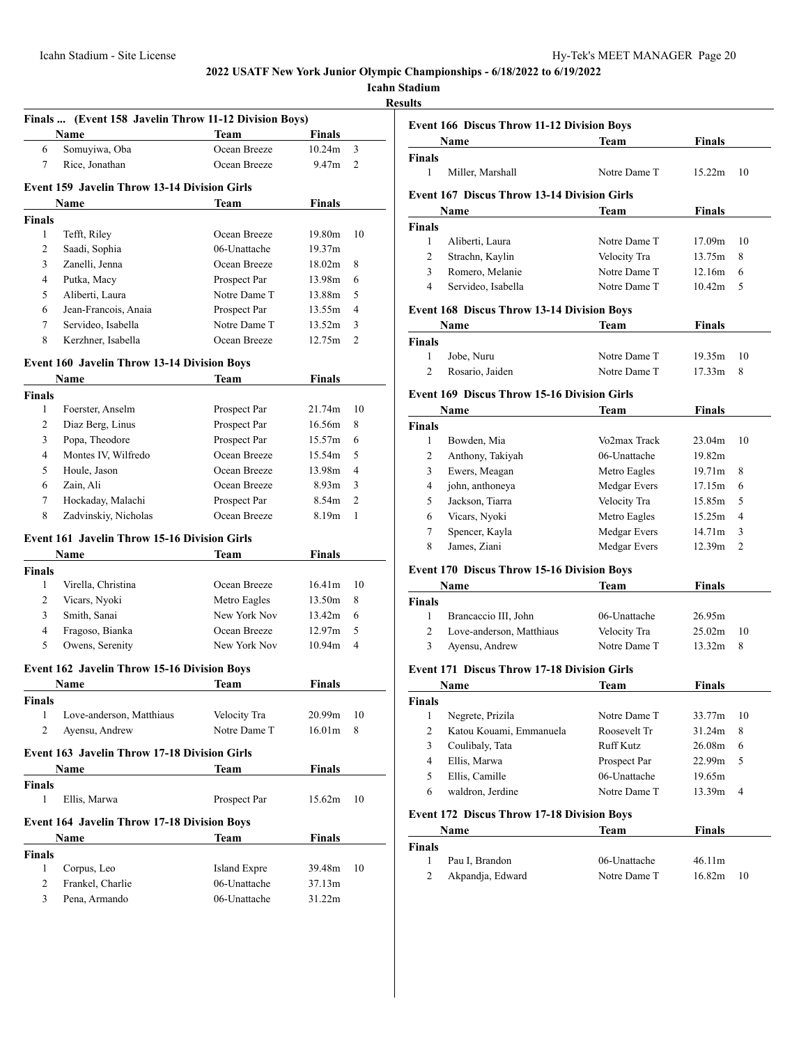**2022 USATF New York Junior Olympic Championships - 6/18/2022 to 6/19/2022**

**Icahn Stadium**

**Results**

### Finals ... (Event 158 Javelin Throw 11-12 Division Boys)

| | Name | Team | Finals | |
|---|---|---|---|---|
| 6 | Somuyiwa, Oba | Ocean Breeze | 10.24m | 3 |
| 7 | Rice, Jonathan | Ocean Breeze | 9.47m | 2 |

### Event 159 Javelin Throw 13-14 Division Girls

| | Name | Team | Finals | |
|---|---|---|---|---|
| **Finals** | | | | |
| 1 | Tefft, Riley | Ocean Breeze | 19.80m | 10 |
| 2 | Saadi, Sophia | 06-Unattache | 19.37m | |
| 3 | Zanelli, Jenna | Ocean Breeze | 18.02m | 8 |
| 4 | Putka, Macy | Prospect Par | 13.98m | 6 |
| 5 | Aliberti, Laura | Notre Dame T | 13.88m | 5 |
| 6 | Jean-Francois, Anaia | Prospect Par | 13.55m | 4 |
| 7 | Servideo, Isabella | Notre Dame T | 13.52m | 3 |
| 8 | Kerzhner, Isabella | Ocean Breeze | 12.75m | 2 |

### Event 160 Javelin Throw 13-14 Division Boys

| | Name | Team | Finals | |
|---|---|---|---|---|
| **Finals** | | | | |
| 1 | Foerster, Anselm | Prospect Par | 21.74m | 10 |
| 2 | Diaz Berg, Linus | Prospect Par | 16.56m | 8 |
| 3 | Popa, Theodore | Prospect Par | 15.57m | 6 |
| 4 | Montes IV, Wilfredo | Ocean Breeze | 15.54m | 5 |
| 5 | Houle, Jason | Ocean Breeze | 13.98m | 4 |
| 6 | Zain, Ali | Ocean Breeze | 8.93m | 3 |
| 7 | Hockaday, Malachi | Prospect Par | 8.54m | 2 |
| 8 | Zadvinskiy, Nicholas | Ocean Breeze | 8.19m | 1 |

### Event 161 Javelin Throw 15-16 Division Girls

| | Name | Team | Finals | |
|---|---|---|---|---|
| **Finals** | | | | |
| 1 | Virella, Christina | Ocean Breeze | 16.41m | 10 |
| 2 | Vicars, Nyoki | Metro Eagles | 13.50m | 8 |
| 3 | Smith, Sanai | New York Nov | 13.42m | 6 |
| 4 | Fragoso, Bianka | Ocean Breeze | 12.97m | 5 |
| 5 | Owens, Serenity | New York Nov | 10.94m | 4 |

### Event 162 Javelin Throw 15-16 Division Boys

| | Name | Team | Finals | |
|---|---|---|---|---|
| **Finals** | | | | |
| 1 | Love-anderson, Matthiaus | Velocity Tra | 20.99m | 10 |
| 2 | Ayensu, Andrew | Notre Dame T | 16.01m | 8 |

### Event 163 Javelin Throw 17-18 Division Girls

| | Name | Team | Finals | |
|---|---|---|---|---|
| **Finals** | | | | |
| 1 | Ellis, Marwa | Prospect Par | 15.62m | 10 |

### Event 164 Javelin Throw 17-18 Division Boys

| | Name | Team | Finals | |
|---|---|---|---|---|
| **Finals** | | | | |
| 1 | Corpus, Leo | Island Expre | 39.48m | 10 |
| 2 | Frankel, Charlie | 06-Unattache | 37.13m | |
| 3 | Pena, Armando | 06-Unattache | 31.22m | |

### Event 166 Discus Throw 11-12 Division Boys

| | Name | Team | Finals | |
|---|---|---|---|---|
| **Finals** | | | | |
| 1 | Miller, Marshall | Notre Dame T | 15.22m | 10 |

### Event 167 Discus Throw 13-14 Division Girls

| | Name | Team | Finals | |
|---|---|---|---|---|
| **Finals** | | | | |
| 1 | Aliberti, Laura | Notre Dame T | 17.09m | 10 |
| 2 | Strachn, Kaylin | Velocity Tra | 13.75m | 8 |
| 3 | Romero, Melanie | Notre Dame T | 12.16m | 6 |
| 4 | Servideo, Isabella | Notre Dame T | 10.42m | 5 |

### Event 168 Discus Throw 13-14 Division Boys

| | Name | Team | Finals | |
|---|---|---|---|---|
| **Finals** | | | | |
| 1 | Jobe, Nuru | Notre Dame T | 19.35m | 10 |
| 2 | Rosario, Jaiden | Notre Dame T | 17.33m | 8 |

### Event 169 Discus Throw 15-16 Division Girls

| | Name | Team | Finals | |
|---|---|---|---|---|
| **Finals** | | | | |
| 1 | Bowden, Mia | Vo2max Track | 23.04m | 10 |
| 2 | Anthony, Takiyah | 06-Unattache | 19.82m | |
| 3 | Ewers, Meagan | Metro Eagles | 19.71m | 8 |
| 4 | john, anthoneya | Medgar Evers | 17.15m | 6 |
| 5 | Jackson, Tiarra | Velocity Tra | 15.85m | 5 |
| 6 | Vicars, Nyoki | Metro Eagles | 15.25m | 4 |
| 7 | Spencer, Kayla | Medgar Evers | 14.71m | 3 |
| 8 | James, Ziani | Medgar Evers | 12.39m | 2 |

### Event 170 Discus Throw 15-16 Division Boys

| | Name | Team | Finals | |
|---|---|---|---|---|
| **Finals** | | | | |
| 1 | Brancaccio III, John | 06-Unattache | 26.95m | |
| 2 | Love-anderson, Matthiaus | Velocity Tra | 25.02m | 10 |
| 3 | Ayensu, Andrew | Notre Dame T | 13.32m | 8 |

### Event 171 Discus Throw 17-18 Division Girls

| | Name | Team | Finals | |
|---|---|---|---|---|
| **Finals** | | | | |
| 1 | Negrete, Prizila | Notre Dame T | 33.77m | 10 |
| 2 | Katou Kouami, Emmanuela | Roosevelt Tr | 31.24m | 8 |
| 3 | Coulibaly, Tata | Ruff Kutz | 26.08m | 6 |
| 4 | Ellis, Marwa | Prospect Par | 22.99m | 5 |
| 5 | Ellis, Camille | 06-Unattache | 19.65m | |
| 6 | waldron, Jerdine | Notre Dame T | 13.39m | 4 |

### Event 172 Discus Throw 17-18 Division Boys

| | Name | Team | Finals | |
|---|---|---|---|---|
| **Finals** | | | | |
| 1 | Pau I, Brandon | 06-Unattache | 46.11m | |
| 2 | Akpandja, Edward | Notre Dame T | 16.82m | 10 |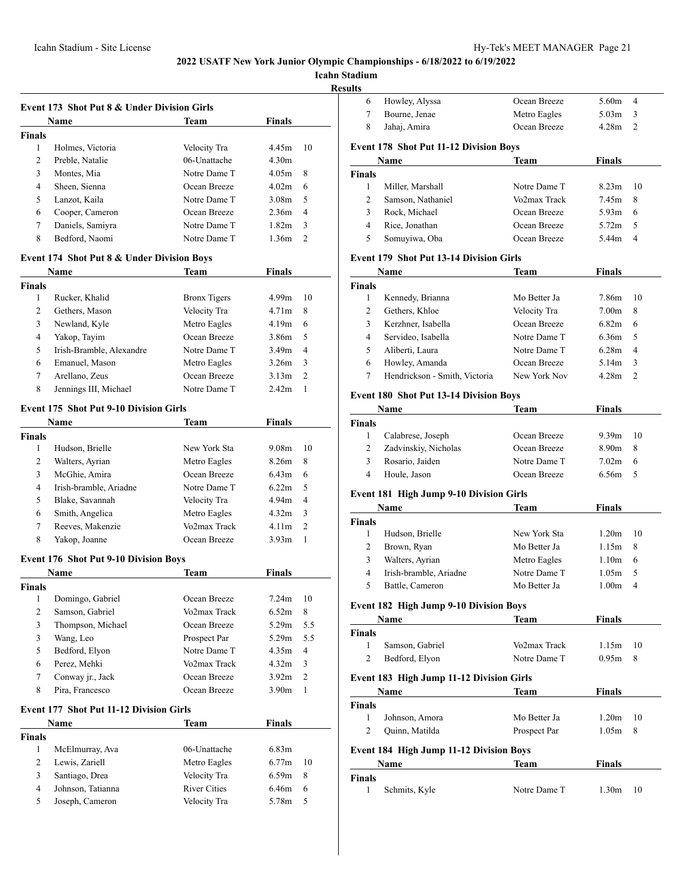# 2022 USATF New York Junior Olympic Championships - 6/18/2022 to 6/19/2022

**Icahn Stadium**

**Results**

### Event 173 Shot Put 8 & Under Division Girls

| | Name | Team | Finals | |
|---|---|---|---|---|
| **Finals** | | | | |
| 1 | Holmes, Victoria | Velocity Tra | 4.45m | 10 |
| 2 | Preble, Natalie | 06-Unattache | 4.30m | |
| 3 | Montes, Mia | Notre Dame T | 4.05m | 8 |
| 4 | Sheen, Sienna | Ocean Breeze | 4.02m | 6 |
| 5 | Lanzot, Kaila | Notre Dame T | 3.08m | 5 |
| 6 | Cooper, Cameron | Ocean Breeze | 2.36m | 4 |
| 7 | Daniels, Samiyra | Notre Dame T | 1.82m | 3 |
| 8 | Bedford, Naomi | Notre Dame T | 1.36m | 2 |

### Event 174 Shot Put 8 & Under Division Boys

| | Name | Team | Finals | |
|---|---|---|---|---|
| **Finals** | | | | |
| 1 | Rucker, Khalid | Bronx Tigers | 4.99m | 10 |
| 2 | Gethers, Mason | Velocity Tra | 4.71m | 8 |
| 3 | Newland, Kyle | Metro Eagles | 4.19m | 6 |
| 4 | Yakop, Tayim | Ocean Breeze | 3.86m | 5 |
| 5 | Irish-Bramble, Alexandre | Notre Dame T | 3.49m | 4 |
| 6 | Emanuel, Mason | Metro Eagles | 3.26m | 3 |
| 7 | Arellano, Zeus | Ocean Breeze | 3.13m | 2 |
| 8 | Jennings III, Michael | Notre Dame T | 2.42m | 1 |

### Event 175 Shot Put 9-10 Division Girls

| | Name | Team | Finals | |
|---|---|---|---|---|
| **Finals** | | | | |
| 1 | Hudson, Brielle | New York Sta | 9.08m | 10 |
| 2 | Walters, Ayrian | Metro Eagles | 8.26m | 8 |
| 3 | McGhie, Amira | Ocean Breeze | 6.43m | 6 |
| 4 | Irish-bramble, Ariadne | Notre Dame T | 6.22m | 5 |
| 5 | Blake, Savannah | Velocity Tra | 4.94m | 4 |
| 6 | Smith, Angelica | Metro Eagles | 4.32m | 3 |
| 7 | Reeves, Makenzie | Vo2max Track | 4.11m | 2 |
| 8 | Yakop, Joanne | Ocean Breeze | 3.93m | 1 |

### Event 176 Shot Put 9-10 Division Boys

| | Name | Team | Finals | |
|---|---|---|---|---|
| **Finals** | | | | |
| 1 | Domingo, Gabriel | Ocean Breeze | 7.24m | 10 |
| 2 | Samson, Gabriel | Vo2max Track | 6.52m | 8 |
| 3 | Thompson, Michael | Ocean Breeze | 5.29m | 5.5 |
| 3 | Wang, Leo | Prospect Par | 5.29m | 5.5 |
| 5 | Bedford, Elyon | Notre Dame T | 4.35m | 4 |
| 6 | Perez, Mehki | Vo2max Track | 4.32m | 3 |
| 7 | Conway jr., Jack | Ocean Breeze | 3.92m | 2 |
| 8 | Pira, Francesco | Ocean Breeze | 3.90m | 1 |

### Event 177 Shot Put 11-12 Division Girls

| | Name | Team | Finals | |
|---|---|---|---|---|
| **Finals** | | | | |
| 1 | McElmurray, Ava | 06-Unattache | 6.83m | |
| 2 | Lewis, Zariell | Metro Eagles | 6.77m | 10 |
| 3 | Santiago, Drea | Velocity Tra | 6.59m | 8 |
| 4 | Johnson, Tatianna | River Cities | 6.46m | 6 |
| 5 | Joseph, Cameron | Velocity Tra | 5.78m | 5 |
| 6 | Howley, Alyssa | Ocean Breeze | 5.60m | 4 |
| 7 | Bourne, Jenae | Metro Eagles | 5.03m | 3 |
| 8 | Jahaj, Amira | Ocean Breeze | 4.28m | 2 |

### Event 178 Shot Put 11-12 Division Boys

| | Name | Team | Finals | |
|---|---|---|---|---|
| **Finals** | | | | |
| 1 | Miller, Marshall | Notre Dame T | 8.23m | 10 |
| 2 | Samson, Nathaniel | Vo2max Track | 7.45m | 8 |
| 3 | Rock, Michael | Ocean Breeze | 5.93m | 6 |
| 4 | Rice, Jonathan | Ocean Breeze | 5.72m | 5 |
| 5 | Somuyiwa, Oba | Ocean Breeze | 5.44m | 4 |

### Event 179 Shot Put 13-14 Division Girls

| | Name | Team | Finals | |
|---|---|---|---|---|
| **Finals** | | | | |
| 1 | Kennedy, Brianna | Mo Better Ja | 7.86m | 10 |
| 2 | Gethers, Khloe | Velocity Tra | 7.00m | 8 |
| 3 | Kerzhner, Isabella | Ocean Breeze | 6.82m | 6 |
| 4 | Servideo, Isabella | Notre Dame T | 6.36m | 5 |
| 5 | Aliberti, Laura | Notre Dame T | 6.28m | 4 |
| 6 | Howley, Amanda | Ocean Breeze | 5.14m | 3 |
| 7 | Hendrickson - Smith, Victoria | New York Nov | 4.28m | 2 |

### Event 180 Shot Put 13-14 Division Boys

| | Name | Team | Finals | |
|---|---|---|---|---|
| **Finals** | | | | |
| 1 | Calabrese, Joseph | Ocean Breeze | 9.39m | 10 |
| 2 | Zadvinskiy, Nicholas | Ocean Breeze | 8.90m | 8 |
| 3 | Rosario, Jaiden | Notre Dame T | 7.02m | 6 |
| 4 | Houle, Jason | Ocean Breeze | 6.56m | 5 |

### Event 181 High Jump 9-10 Division Girls

| | Name | Team | Finals | |
|---|---|---|---|---|
| **Finals** | | | | |
| 1 | Hudson, Brielle | New York Sta | 1.20m | 10 |
| 2 | Brown, Ryan | Mo Better Ja | 1.15m | 8 |
| 3 | Walters, Ayrian | Metro Eagles | 1.10m | 6 |
| 4 | Irish-bramble, Ariadne | Notre Dame T | 1.05m | 5 |
| 5 | Battle, Cameron | Mo Better Ja | 1.00m | 4 |

### Event 182 High Jump 9-10 Division Boys

| | Name | Team | Finals | |
|---|---|---|---|---|
| **Finals** | | | | |
| 1 | Samson, Gabriel | Vo2max Track | 1.15m | 10 |
| 2 | Bedford, Elyon | Notre Dame T | 0.95m | 8 |

### Event 183 High Jump 11-12 Division Girls

| | Name | Team | Finals | |
|---|---|---|---|---|
| **Finals** | | | | |
| 1 | Johnson, Amora | Mo Better Ja | 1.20m | 10 |
| 2 | Quinn, Matilda | Prospect Par | 1.05m | 8 |

### Event 184 High Jump 11-12 Division Boys

| | Name | Team | Finals | |
|---|---|---|---|---|
| **Finals** | | | | |
| 1 | Schmits, Kyle | Notre Dame T | 1.30m | 10 |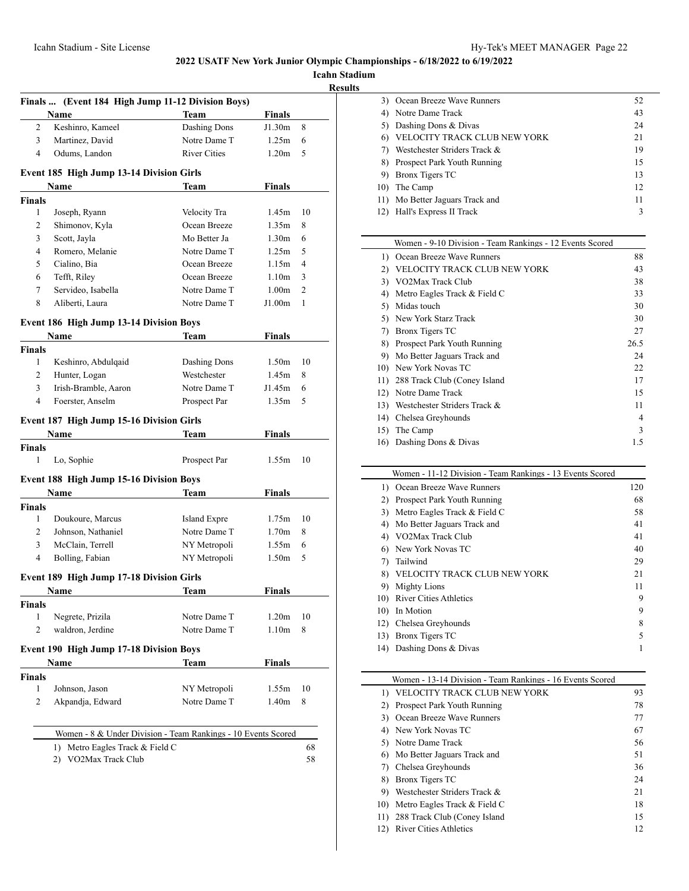## 2022 USATF New York Junior Olympic Championships - 6/18/2022 to 6/19/2022

**Icahn Stadium**

**Results**

### Finals ... (Event 184 High Jump 11-12 Division Boys)

| | Name | Team | Finals | |
|---|---|---|---|---|
| 2 | Keshinro, Kameel | Dashing Dons | J1.30m | 8 |
| 3 | Martinez, David | Notre Dame T | 1.25m | 6 |
| 4 | Odums, Landon | River Cities | 1.20m | 5 |

### Event 185 High Jump 13-14 Division Girls

| | Name | Team | Finals | |
|---|---|---|---|---|
| **Finals** | | | | |
| 1 | Joseph, Ryann | Velocity Tra | 1.45m | 10 |
| 2 | Shimonov, Kyla | Ocean Breeze | 1.35m | 8 |
| 3 | Scott, Jayla | Mo Better Ja | 1.30m | 6 |
| 4 | Romero, Melanie | Notre Dame T | 1.25m | 5 |
| 5 | Cialino, Bia | Ocean Breeze | 1.15m | 4 |
| 6 | Tefft, Riley | Ocean Breeze | 1.10m | 3 |
| 7 | Servideo, Isabella | Notre Dame T | 1.00m | 2 |
| 8 | Aliberti, Laura | Notre Dame T | J1.00m | 1 |

### Event 186 High Jump 13-14 Division Boys

| | Name | Team | Finals | |
|---|---|---|---|---|
| **Finals** | | | | |
| 1 | Keshinro, Abdulqaid | Dashing Dons | 1.50m | 10 |
| 2 | Hunter, Logan | Westchester | 1.45m | 8 |
| 3 | Irish-Bramble, Aaron | Notre Dame T | J1.45m | 6 |
| 4 | Foerster, Anselm | Prospect Par | 1.35m | 5 |

### Event 187 High Jump 15-16 Division Girls

| | Name | Team | Finals | |
|---|---|---|---|---|
| **Finals** | | | | |
| 1 | Lo, Sophie | Prospect Par | 1.55m | 10 |

### Event 188 High Jump 15-16 Division Boys

| | Name | Team | Finals | |
|---|---|---|---|---|
| **Finals** | | | | |
| 1 | Doukoure, Marcus | Island Expre | 1.75m | 10 |
| 2 | Johnson, Nathaniel | Notre Dame T | 1.70m | 8 |
| 3 | McClain, Terrell | NY Metropoli | 1.55m | 6 |
| 4 | Bolling, Fabian | NY Metropoli | 1.50m | 5 |

### Event 189 High Jump 17-18 Division Girls

| | Name | Team | Finals | |
|---|---|---|---|---|
| **Finals** | | | | |
| 1 | Negrete, Prizila | Notre Dame T | 1.20m | 10 |
| 2 | waldron, Jerdine | Notre Dame T | 1.10m | 8 |

### Event 190 High Jump 17-18 Division Boys

| | Name | Team | Finals | |
|---|---|---|---|---|
| **Finals** | | | | |
| 1 | Johnson, Jason | NY Metropoli | 1.55m | 10 |
| 2 | Akpandja, Edward | Notre Dame T | 1.40m | 8 |

### Women - 8 & Under Division - Team Rankings - 10 Events Scored

| | Team | Points |
|---|---|---|
| 1) | Metro Eagles Track & Field C | 68 |
| 2) | VO2Max Track Club | 58 |
| 3) | Ocean Breeze Wave Runners | 52 |
| 4) | Notre Dame Track | 43 |
| 5) | Dashing Dons & Divas | 24 |
| 6) | VELOCITY TRACK CLUB NEW YORK | 21 |
| 7) | Westchester Striders Track & | 19 |
| 8) | Prospect Park Youth Running | 15 |
| 9) | Bronx Tigers TC | 13 |
| 10) | The Camp | 12 |
| 11) | Mo Better Jaguars Track and | 11 |
| 12) | Hall's Express II Track | 3 |

### Women - 9-10 Division - Team Rankings - 12 Events Scored

| | Team | Points |
|---|---|---|
| 1) | Ocean Breeze Wave Runners | 88 |
| 2) | VELOCITY TRACK CLUB NEW YORK | 43 |
| 3) | VO2Max Track Club | 38 |
| 4) | Metro Eagles Track & Field C | 33 |
| 5) | Midas touch | 30 |
| 5) | New York Starz Track | 30 |
| 7) | Bronx Tigers TC | 27 |
| 8) | Prospect Park Youth Running | 26.5 |
| 9) | Mo Better Jaguars Track and | 24 |
| 10) | New York Novas TC | 22 |
| 11) | 288 Track Club (Coney Island | 17 |
| 12) | Notre Dame Track | 15 |
| 13) | Westchester Striders Track & | 11 |
| 14) | Chelsea Greyhounds | 4 |
| 15) | The Camp | 3 |
| 16) | Dashing Dons & Divas | 1.5 |

### Women - 11-12 Division - Team Rankings - 13 Events Scored

| | Team | Points |
|---|---|---|
| 1) | Ocean Breeze Wave Runners | 120 |
| 2) | Prospect Park Youth Running | 68 |
| 3) | Metro Eagles Track & Field C | 58 |
| 4) | Mo Better Jaguars Track and | 41 |
| 4) | VO2Max Track Club | 41 |
| 6) | New York Novas TC | 40 |
| 7) | Tailwind | 29 |
| 8) | VELOCITY TRACK CLUB NEW YORK | 21 |
| 9) | Mighty Lions | 11 |
| 10) | River Cities Athletics | 9 |
| 10) | In Motion | 9 |
| 12) | Chelsea Greyhounds | 8 |
| 13) | Bronx Tigers TC | 5 |
| 14) | Dashing Dons & Divas | 1 |

### Women - 13-14 Division - Team Rankings - 16 Events Scored

| | Team | Points |
|---|---|---|
| 1) | VELOCITY TRACK CLUB NEW YORK | 93 |
| 2) | Prospect Park Youth Running | 78 |
| 3) | Ocean Breeze Wave Runners | 77 |
| 4) | New York Novas TC | 67 |
| 5) | Notre Dame Track | 56 |
| 6) | Mo Better Jaguars Track and | 51 |
| 7) | Chelsea Greyhounds | 36 |
| 8) | Bronx Tigers TC | 24 |
| 9) | Westchester Striders Track & | 21 |
| 10) | Metro Eagles Track & Field C | 18 |
| 11) | 288 Track Club (Coney Island | 15 |
| 12) | River Cities Athletics | 12 |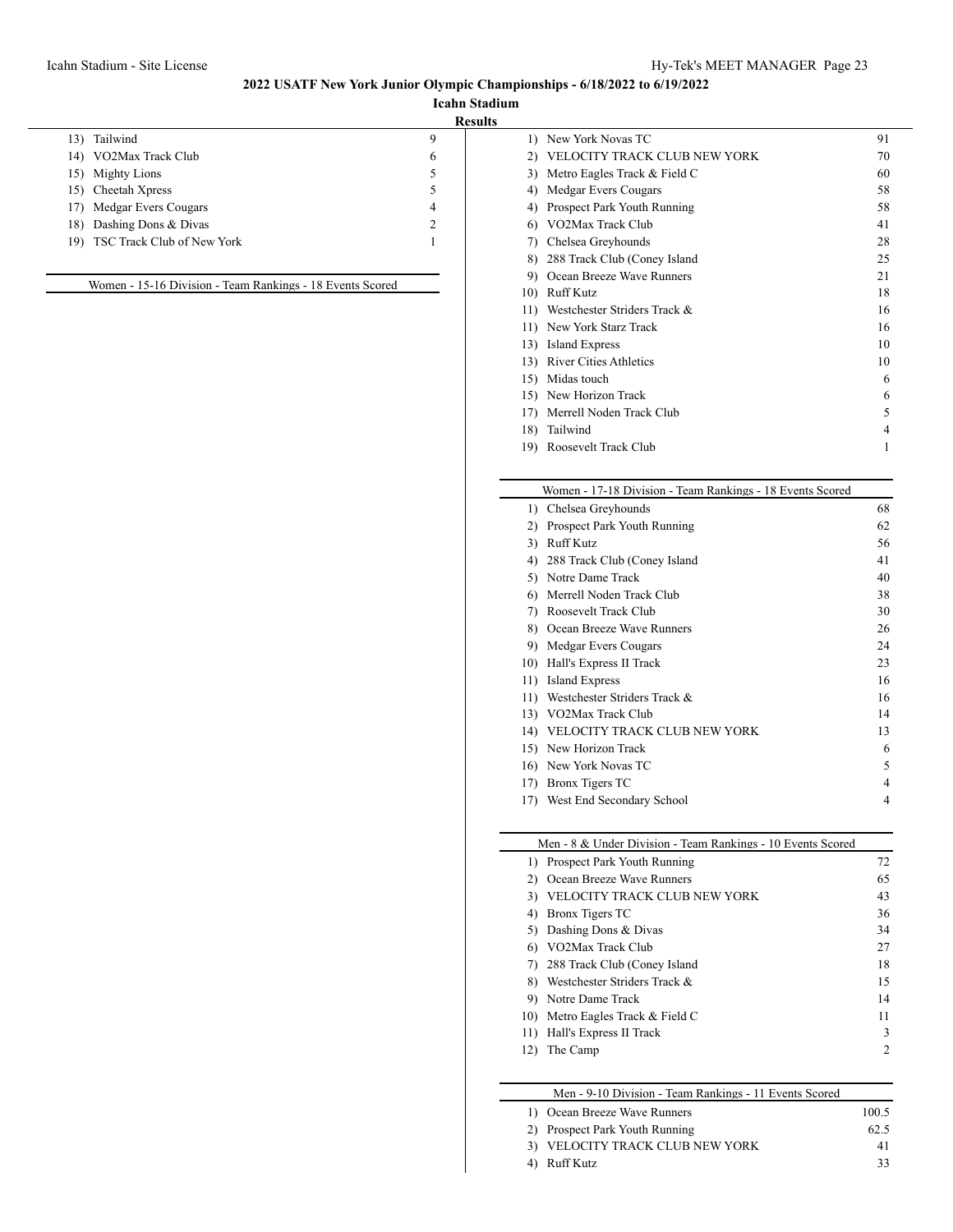## 2022 USATF New York Junior Olympic Championships - 6/18/2022 to 6/19/2022

### Icahn Stadium

### Results

| Rank | Team | Points |
|---|---|---|
| 13) | Tailwind | 9 |
| 14) | VO2Max Track Club | 6 |
| 15) | Mighty Lions | 5 |
| 15) | Cheetah Xpress | 5 |
| 17) | Medgar Evers Cougars | 4 |
| 18) | Dashing Dons & Divas | 2 |
| 19) | TSC Track Club of New York | 1 |

**Women - 15-16 Division - Team Rankings - 18 Events Scored**

| Rank | Team | Points |
|---|---|---|
| 1) | New York Novas TC | 91 |
| 2) | VELOCITY TRACK CLUB NEW YORK | 70 |
| 3) | Metro Eagles Track & Field C | 60 |
| 4) | Medgar Evers Cougars | 58 |
| 4) | Prospect Park Youth Running | 58 |
| 6) | VO2Max Track Club | 41 |
| 7) | Chelsea Greyhounds | 28 |
| 8) | 288 Track Club (Coney Island | 25 |
| 9) | Ocean Breeze Wave Runners | 21 |
| 10) | Ruff Kutz | 18 |
| 11) | Westchester Striders Track & | 16 |
| 11) | New York Starz Track | 16 |
| 13) | Island Express | 10 |
| 13) | River Cities Athletics | 10 |
| 15) | Midas touch | 6 |
| 15) | New Horizon Track | 6 |
| 17) | Merrell Noden Track Club | 5 |
| 18) | Tailwind | 4 |
| 19) | Roosevelt Track Club | 1 |

**Women - 17-18 Division - Team Rankings - 18 Events Scored**

| Rank | Team | Points |
|---|---|---|
| 1) | Chelsea Greyhounds | 68 |
| 2) | Prospect Park Youth Running | 62 |
| 3) | Ruff Kutz | 56 |
| 4) | 288 Track Club (Coney Island | 41 |
| 5) | Notre Dame Track | 40 |
| 6) | Merrell Noden Track Club | 38 |
| 7) | Roosevelt Track Club | 30 |
| 8) | Ocean Breeze Wave Runners | 26 |
| 9) | Medgar Evers Cougars | 24 |
| 10) | Hall's Express II Track | 23 |
| 11) | Island Express | 16 |
| 11) | Westchester Striders Track & | 16 |
| 13) | VO2Max Track Club | 14 |
| 14) | VELOCITY TRACK CLUB NEW YORK | 13 |
| 15) | New Horizon Track | 6 |
| 16) | New York Novas TC | 5 |
| 17) | Bronx Tigers TC | 4 |
| 17) | West End Secondary School | 4 |

**Men - 8 & Under Division - Team Rankings - 10 Events Scored**

| Rank | Team | Points |
|---|---|---|
| 1) | Prospect Park Youth Running | 72 |
| 2) | Ocean Breeze Wave Runners | 65 |
| 3) | VELOCITY TRACK CLUB NEW YORK | 43 |
| 4) | Bronx Tigers TC | 36 |
| 5) | Dashing Dons & Divas | 34 |
| 6) | VO2Max Track Club | 27 |
| 7) | 288 Track Club (Coney Island | 18 |
| 8) | Westchester Striders Track & | 15 |
| 9) | Notre Dame Track | 14 |
| 10) | Metro Eagles Track & Field C | 11 |
| 11) | Hall's Express II Track | 3 |
| 12) | The Camp | 2 |

**Men - 9-10 Division - Team Rankings - 11 Events Scored**

| Rank | Team | Points |
|---|---|---|
| 1) | Ocean Breeze Wave Runners | 100.5 |
| 2) | Prospect Park Youth Running | 62.5 |
| 3) | VELOCITY TRACK CLUB NEW YORK | 41 |
| 4) | Ruff Kutz | 33 |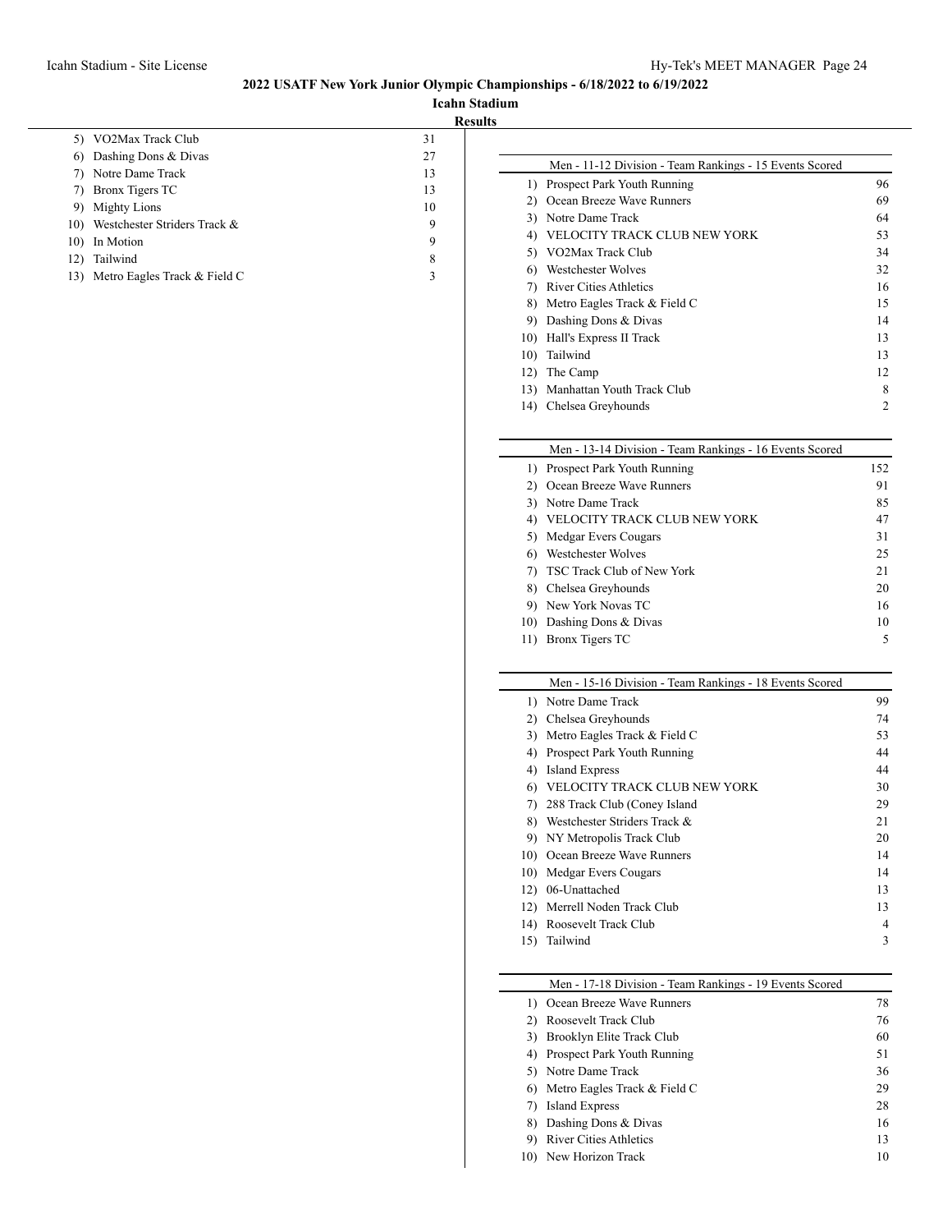## 2022 USATF New York Junior Olympic Championships - 6/18/2022 to 6/19/2022

### Icahn Stadium

### Results

| Rank | Team | Points |
|---|---|---|
| 5) | VO2Max Track Club | 31 |
| 6) | Dashing Dons & Divas | 27 |
| 7) | Notre Dame Track | 13 |
| 7) | Bronx Tigers TC | 13 |
| 9) | Mighty Lions | 10 |
| 10) | Westchester Striders Track & | 9 |
| 10) | In Motion | 9 |
| 12) | Tailwind | 8 |
| 13) | Metro Eagles Track & Field C | 3 |

**Men - 11-12 Division - Team Rankings - 15 Events Scored**

| Rank | Team | Points |
|---|---|---|
| 1) | Prospect Park Youth Running | 96 |
| 2) | Ocean Breeze Wave Runners | 69 |
| 3) | Notre Dame Track | 64 |
| 4) | VELOCITY TRACK CLUB NEW YORK | 53 |
| 5) | VO2Max Track Club | 34 |
| 6) | Westchester Wolves | 32 |
| 7) | River Cities Athletics | 16 |
| 8) | Metro Eagles Track & Field C | 15 |
| 9) | Dashing Dons & Divas | 14 |
| 10) | Hall's Express II Track | 13 |
| 10) | Tailwind | 13 |
| 12) | The Camp | 12 |
| 13) | Manhattan Youth Track Club | 8 |
| 14) | Chelsea Greyhounds | 2 |

**Men - 13-14 Division - Team Rankings - 16 Events Scored**

| Rank | Team | Points |
|---|---|---|
| 1) | Prospect Park Youth Running | 152 |
| 2) | Ocean Breeze Wave Runners | 91 |
| 3) | Notre Dame Track | 85 |
| 4) | VELOCITY TRACK CLUB NEW YORK | 47 |
| 5) | Medgar Evers Cougars | 31 |
| 6) | Westchester Wolves | 25 |
| 7) | TSC Track Club of New York | 21 |
| 8) | Chelsea Greyhounds | 20 |
| 9) | New York Novas TC | 16 |
| 10) | Dashing Dons & Divas | 10 |
| 11) | Bronx Tigers TC | 5 |

**Men - 15-16 Division - Team Rankings - 18 Events Scored**

| Rank | Team | Points |
|---|---|---|
| 1) | Notre Dame Track | 99 |
| 2) | Chelsea Greyhounds | 74 |
| 3) | Metro Eagles Track & Field C | 53 |
| 4) | Prospect Park Youth Running | 44 |
| 4) | Island Express | 44 |
| 6) | VELOCITY TRACK CLUB NEW YORK | 30 |
| 7) | 288 Track Club (Coney Island | 29 |
| 8) | Westchester Striders Track & | 21 |
| 9) | NY Metropolis Track Club | 20 |
| 10) | Ocean Breeze Wave Runners | 14 |
| 10) | Medgar Evers Cougars | 14 |
| 12) | 06-Unattached | 13 |
| 12) | Merrell Noden Track Club | 13 |
| 14) | Roosevelt Track Club | 4 |
| 15) | Tailwind | 3 |

**Men - 17-18 Division - Team Rankings - 19 Events Scored**

| Rank | Team | Points |
|---|---|---|
| 1) | Ocean Breeze Wave Runners | 78 |
| 2) | Roosevelt Track Club | 76 |
| 3) | Brooklyn Elite Track Club | 60 |
| 4) | Prospect Park Youth Running | 51 |
| 5) | Notre Dame Track | 36 |
| 6) | Metro Eagles Track & Field C | 29 |
| 7) | Island Express | 28 |
| 8) | Dashing Dons & Divas | 16 |
| 9) | River Cities Athletics | 13 |
| 10) | New Horizon Track | 10 |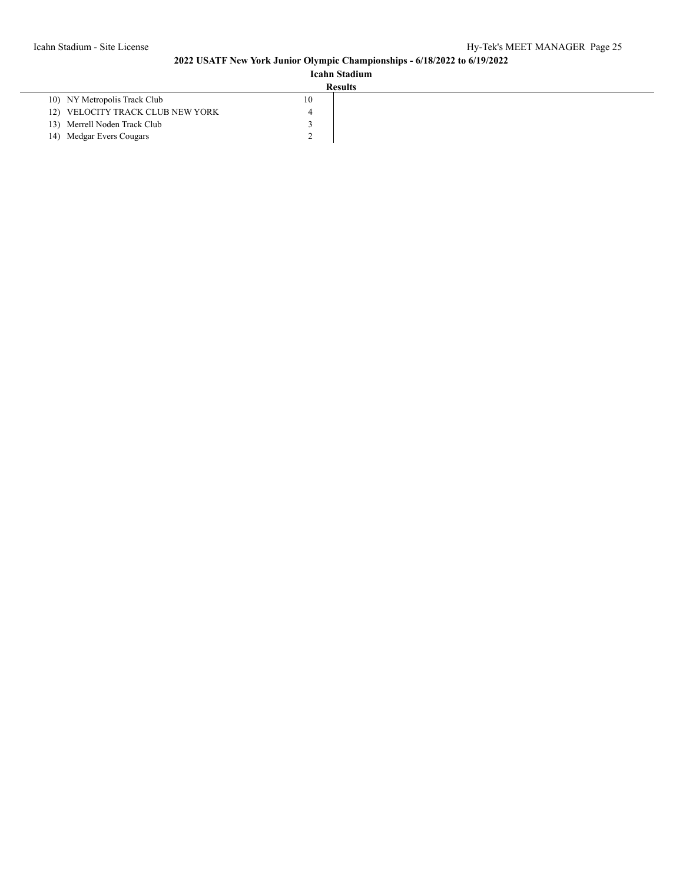| | |
|---|---|
| 10) NY Metropolis Track Club | 10 |
| 12) VELOCITY TRACK CLUB NEW YORK | 4 |
| 13) Merrell Noden Track Club | 3 |
| 14) Medgar Evers Cougars | 2 |